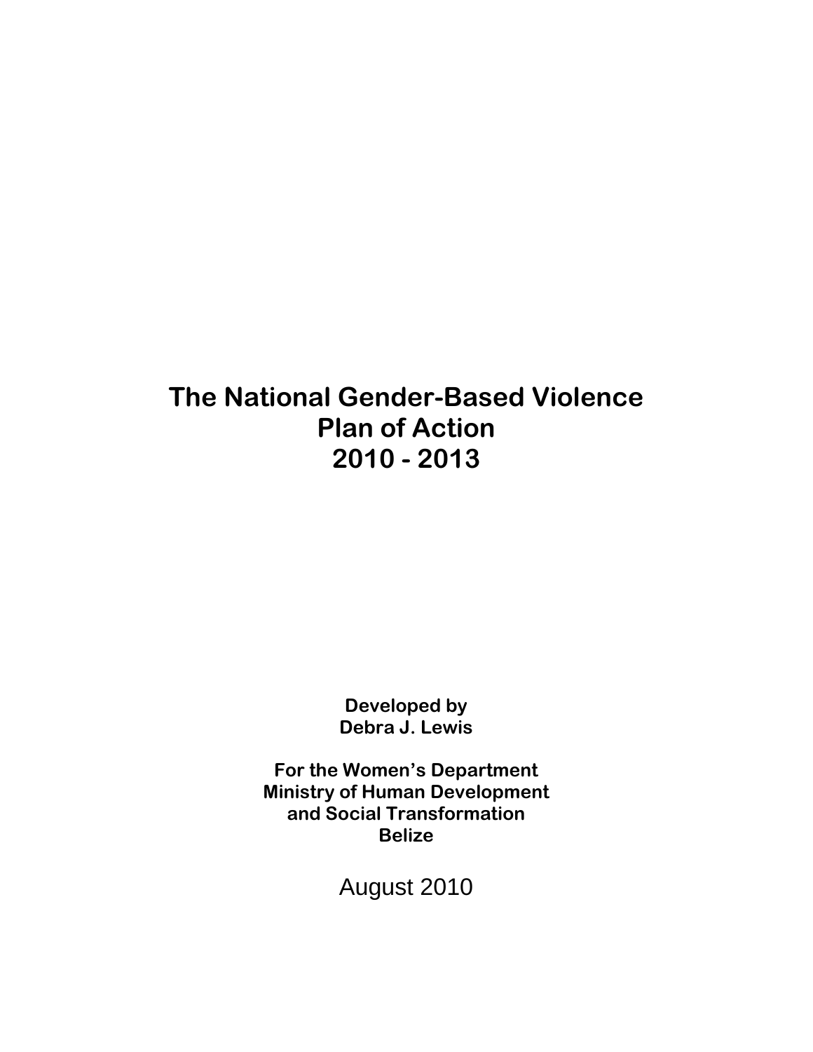# The National Gender-Based Violence Plan of Action 2010 - 2013

**Developed by**
**Debra J. Lewis**

**For the Women's Department**
**Ministry of Human Development and Social Transformation**
**Belize**

August 2010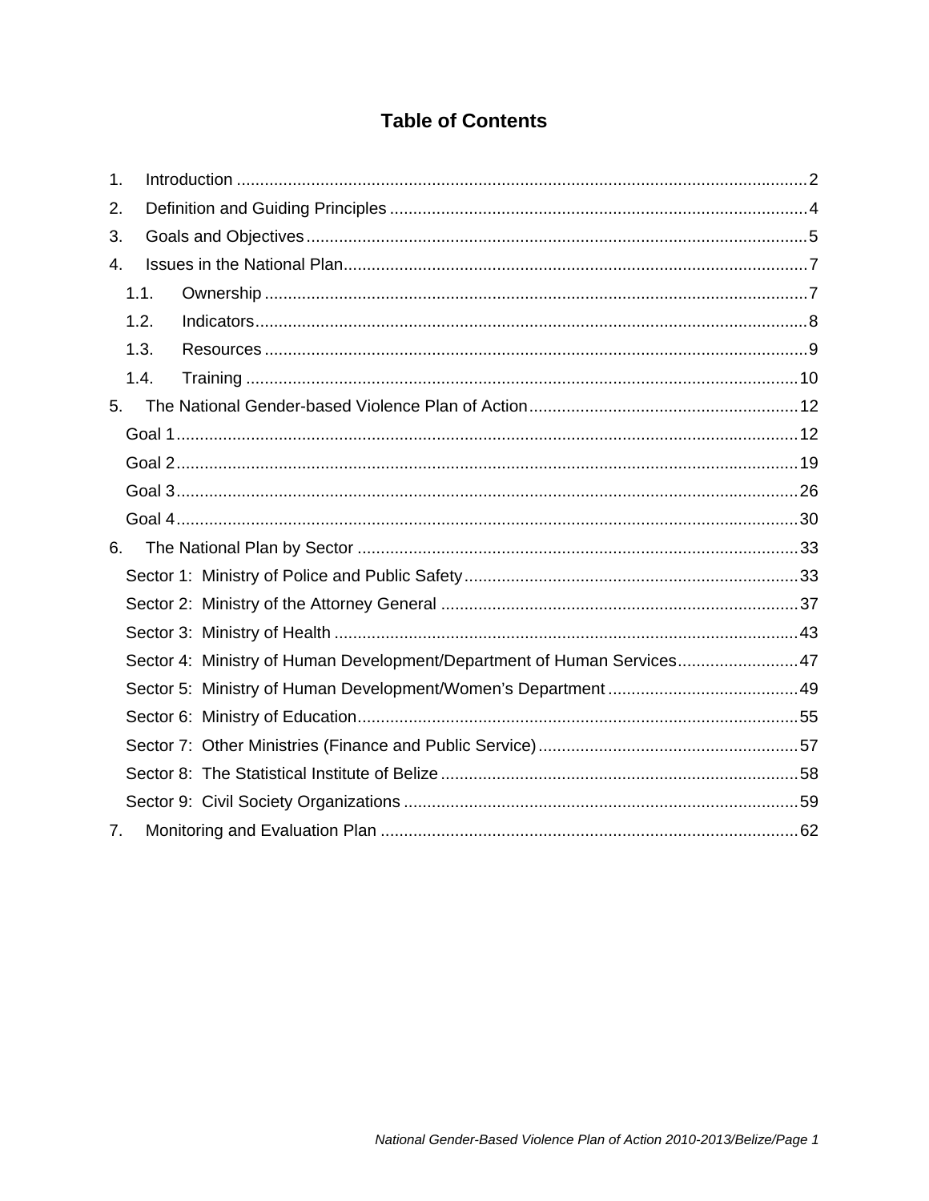# Table of Contents

1. Introduction ..... 2
2. Definition and Guiding Principles ..... 4
3. Goals and Objectives ..... 5
4. Issues in the National Plan ..... 7
   - 1.1. Ownership ..... 7
   - 1.2. Indicators ..... 8
   - 1.3. Resources ..... 9
   - 1.4. Training ..... 10
5. The National Gender-based Violence Plan of Action ..... 12
   - Goal 1 ..... 12
   - Goal 2 ..... 19
   - Goal 3 ..... 26
   - Goal 4 ..... 30
6. The National Plan by Sector ..... 33
   - Sector 1: Ministry of Police and Public Safety ..... 33
   - Sector 2: Ministry of the Attorney General ..... 37
   - Sector 3: Ministry of Health ..... 43
   - Sector 4: Ministry of Human Development/Department of Human Services ..... 47
   - Sector 5: Ministry of Human Development/Women's Department ..... 49
   - Sector 6: Ministry of Education ..... 55
   - Sector 7: Other Ministries (Finance and Public Service) ..... 57
   - Sector 8: The Statistical Institute of Belize ..... 58
   - Sector 9: Civil Society Organizations ..... 59
7. Monitoring and Evaluation Plan ..... 62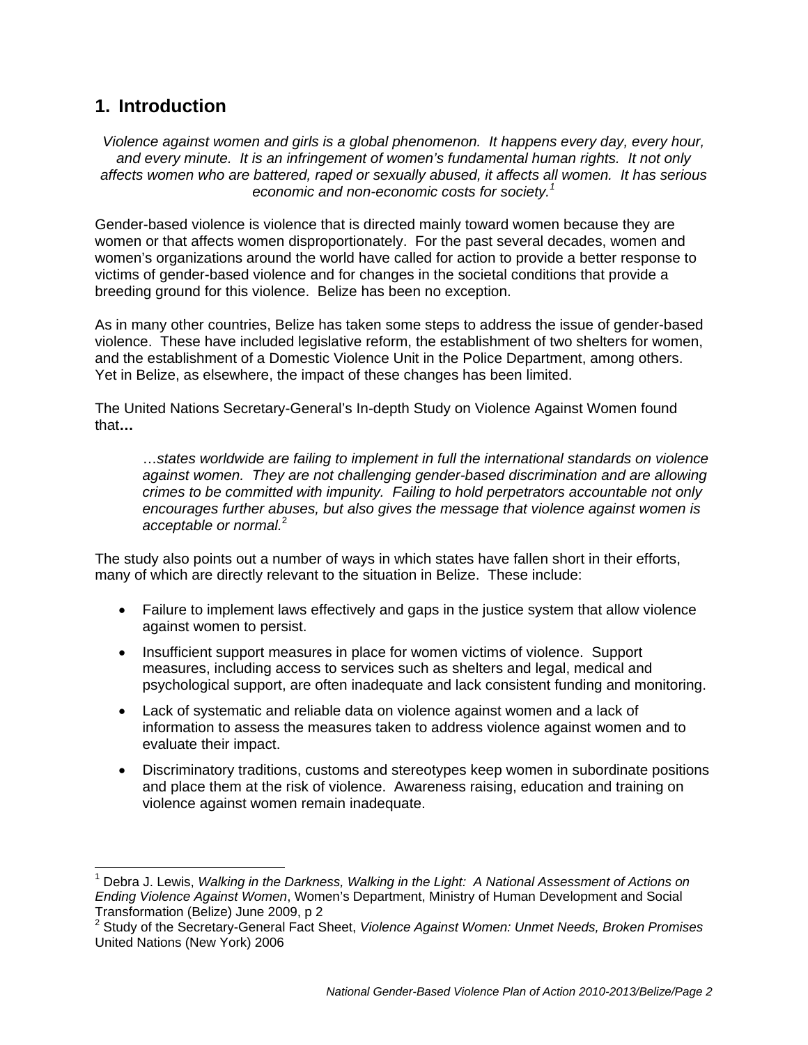# 1. Introduction

*Violence against women and girls is a global phenomenon. It happens every day, every hour, and every minute. It is an infringement of women's fundamental human rights. It not only affects women who are battered, raped or sexually abused, it affects all women. It has serious economic and non-economic costs for society.*[1]

Gender-based violence is violence that is directed mainly toward women because they are women or that affects women disproportionately. For the past several decades, women and women's organizations around the world have called for action to provide a better response to victims of gender-based violence and for changes in the societal conditions that provide a breeding ground for this violence. Belize has been no exception.

As in many other countries, Belize has taken some steps to address the issue of gender-based violence. These have included legislative reform, the establishment of two shelters for women, and the establishment of a Domestic Violence Unit in the Police Department, among others. Yet in Belize, as elsewhere, the impact of these changes has been limited.

The United Nations Secretary-General's In-depth Study on Violence Against Women found that**…**

> *…states worldwide are failing to implement in full the international standards on violence against women. They are not challenging gender-based discrimination and are allowing crimes to be committed with impunity. Failing to hold perpetrators accountable not only encourages further abuses, but also gives the message that violence against women is acceptable or normal.*[2]

The study also points out a number of ways in which states have fallen short in their efforts, many of which are directly relevant to the situation in Belize. These include:

- Failure to implement laws effectively and gaps in the justice system that allow violence against women to persist.
- Insufficient support measures in place for women victims of violence. Support measures, including access to services such as shelters and legal, medical and psychological support, are often inadequate and lack consistent funding and monitoring.
- Lack of systematic and reliable data on violence against women and a lack of information to assess the measures taken to address violence against women and to evaluate their impact.
- Discriminatory traditions, customs and stereotypes keep women in subordinate positions and place them at the risk of violence. Awareness raising, education and training on violence against women remain inadequate.

---

[1] Debra J. Lewis, *Walking in the Darkness, Walking in the Light: A National Assessment of Actions on Ending Violence Against Women*, Women's Department, Ministry of Human Development and Social Transformation (Belize) June 2009, p 2

[2] Study of the Secretary-General Fact Sheet, *Violence Against Women: Unmet Needs, Broken Promises* United Nations (New York) 2006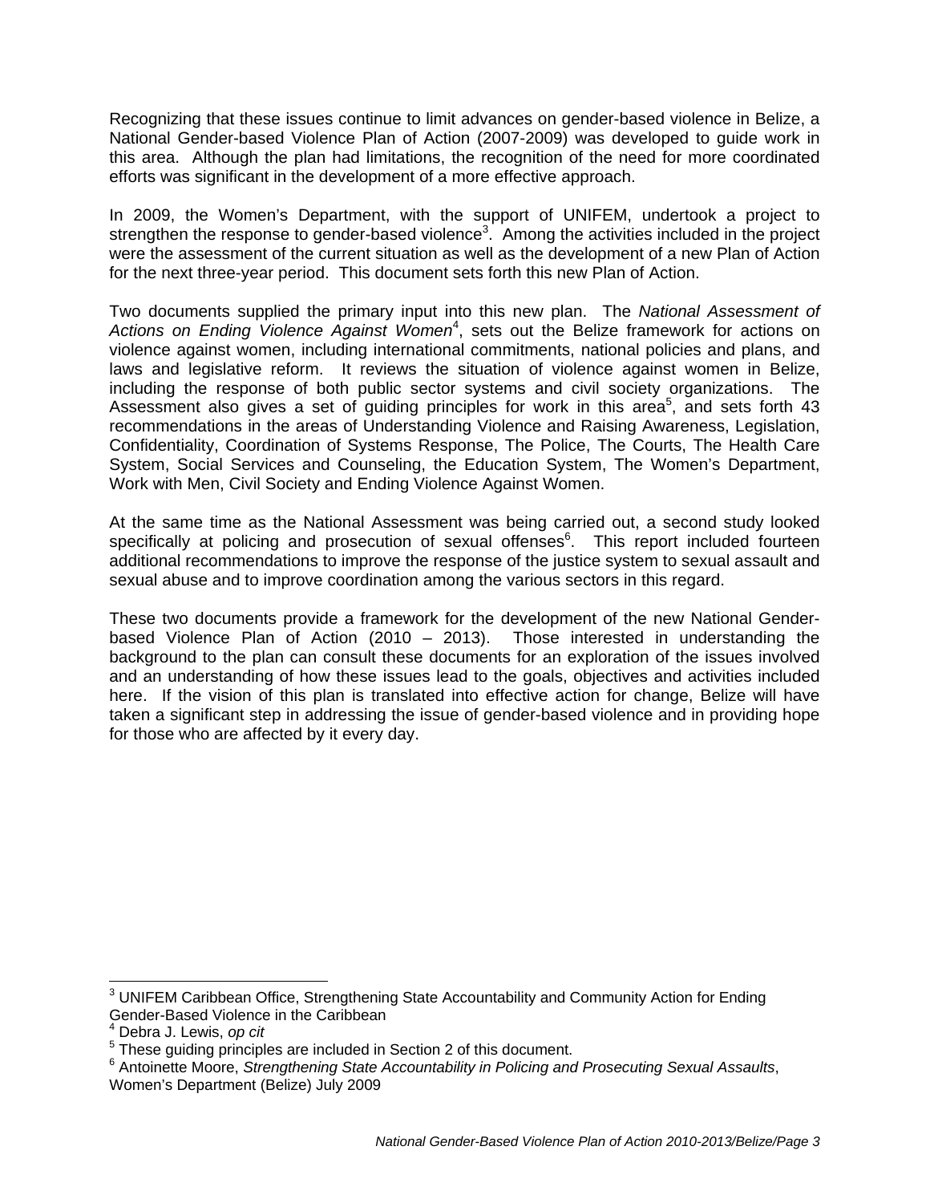Recognizing that these issues continue to limit advances on gender-based violence in Belize, a National Gender-based Violence Plan of Action (2007-2009) was developed to guide work in this area. Although the plan had limitations, the recognition of the need for more coordinated efforts was significant in the development of a more effective approach.

In 2009, the Women's Department, with the support of UNIFEM, undertook a project to strengthen the response to gender-based violence[3]. Among the activities included in the project were the assessment of the current situation as well as the development of a new Plan of Action for the next three-year period. This document sets forth this new Plan of Action.

Two documents supplied the primary input into this new plan. The *National Assessment of Actions on Ending Violence Against Women*[4], sets out the Belize framework for actions on violence against women, including international commitments, national policies and plans, and laws and legislative reform. It reviews the situation of violence against women in Belize, including the response of both public sector systems and civil society organizations. The Assessment also gives a set of guiding principles for work in this area[5], and sets forth 43 recommendations in the areas of Understanding Violence and Raising Awareness, Legislation, Confidentiality, Coordination of Systems Response, The Police, The Courts, The Health Care System, Social Services and Counseling, the Education System, The Women's Department, Work with Men, Civil Society and Ending Violence Against Women.

At the same time as the National Assessment was being carried out, a second study looked specifically at policing and prosecution of sexual offenses[6]. This report included fourteen additional recommendations to improve the response of the justice system to sexual assault and sexual abuse and to improve coordination among the various sectors in this regard.

These two documents provide a framework for the development of the new National Gender-based Violence Plan of Action (2010 – 2013). Those interested in understanding the background to the plan can consult these documents for an exploration of the issues involved and an understanding of how these issues lead to the goals, objectives and activities included here. If the vision of this plan is translated into effective action for change, Belize will have taken a significant step in addressing the issue of gender-based violence and in providing hope for those who are affected by it every day.

---

[3] UNIFEM Caribbean Office, Strengthening State Accountability and Community Action for Ending Gender-Based Violence in the Caribbean

[4] Debra J. Lewis, *op cit*

[5] These guiding principles are included in Section 2 of this document.

[6] Antoinette Moore, *Strengthening State Accountability in Policing and Prosecuting Sexual Assaults*, Women's Department (Belize) July 2009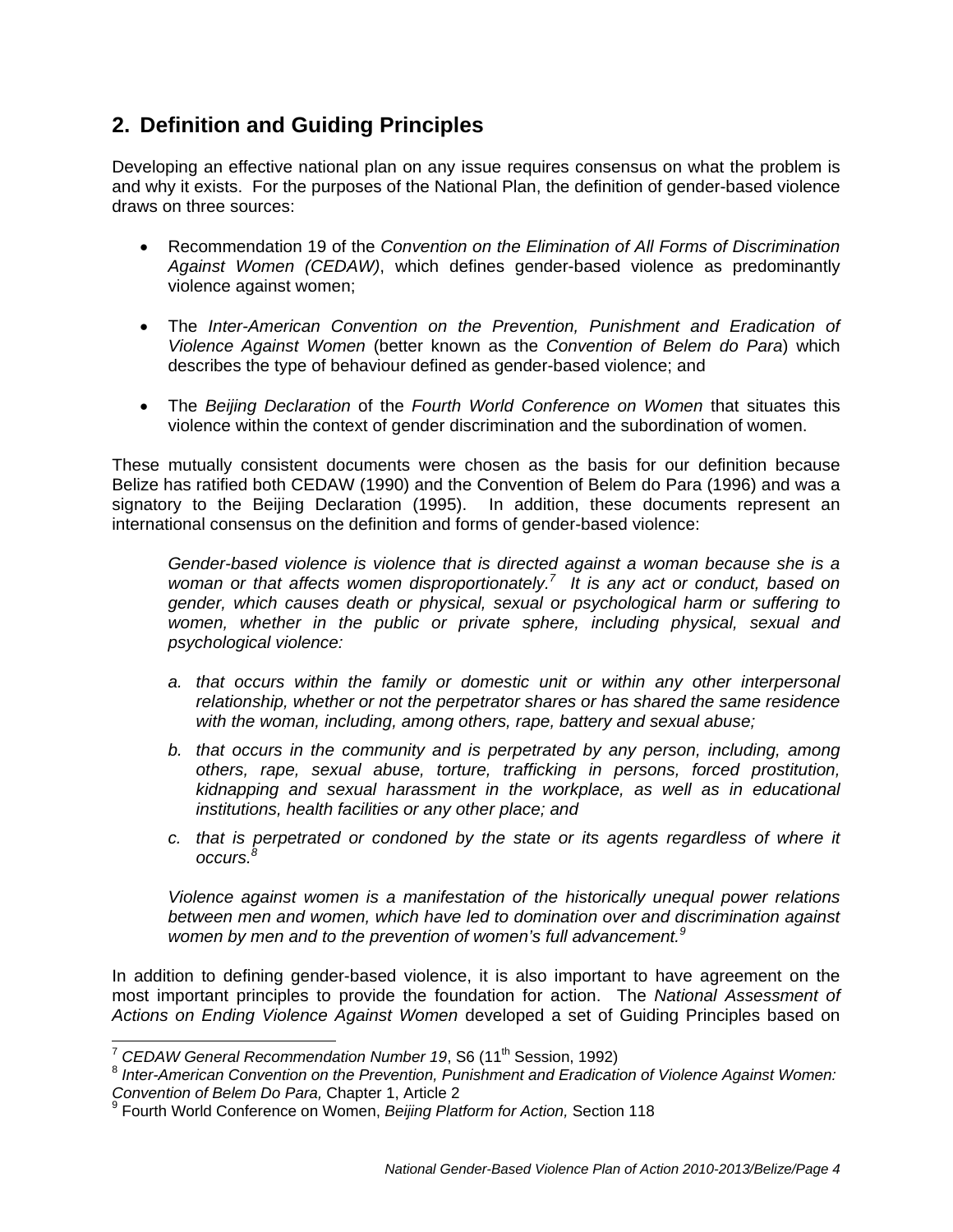## 2. Definition and Guiding Principles

Developing an effective national plan on any issue requires consensus on what the problem is and why it exists. For the purposes of the National Plan, the definition of gender-based violence draws on three sources:

- Recommendation 19 of the *Convention on the Elimination of All Forms of Discrimination Against Women (CEDAW)*, which defines gender-based violence as predominantly violence against women;
- The *Inter-American Convention on the Prevention, Punishment and Eradication of Violence Against Women* (better known as the *Convention of Belem do Para*) which describes the type of behaviour defined as gender-based violence; and
- The *Beijing Declaration* of the *Fourth World Conference on Women* that situates this violence within the context of gender discrimination and the subordination of women.

These mutually consistent documents were chosen as the basis for our definition because Belize has ratified both CEDAW (1990) and the Convention of Belem do Para (1996) and was a signatory to the Beijing Declaration (1995). In addition, these documents represent an international consensus on the definition and forms of gender-based violence:

> *Gender-based violence is violence that is directed against a woman because she is a woman or that affects women disproportionately.*[7] *It is any act or conduct, based on gender, which causes death or physical, sexual or psychological harm or suffering to women, whether in the public or private sphere, including physical, sexual and psychological violence:*
>
> *a. that occurs within the family or domestic unit or within any other interpersonal relationship, whether or not the perpetrator shares or has shared the same residence with the woman, including, among others, rape, battery and sexual abuse;*
>
> *b. that occurs in the community and is perpetrated by any person, including, among others, rape, sexual abuse, torture, trafficking in persons, forced prostitution, kidnapping and sexual harassment in the workplace, as well as in educational institutions, health facilities or any other place; and*
>
> *c. that is perpetrated or condoned by the state or its agents regardless of where it occurs.*[8]
>
> *Violence against women is a manifestation of the historically unequal power relations between men and women, which have led to domination over and discrimination against women by men and to the prevention of women's full advancement.*[9]

In addition to defining gender-based violence, it is also important to have agreement on the most important principles to provide the foundation for action. The *National Assessment of Actions on Ending Violence Against Women* developed a set of Guiding Principles based on

---

[7] *CEDAW General Recommendation Number 19*, S6 (11th Session, 1992)

[8] *Inter-American Convention on the Prevention, Punishment and Eradication of Violence Against Women: Convention of Belem Do Para,* Chapter 1, Article 2

[9] Fourth World Conference on Women, *Beijing Platform for Action,* Section 118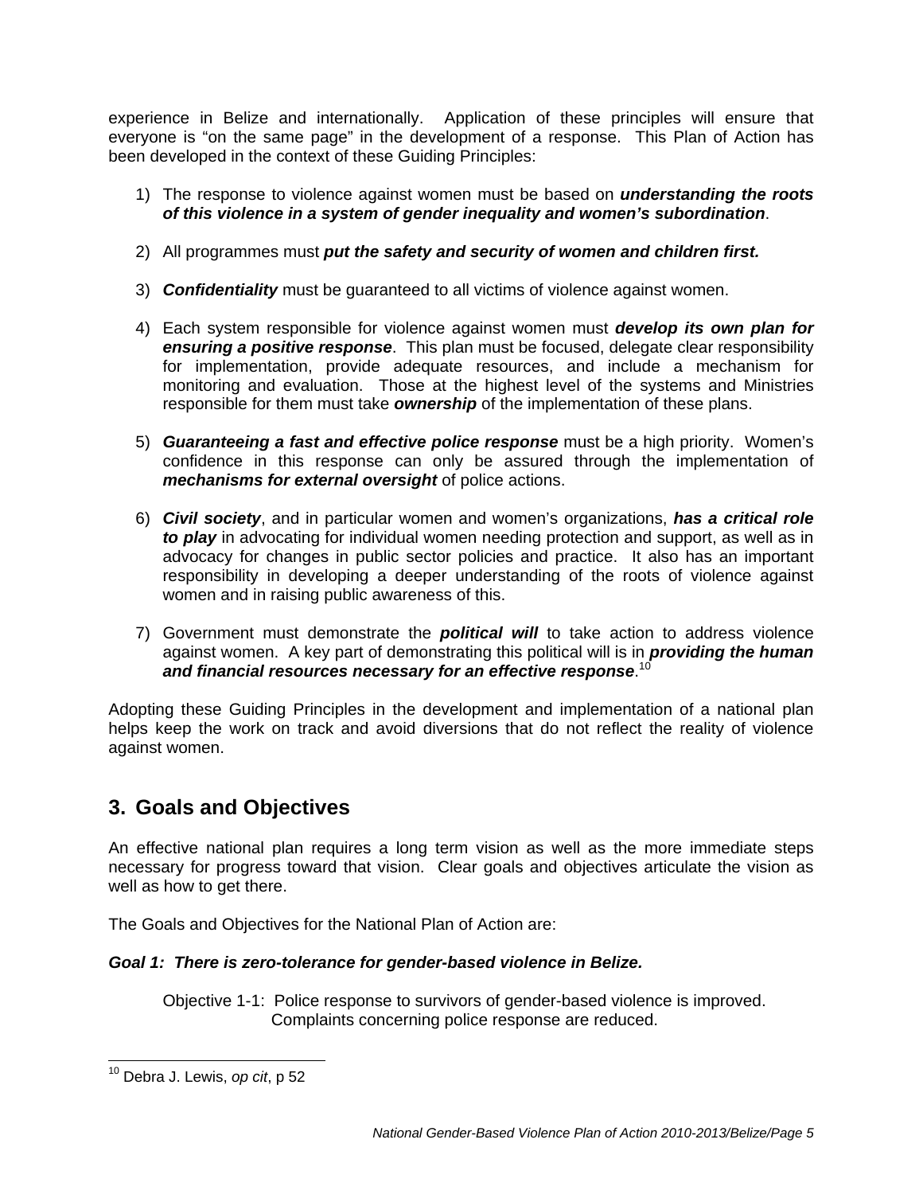experience in Belize and internationally. Application of these principles will ensure that everyone is "on the same page" in the development of a response. This Plan of Action has been developed in the context of these Guiding Principles:

1) The response to violence against women must be based on ***understanding the roots of this violence in a system of gender inequality and women's subordination***.

2) All programmes must ***put the safety and security of women and children first.***

3) ***Confidentiality*** must be guaranteed to all victims of violence against women.

4) Each system responsible for violence against women must ***develop its own plan for ensuring a positive response***. This plan must be focused, delegate clear responsibility for implementation, provide adequate resources, and include a mechanism for monitoring and evaluation. Those at the highest level of the systems and Ministries responsible for them must take ***ownership*** of the implementation of these plans.

5) ***Guaranteeing a fast and effective police response*** must be a high priority. Women's confidence in this response can only be assured through the implementation of ***mechanisms for external oversight*** of police actions.

6) ***Civil society***, and in particular women and women's organizations, ***has a critical role to play*** in advocating for individual women needing protection and support, as well as in advocacy for changes in public sector policies and practice. It also has an important responsibility in developing a deeper understanding of the roots of violence against women and in raising public awareness of this.

7) Government must demonstrate the ***political will*** to take action to address violence against women. A key part of demonstrating this political will is in ***providing the human and financial resources necessary for an effective response***.[10]

Adopting these Guiding Principles in the development and implementation of a national plan helps keep the work on track and avoid diversions that do not reflect the reality of violence against women.

## 3. Goals and Objectives

An effective national plan requires a long term vision as well as the more immediate steps necessary for progress toward that vision. Clear goals and objectives articulate the vision as well as how to get there.

The Goals and Objectives for the National Plan of Action are:

***Goal 1: There is zero-tolerance for gender-based violence in Belize.***

Objective 1-1: Police response to survivors of gender-based violence is improved. Complaints concerning police response are reduced.

---

[10] Debra J. Lewis, *op cit*, p 52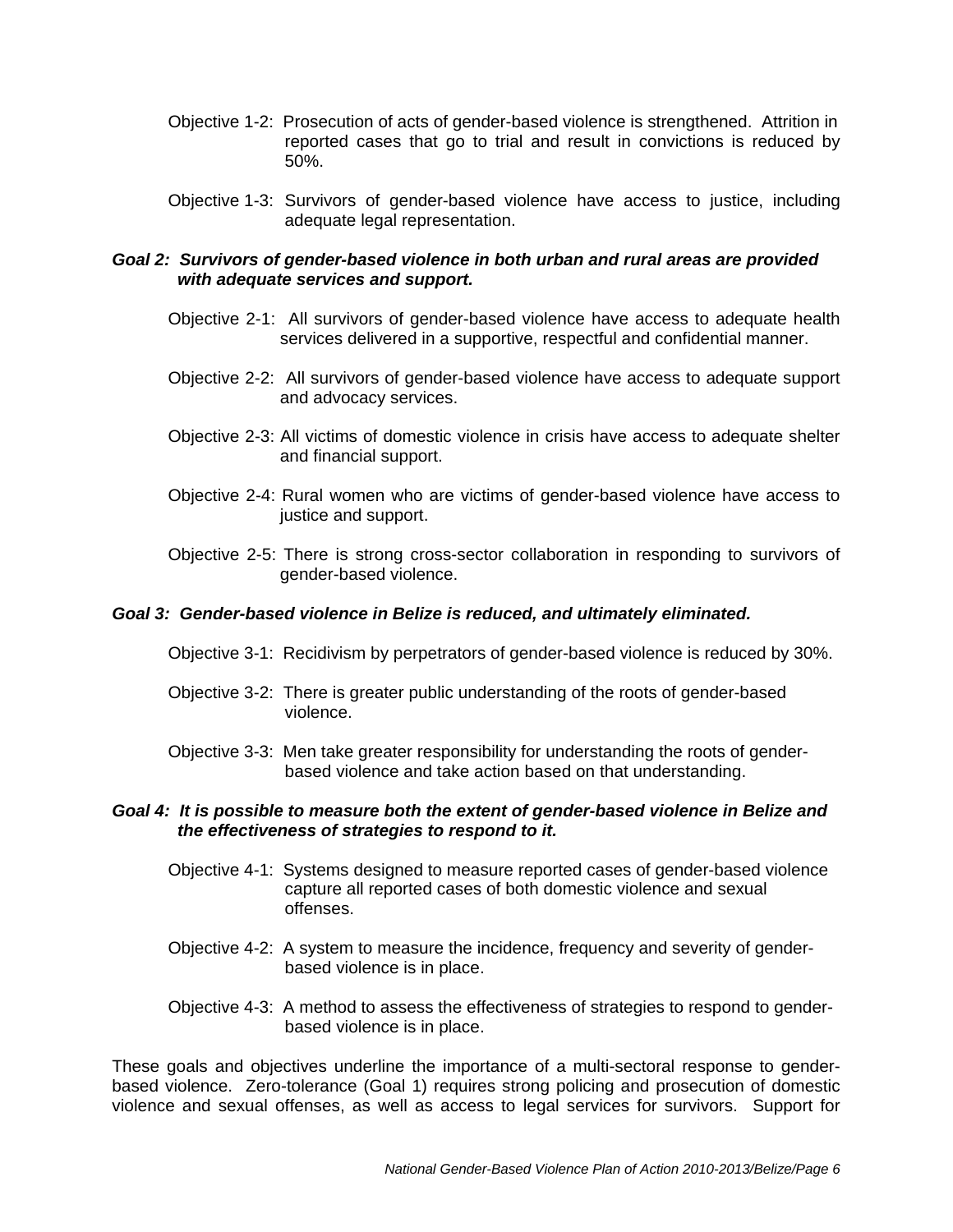Objective 1-2: Prosecution of acts of gender-based violence is strengthened. Attrition in reported cases that go to trial and result in convictions is reduced by 50%.

Objective 1-3: Survivors of gender-based violence have access to justice, including adequate legal representation.

***Goal 2: Survivors of gender-based violence in both urban and rural areas are provided with adequate services and support.***

Objective 2-1: All survivors of gender-based violence have access to adequate health services delivered in a supportive, respectful and confidential manner.

Objective 2-2: All survivors of gender-based violence have access to adequate support and advocacy services.

Objective 2-3: All victims of domestic violence in crisis have access to adequate shelter and financial support.

Objective 2-4: Rural women who are victims of gender-based violence have access to justice and support.

Objective 2-5: There is strong cross-sector collaboration in responding to survivors of gender-based violence.

***Goal 3: Gender-based violence in Belize is reduced, and ultimately eliminated.***

Objective 3-1: Recidivism by perpetrators of gender-based violence is reduced by 30%.

Objective 3-2: There is greater public understanding of the roots of gender-based violence.

Objective 3-3: Men take greater responsibility for understanding the roots of gender-based violence and take action based on that understanding.

***Goal 4: It is possible to measure both the extent of gender-based violence in Belize and the effectiveness of strategies to respond to it.***

Objective 4-1: Systems designed to measure reported cases of gender-based violence capture all reported cases of both domestic violence and sexual offenses.

Objective 4-2: A system to measure the incidence, frequency and severity of gender-based violence is in place.

Objective 4-3: A method to assess the effectiveness of strategies to respond to gender-based violence is in place.

These goals and objectives underline the importance of a multi-sectoral response to gender-based violence. Zero-tolerance (Goal 1) requires strong policing and prosecution of domestic violence and sexual offenses, as well as access to legal services for survivors. Support for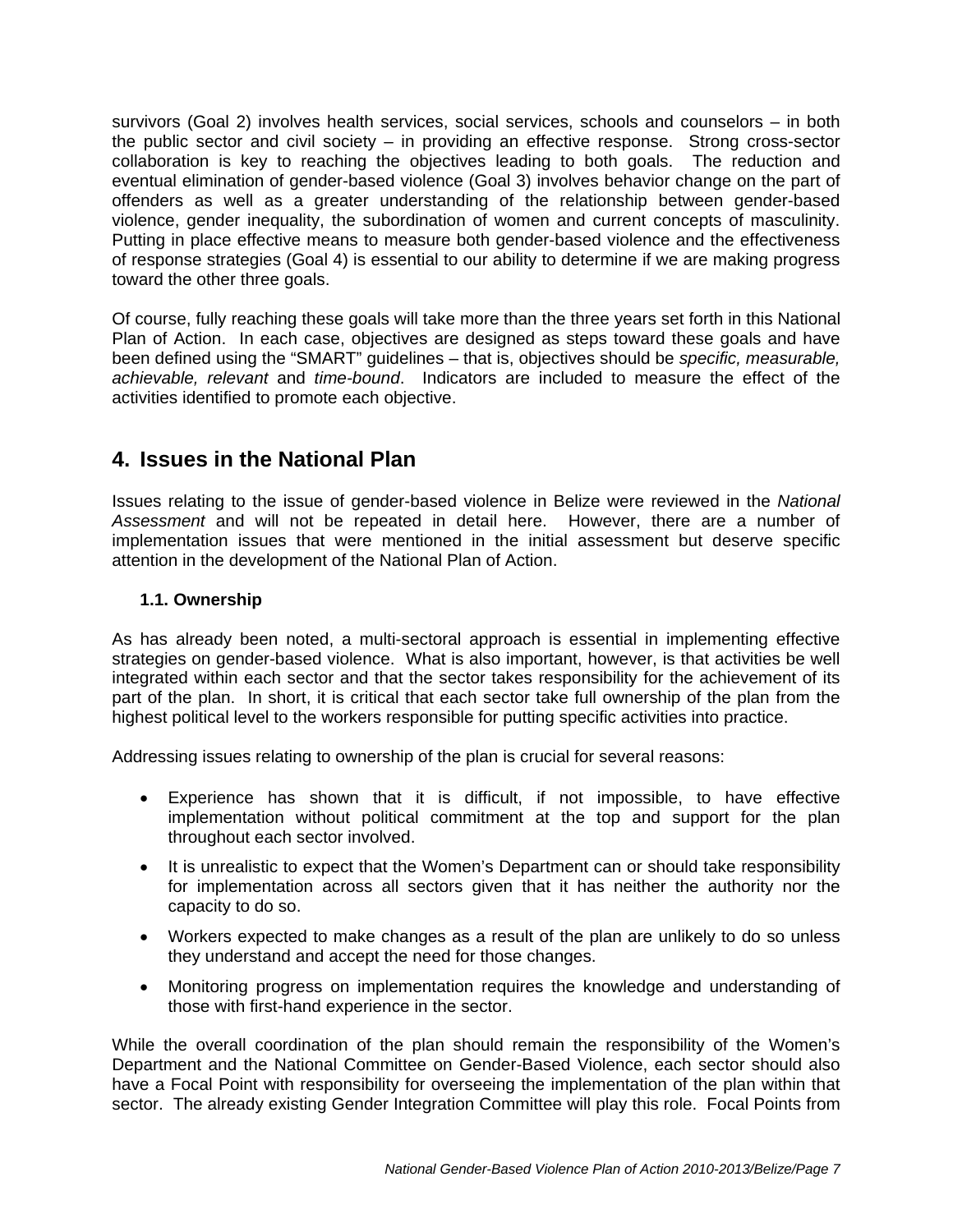survivors (Goal 2) involves health services, social services, schools and counselors – in both the public sector and civil society – in providing an effective response. Strong cross-sector collaboration is key to reaching the objectives leading to both goals. The reduction and eventual elimination of gender-based violence (Goal 3) involves behavior change on the part of offenders as well as a greater understanding of the relationship between gender-based violence, gender inequality, the subordination of women and current concepts of masculinity. Putting in place effective means to measure both gender-based violence and the effectiveness of response strategies (Goal 4) is essential to our ability to determine if we are making progress toward the other three goals.

Of course, fully reaching these goals will take more than the three years set forth in this National Plan of Action. In each case, objectives are designed as steps toward these goals and have been defined using the "SMART" guidelines – that is, objectives should be *specific, measurable, achievable, relevant* and *time-bound*. Indicators are included to measure the effect of the activities identified to promote each objective.

## 4. Issues in the National Plan

Issues relating to the issue of gender-based violence in Belize were reviewed in the *National Assessment* and will not be repeated in detail here. However, there are a number of implementation issues that were mentioned in the initial assessment but deserve specific attention in the development of the National Plan of Action.

### 1.1. Ownership

As has already been noted, a multi-sectoral approach is essential in implementing effective strategies on gender-based violence. What is also important, however, is that activities be well integrated within each sector and that the sector takes responsibility for the achievement of its part of the plan. In short, it is critical that each sector take full ownership of the plan from the highest political level to the workers responsible for putting specific activities into practice.

Addressing issues relating to ownership of the plan is crucial for several reasons:

- Experience has shown that it is difficult, if not impossible, to have effective implementation without political commitment at the top and support for the plan throughout each sector involved.
- It is unrealistic to expect that the Women's Department can or should take responsibility for implementation across all sectors given that it has neither the authority nor the capacity to do so.
- Workers expected to make changes as a result of the plan are unlikely to do so unless they understand and accept the need for those changes.
- Monitoring progress on implementation requires the knowledge and understanding of those with first-hand experience in the sector.

While the overall coordination of the plan should remain the responsibility of the Women's Department and the National Committee on Gender-Based Violence, each sector should also have a Focal Point with responsibility for overseeing the implementation of the plan within that sector. The already existing Gender Integration Committee will play this role. Focal Points from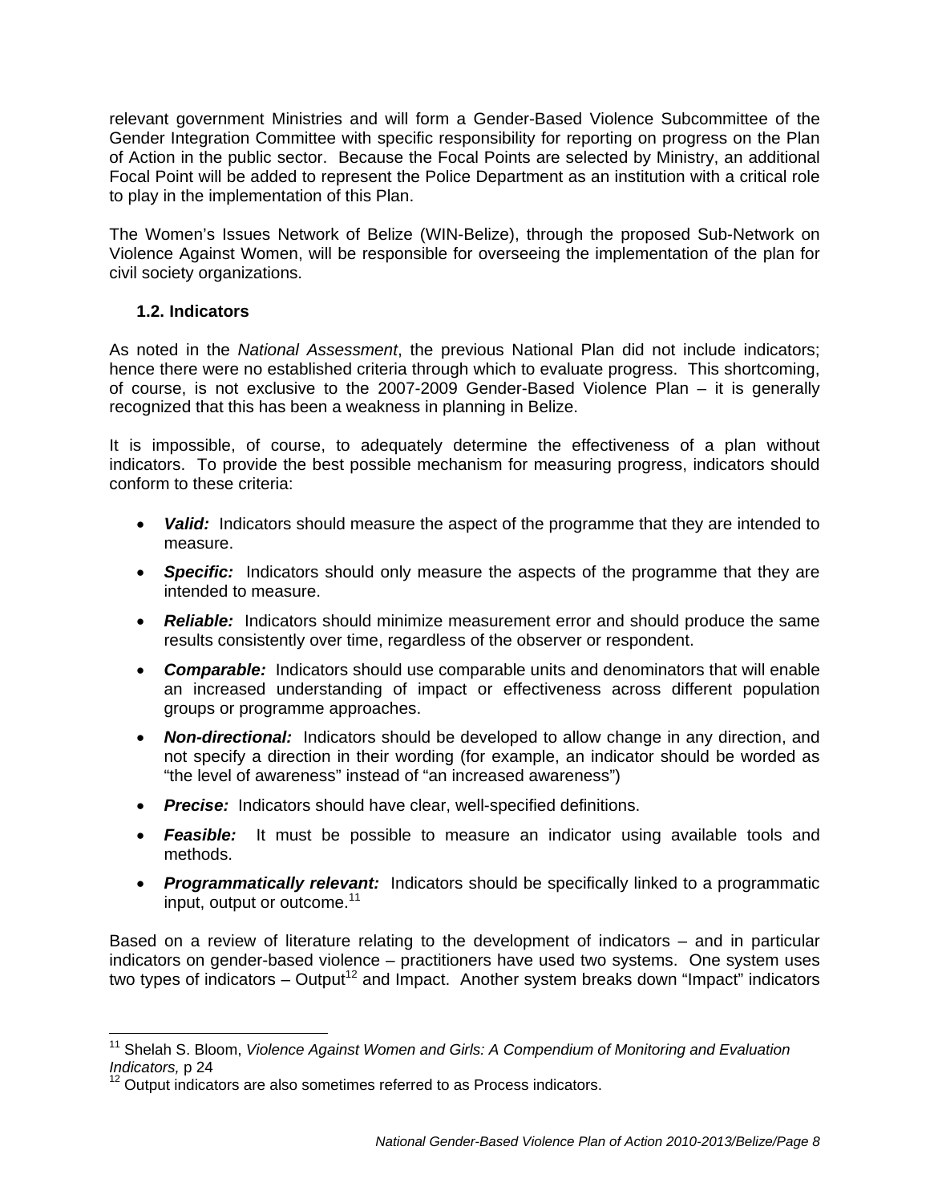relevant government Ministries and will form a Gender-Based Violence Subcommittee of the Gender Integration Committee with specific responsibility for reporting on progress on the Plan of Action in the public sector. Because the Focal Points are selected by Ministry, an additional Focal Point will be added to represent the Police Department as an institution with a critical role to play in the implementation of this Plan.

The Women's Issues Network of Belize (WIN-Belize), through the proposed Sub-Network on Violence Against Women, will be responsible for overseeing the implementation of the plan for civil society organizations.

### 1.2. Indicators

As noted in the *National Assessment*, the previous National Plan did not include indicators; hence there were no established criteria through which to evaluate progress. This shortcoming, of course, is not exclusive to the 2007-2009 Gender-Based Violence Plan – it is generally recognized that this has been a weakness in planning in Belize.

It is impossible, of course, to adequately determine the effectiveness of a plan without indicators. To provide the best possible mechanism for measuring progress, indicators should conform to these criteria:

- ***Valid:*** Indicators should measure the aspect of the programme that they are intended to measure.
- ***Specific:*** Indicators should only measure the aspects of the programme that they are intended to measure.
- ***Reliable:*** Indicators should minimize measurement error and should produce the same results consistently over time, regardless of the observer or respondent.
- ***Comparable:*** Indicators should use comparable units and denominators that will enable an increased understanding of impact or effectiveness across different population groups or programme approaches.
- ***Non-directional:*** Indicators should be developed to allow change in any direction, and not specify a direction in their wording (for example, an indicator should be worded as "the level of awareness" instead of "an increased awareness")
- ***Precise:*** Indicators should have clear, well-specified definitions.
- ***Feasible:*** It must be possible to measure an indicator using available tools and methods.
- ***Programmatically relevant:*** Indicators should be specifically linked to a programmatic input, output or outcome.[11]

Based on a review of literature relating to the development of indicators – and in particular indicators on gender-based violence – practitioners have used two systems. One system uses two types of indicators – Output[12] and Impact. Another system breaks down "Impact" indicators

---

[11] Shelah S. Bloom, *Violence Against Women and Girls: A Compendium of Monitoring and Evaluation Indicators,* p 24

[12] Output indicators are also sometimes referred to as Process indicators.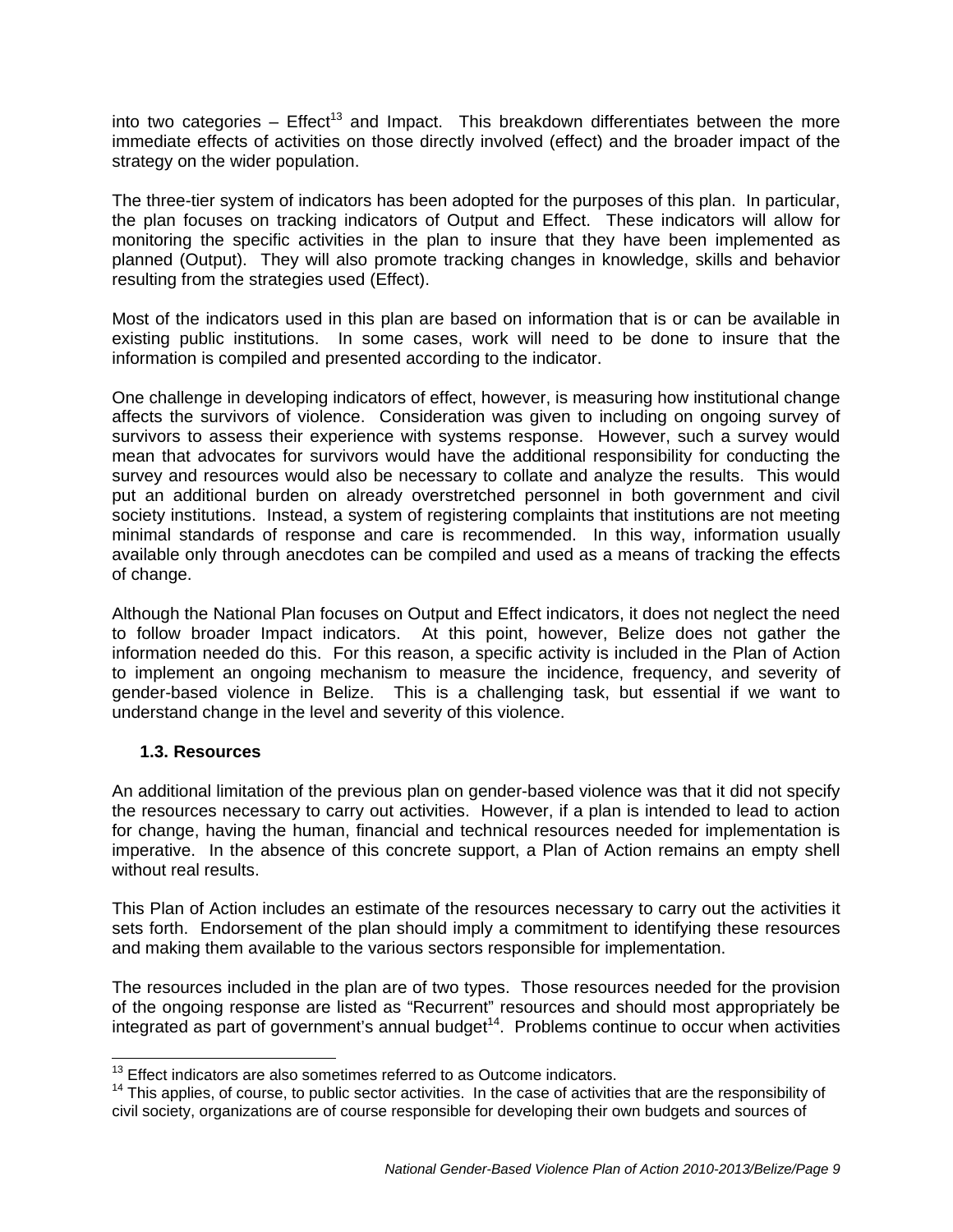into two categories – Effect[13] and Impact. This breakdown differentiates between the more immediate effects of activities on those directly involved (effect) and the broader impact of the strategy on the wider population.

The three-tier system of indicators has been adopted for the purposes of this plan. In particular, the plan focuses on tracking indicators of Output and Effect. These indicators will allow for monitoring the specific activities in the plan to insure that they have been implemented as planned (Output). They will also promote tracking changes in knowledge, skills and behavior resulting from the strategies used (Effect).

Most of the indicators used in this plan are based on information that is or can be available in existing public institutions. In some cases, work will need to be done to insure that the information is compiled and presented according to the indicator.

One challenge in developing indicators of effect, however, is measuring how institutional change affects the survivors of violence. Consideration was given to including on ongoing survey of survivors to assess their experience with systems response. However, such a survey would mean that advocates for survivors would have the additional responsibility for conducting the survey and resources would also be necessary to collate and analyze the results. This would put an additional burden on already overstretched personnel in both government and civil society institutions. Instead, a system of registering complaints that institutions are not meeting minimal standards of response and care is recommended. In this way, information usually available only through anecdotes can be compiled and used as a means of tracking the effects of change.

Although the National Plan focuses on Output and Effect indicators, it does not neglect the need to follow broader Impact indicators. At this point, however, Belize does not gather the information needed do this. For this reason, a specific activity is included in the Plan of Action to implement an ongoing mechanism to measure the incidence, frequency, and severity of gender-based violence in Belize. This is a challenging task, but essential if we want to understand change in the level and severity of this violence.

### 1.3. Resources

An additional limitation of the previous plan on gender-based violence was that it did not specify the resources necessary to carry out activities. However, if a plan is intended to lead to action for change, having the human, financial and technical resources needed for implementation is imperative. In the absence of this concrete support, a Plan of Action remains an empty shell without real results.

This Plan of Action includes an estimate of the resources necessary to carry out the activities it sets forth. Endorsement of the plan should imply a commitment to identifying these resources and making them available to the various sectors responsible for implementation.

The resources included in the plan are of two types. Those resources needed for the provision of the ongoing response are listed as "Recurrent" resources and should most appropriately be integrated as part of government's annual budget[14]. Problems continue to occur when activities

---

[13] Effect indicators are also sometimes referred to as Outcome indicators.

[14] This applies, of course, to public sector activities. In the case of activities that are the responsibility of civil society, organizations are of course responsible for developing their own budgets and sources of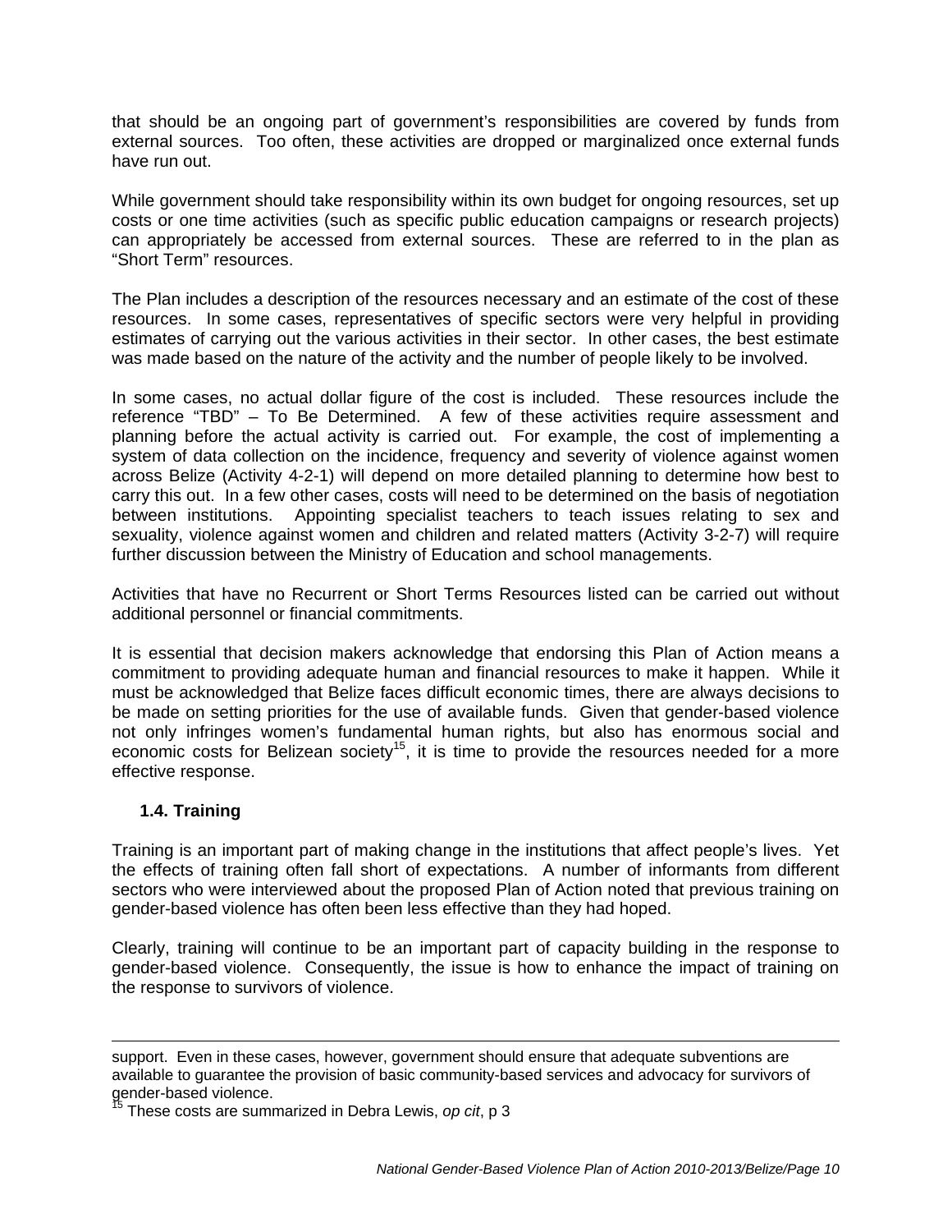that should be an ongoing part of government's responsibilities are covered by funds from external sources. Too often, these activities are dropped or marginalized once external funds have run out.

While government should take responsibility within its own budget for ongoing resources, set up costs or one time activities (such as specific public education campaigns or research projects) can appropriately be accessed from external sources. These are referred to in the plan as "Short Term" resources.

The Plan includes a description of the resources necessary and an estimate of the cost of these resources. In some cases, representatives of specific sectors were very helpful in providing estimates of carrying out the various activities in their sector. In other cases, the best estimate was made based on the nature of the activity and the number of people likely to be involved.

In some cases, no actual dollar figure of the cost is included. These resources include the reference "TBD" – To Be Determined. A few of these activities require assessment and planning before the actual activity is carried out. For example, the cost of implementing a system of data collection on the incidence, frequency and severity of violence against women across Belize (Activity 4-2-1) will depend on more detailed planning to determine how best to carry this out. In a few other cases, costs will need to be determined on the basis of negotiation between institutions. Appointing specialist teachers to teach issues relating to sex and sexuality, violence against women and children and related matters (Activity 3-2-7) will require further discussion between the Ministry of Education and school managements.

Activities that have no Recurrent or Short Terms Resources listed can be carried out without additional personnel or financial commitments.

It is essential that decision makers acknowledge that endorsing this Plan of Action means a commitment to providing adequate human and financial resources to make it happen. While it must be acknowledged that Belize faces difficult economic times, there are always decisions to be made on setting priorities for the use of available funds. Given that gender-based violence not only infringes women's fundamental human rights, but also has enormous social and economic costs for Belizean society[15], it is time to provide the resources needed for a more effective response.

### 1.4. Training

Training is an important part of making change in the institutions that affect people's lives. Yet the effects of training often fall short of expectations. A number of informants from different sectors who were interviewed about the proposed Plan of Action noted that previous training on gender-based violence has often been less effective than they had hoped.

Clearly, training will continue to be an important part of capacity building in the response to gender-based violence. Consequently, the issue is how to enhance the impact of training on the response to survivors of violence.

---

support. Even in these cases, however, government should ensure that adequate subventions are available to guarantee the provision of basic community-based services and advocacy for survivors of gender-based violence.

[15] These costs are summarized in Debra Lewis, *op cit*, p 3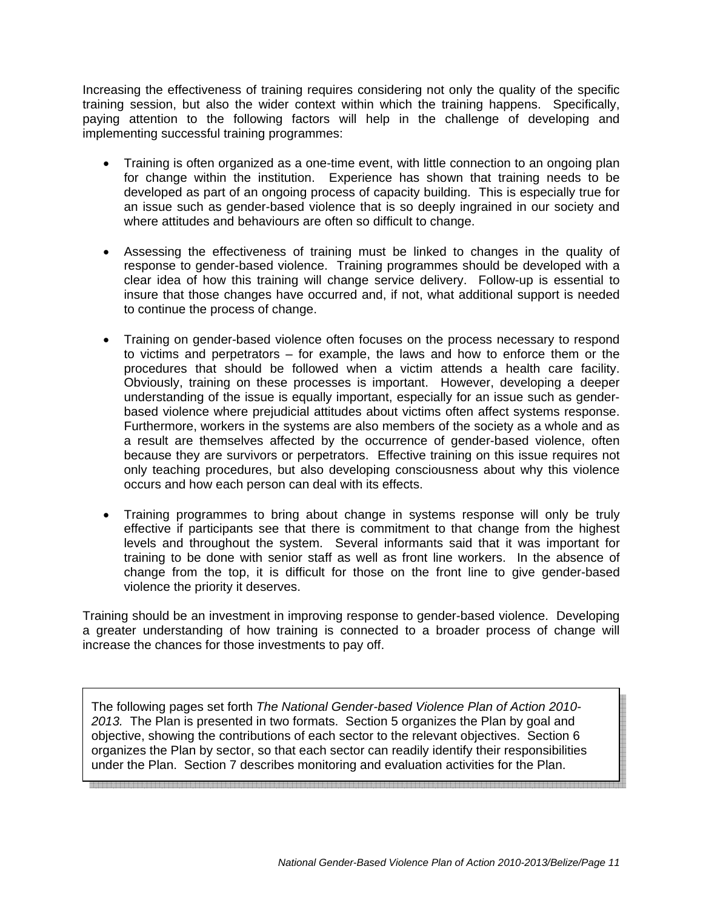Increasing the effectiveness of training requires considering not only the quality of the specific training session, but also the wider context within which the training happens. Specifically, paying attention to the following factors will help in the challenge of developing and implementing successful training programmes:

- Training is often organized as a one-time event, with little connection to an ongoing plan for change within the institution. Experience has shown that training needs to be developed as part of an ongoing process of capacity building. This is especially true for an issue such as gender-based violence that is so deeply ingrained in our society and where attitudes and behaviours are often so difficult to change.

- Assessing the effectiveness of training must be linked to changes in the quality of response to gender-based violence. Training programmes should be developed with a clear idea of how this training will change service delivery. Follow-up is essential to insure that those changes have occurred and, if not, what additional support is needed to continue the process of change.

- Training on gender-based violence often focuses on the process necessary to respond to victims and perpetrators – for example, the laws and how to enforce them or the procedures that should be followed when a victim attends a health care facility. Obviously, training on these processes is important. However, developing a deeper understanding of the issue is equally important, especially for an issue such as gender-based violence where prejudicial attitudes about victims often affect systems response. Furthermore, workers in the systems are also members of the society as a whole and as a result are themselves affected by the occurrence of gender-based violence, often because they are survivors or perpetrators. Effective training on this issue requires not only teaching procedures, but also developing consciousness about why this violence occurs and how each person can deal with its effects.

- Training programmes to bring about change in systems response will only be truly effective if participants see that there is commitment to that change from the highest levels and throughout the system. Several informants said that it was important for training to be done with senior staff as well as front line workers. In the absence of change from the top, it is difficult for those on the front line to give gender-based violence the priority it deserves.

Training should be an investment in improving response to gender-based violence. Developing a greater understanding of how training is connected to a broader process of change will increase the chances for those investments to pay off.

The following pages set forth *The National Gender-based Violence Plan of Action 2010-2013.* The Plan is presented in two formats. Section 5 organizes the Plan by goal and objective, showing the contributions of each sector to the relevant objectives. Section 6 organizes the Plan by sector, so that each sector can readily identify their responsibilities under the Plan. Section 7 describes monitoring and evaluation activities for the Plan.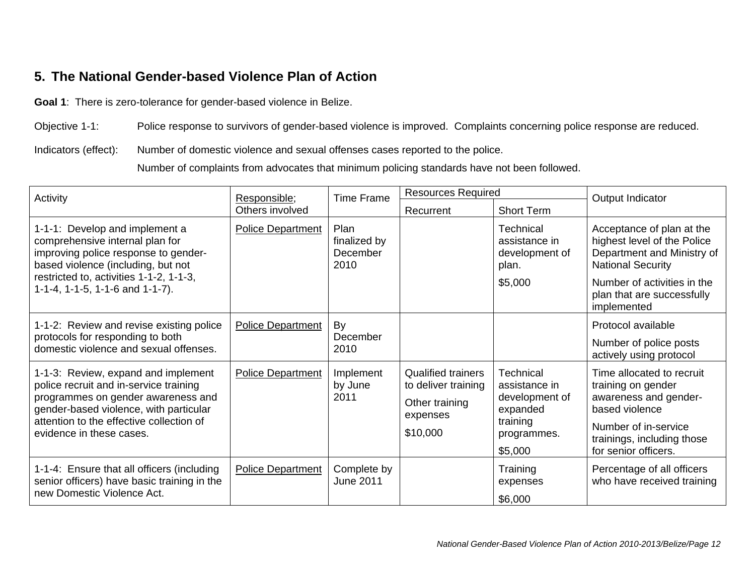## 5. The National Gender-based Violence Plan of Action

**Goal 1**: There is zero-tolerance for gender-based violence in Belize.

Objective 1-1: Police response to survivors of gender-based violence is improved. Complaints concerning police response are reduced.

Indicators (effect): Number of domestic violence and sexual offenses cases reported to the police.

Number of complaints from advocates that minimum policing standards have not been followed.

| Activity | Responsible; Others involved | Time Frame | Resources Required | | Output Indicator |
|---|---|---|---|---|---|
| | | | Recurrent | Short Term | |
| 1-1-1: Develop and implement a comprehensive internal plan for improving police response to gender-based violence (including, but not restricted to, activities 1-1-2, 1-1-3, 1-1-4, 1-1-5, 1-1-6 and 1-1-7). | Police Department | Plan finalized by December 2010 | | Technical assistance in development of plan. $5,000 | Acceptance of plan at the highest level of the Police Department and Ministry of National Security<br>Number of activities in the plan that are successfully implemented |
| 1-1-2: Review and revise existing police protocols for responding to both domestic violence and sexual offenses. | Police Department | By December 2010 | | | Protocol available<br>Number of police posts actively using protocol |
| 1-1-3: Review, expand and implement police recruit and in-service training programmes on gender awareness and gender-based violence, with particular attention to the effective collection of evidence in these cases. | Police Department | Implement by June 2011 | Qualified trainers to deliver training<br>Other training expenses<br>$10,000 | Technical assistance in development of expanded training programmes.<br>$5,000 | Time allocated to recruit training on gender awareness and gender-based violence<br>Number of in-service trainings, including those for senior officers. |
| 1-1-4: Ensure that all officers (including senior officers) have basic training in the new Domestic Violence Act. | Police Department | Complete by June 2011 | | Training expenses<br>$6,000 | Percentage of all officers who have received training |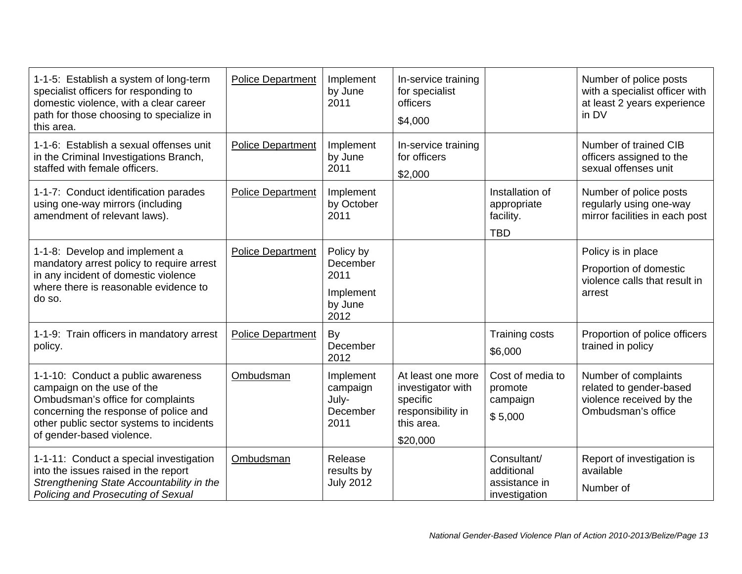| | | | | | |
|---|---|---|---|---|---|
| 1-1-5: Establish a system of long-term specialist officers for responding to domestic violence, with a clear career path for those choosing to specialize in this area. | <u>Police Department</u> | Implement by June 2011 | In-service training for specialist officers<br><br>$4,000 | | Number of police posts with a specialist officer with at least 2 years experience in DV |
| 1-1-6: Establish a sexual offenses unit in the Criminal Investigations Branch, staffed with female officers. | <u>Police Department</u> | Implement by June 2011 | In-service training for officers<br><br>$2,000 | | Number of trained CIB officers assigned to the sexual offenses unit |
| 1-1-7: Conduct identification parades using one-way mirrors (including amendment of relevant laws). | <u>Police Department</u> | Implement by October 2011 | | Installation of appropriate facility.<br><br>TBD | Number of police posts regularly using one-way mirror facilities in each post |
| 1-1-8: Develop and implement a mandatory arrest policy to require arrest in any incident of domestic violence where there is reasonable evidence to do so. | <u>Police Department</u> | Policy by December 2011<br><br>Implement by June 2012 | | | Policy is in place<br><br>Proportion of domestic violence calls that result in arrest |
| 1-1-9: Train officers in mandatory arrest policy. | <u>Police Department</u> | By December 2012 | | Training costs<br><br>$6,000 | Proportion of police officers trained in policy |
| 1-1-10: Conduct a public awareness campaign on the use of the Ombudsman's office for complaints concerning the response of police and other public sector systems to incidents of gender-based violence. | <u>Ombudsman</u> | Implement campaign July-December 2011 | At least one more investigator with specific responsibility in this area.<br><br>$20,000 | Cost of media to promote campaign<br><br>$ 5,000 | Number of complaints related to gender-based violence received by the Ombudsman's office |
| 1-1-11: Conduct a special investigation into the issues raised in the report *Strengthening State Accountability in the Policing and Prosecuting of Sexual* | <u>Ombudsman</u> | Release results by July 2012 | | Consultant/ additional assistance in investigation | Report of investigation is available<br><br>Number of |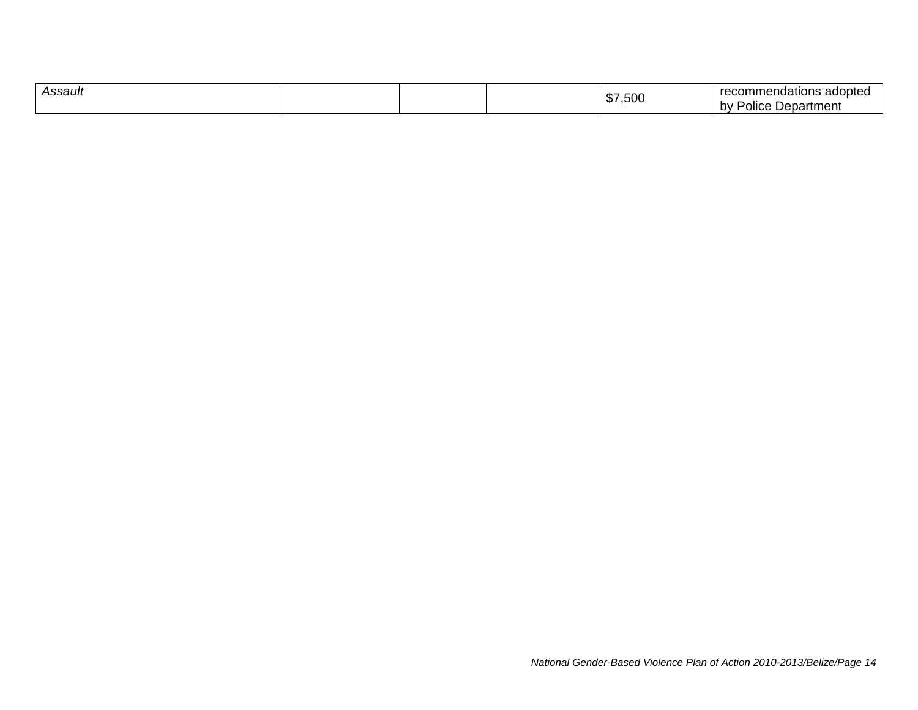| | | | | | |
|---|---|---|---|---|---|
| *Assault* | | | | $7,500 | recommendations adopted by Police Department |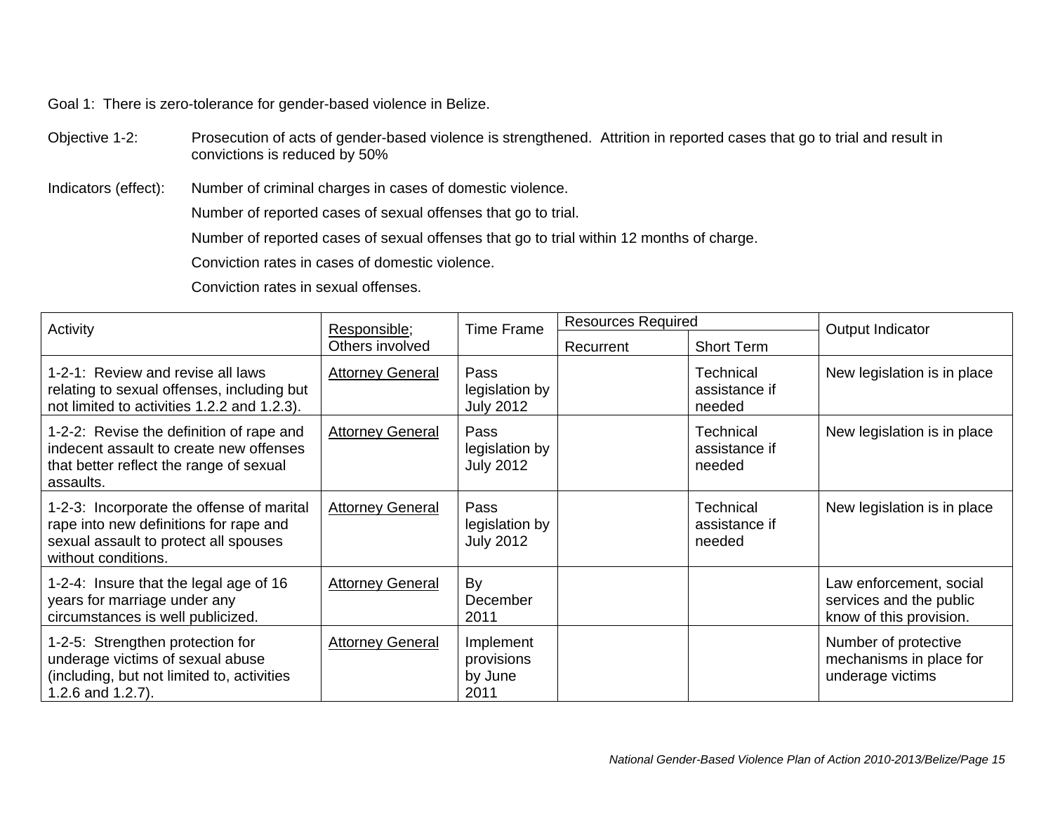Goal 1: There is zero-tolerance for gender-based violence in Belize.

Objective 1-2: Prosecution of acts of gender-based violence is strengthened. Attrition in reported cases that go to trial and result in convictions is reduced by 50%

Indicators (effect): Number of criminal charges in cases of domestic violence.

Number of reported cases of sexual offenses that go to trial.

Number of reported cases of sexual offenses that go to trial within 12 months of charge.

Conviction rates in cases of domestic violence.

Conviction rates in sexual offenses.

| Activity | Responsible; Others involved | Time Frame | Resources Required | | Output Indicator |
|---|---|---|---|---|---|
| | | | Recurrent | Short Term | |
| 1-2-1: Review and revise all laws relating to sexual offenses, including but not limited to activities 1.2.2 and 1.2.3). | Attorney General | Pass legislation by July 2012 | | Technical assistance if needed | New legislation is in place |
| 1-2-2: Revise the definition of rape and indecent assault to create new offenses that better reflect the range of sexual assaults. | Attorney General | Pass legislation by July 2012 | | Technical assistance if needed | New legislation is in place |
| 1-2-3: Incorporate the offense of marital rape into new definitions for rape and sexual assault to protect all spouses without conditions. | Attorney General | Pass legislation by July 2012 | | Technical assistance if needed | New legislation is in place |
| 1-2-4: Insure that the legal age of 16 years for marriage under any circumstances is well publicized. | Attorney General | By December 2011 | | | Law enforcement, social services and the public know of this provision. |
| 1-2-5: Strengthen protection for underage victims of sexual abuse (including, but not limited to, activities 1.2.6 and 1.2.7). | Attorney General | Implement provisions by June 2011 | | | Number of protective mechanisms in place for underage victims |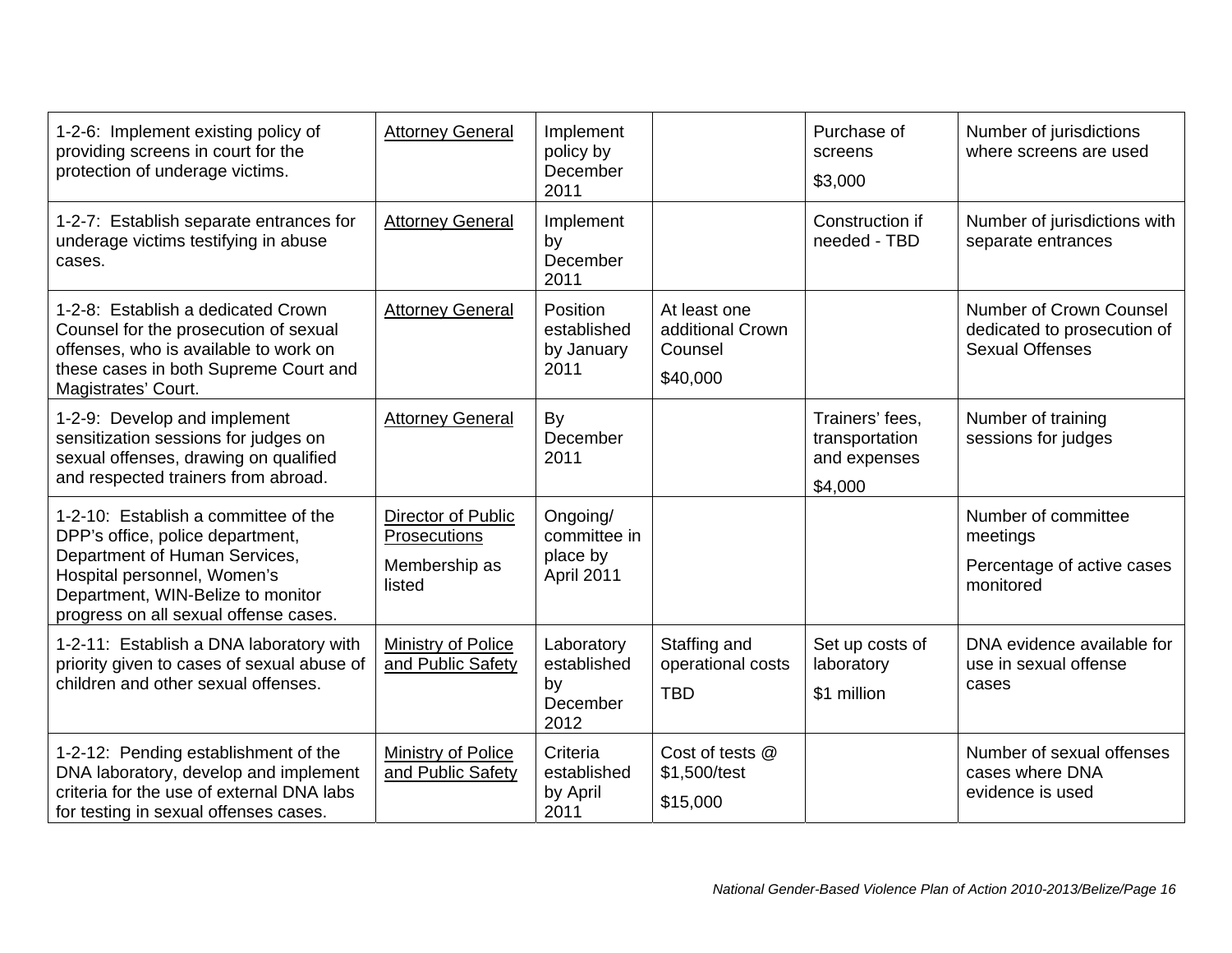| | | | | | |
|---|---|---|---|---|---|
| 1-2-6: Implement existing policy of providing screens in court for the protection of underage victims. | Attorney General | Implement policy by December 2011 | | Purchase of screens<br><br>$3,000 | Number of jurisdictions where screens are used |
| 1-2-7: Establish separate entrances for underage victims testifying in abuse cases. | Attorney General | Implement by December 2011 | | Construction if needed - TBD | Number of jurisdictions with separate entrances |
| 1-2-8: Establish a dedicated Crown Counsel for the prosecution of sexual offenses, who is available to work on these cases in both Supreme Court and Magistrates' Court. | Attorney General | Position established by January 2011 | At least one additional Crown Counsel<br><br>$40,000 | | Number of Crown Counsel dedicated to prosecution of Sexual Offenses |
| 1-2-9: Develop and implement sensitization sessions for judges on sexual offenses, drawing on qualified and respected trainers from abroad. | Attorney General | By December 2011 | | Trainers' fees, transportation and expenses<br><br>$4,000 | Number of training sessions for judges |
| 1-2-10: Establish a committee of the DPP's office, police department, Department of Human Services, Hospital personnel, Women's Department, WIN-Belize to monitor progress on all sexual offense cases. | Director of Public Prosecutions<br><br>Membership as listed | Ongoing/ committee in place by April 2011 | | | Number of committee meetings<br><br>Percentage of active cases monitored |
| 1-2-11: Establish a DNA laboratory with priority given to cases of sexual abuse of children and other sexual offenses. | Ministry of Police and Public Safety | Laboratory established by December 2012 | Staffing and operational costs<br><br>TBD | Set up costs of laboratory<br><br>$1 million | DNA evidence available for use in sexual offense cases |
| 1-2-12: Pending establishment of the DNA laboratory, develop and implement criteria for the use of external DNA labs for testing in sexual offenses cases. | Ministry of Police and Public Safety | Criteria established by April 2011 | Cost of tests @ $1,500/test<br><br>$15,000 | | Number of sexual offenses cases where DNA evidence is used |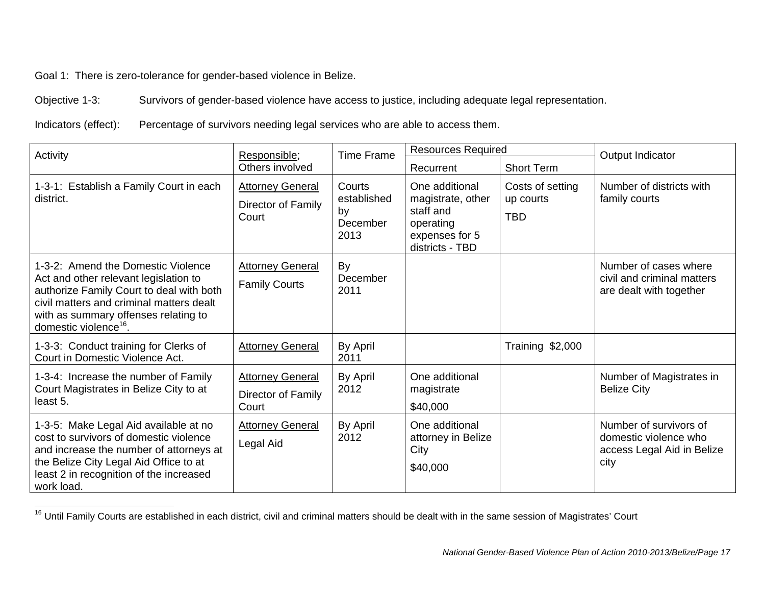Goal 1: There is zero-tolerance for gender-based violence in Belize.

Objective 1-3: Survivors of gender-based violence have access to justice, including adequate legal representation.

Indicators (effect): Percentage of survivors needing legal services who are able to access them.

| Activity | Responsible; Others involved | Time Frame | Resources Required | | Output Indicator |
|---|---|---|---|---|---|
| | | | Recurrent | Short Term | |
| 1-3-1: Establish a Family Court in each district. | Attorney General<br>Director of Family Court | Courts established by December 2013 | One additional magistrate, other staff and operating expenses for 5 districts - TBD | Costs of setting up courts<br>TBD | Number of districts with family courts |
| 1-3-2: Amend the Domestic Violence Act and other relevant legislation to authorize Family Court to deal with both civil matters and criminal matters dealt with as summary offenses relating to domestic violence[16]. | Attorney General<br>Family Courts | By December 2011 | | | Number of cases where civil and criminal matters are dealt with together |
| 1-3-3: Conduct training for Clerks of Court in Domestic Violence Act. | Attorney General | By April 2011 | | Training $2,000 | |
| 1-3-4: Increase the number of Family Court Magistrates in Belize City to at least 5. | Attorney General<br>Director of Family Court | By April 2012 | One additional magistrate<br>$40,000 | | Number of Magistrates in Belize City |
| 1-3-5: Make Legal Aid available at no cost to survivors of domestic violence and increase the number of attorneys at the Belize City Legal Aid Office to at least 2 in recognition of the increased work load. | Attorney General<br>Legal Aid | By April 2012 | One additional attorney in Belize City<br>$40,000 | | Number of survivors of domestic violence who access Legal Aid in Belize city |

[16] Until Family Courts are established in each district, civil and criminal matters should be dealt with in the same session of Magistrates' Court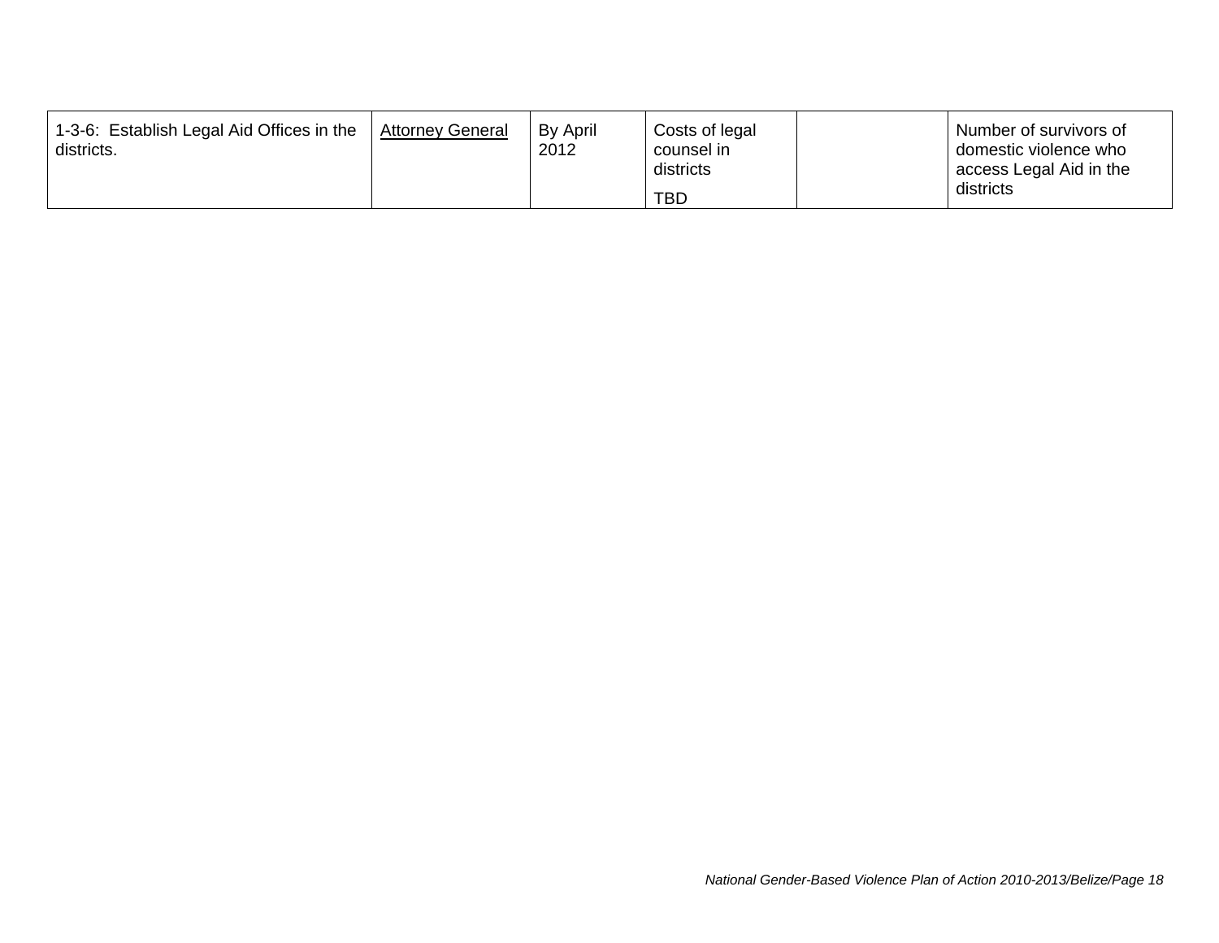| | | | | | |
|---|---|---|---|---|---|
| 1-3-6: Establish Legal Aid Offices in the districts. | Attorney General | By April 2012 | Costs of legal counsel in districts<br>TBD | | Number of survivors of domestic violence who access Legal Aid in the districts |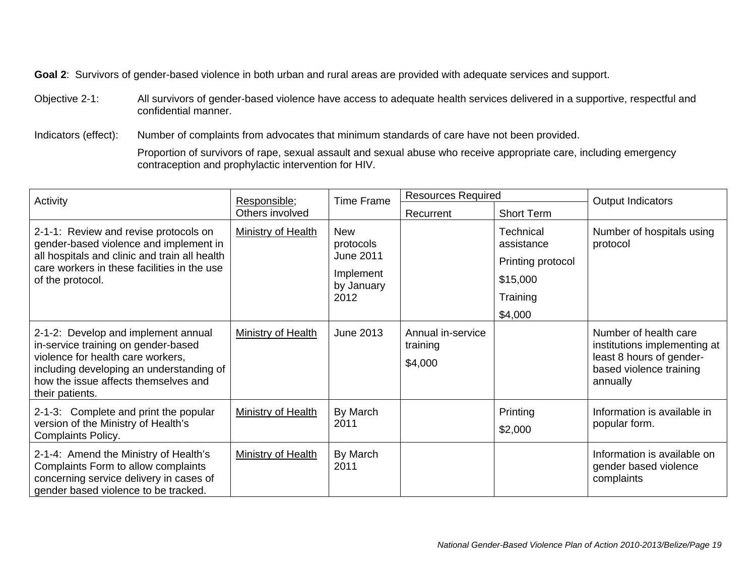**Goal 2**: Survivors of gender-based violence in both urban and rural areas are provided with adequate services and support.

Objective 2-1: All survivors of gender-based violence have access to adequate health services delivered in a supportive, respectful and confidential manner.

Indicators (effect): Number of complaints from advocates that minimum standards of care have not been provided.

Proportion of survivors of rape, sexual assault and sexual abuse who receive appropriate care, including emergency contraception and prophylactic intervention for HIV.

| Activity | Responsible; Others involved | Time Frame | Resources Required | | Output Indicators |
|---|---|---|---|---|---|
| | | | Recurrent | Short Term | |
| 2-1-1: Review and revise protocols on gender-based violence and implement in all hospitals and clinic and train all health care workers in these facilities in the use of the protocol. | Ministry of Health | New protocols June 2011<br>Implement by January 2012 | | Technical assistance<br>Printing protocol<br>$15,000<br>Training<br>$4,000 | Number of hospitals using protocol |
| 2-1-2: Develop and implement annual in-service training on gender-based violence for health care workers, including developing an understanding of how the issue affects themselves and their patients. | Ministry of Health | June 2013 | Annual in-service training<br>$4,000 | | Number of health care institutions implementing at least 8 hours of gender-based violence training annually |
| 2-1-3: Complete and print the popular version of the Ministry of Health's Complaints Policy. | Ministry of Health | By March 2011 | | Printing<br>$2,000 | Information is available in popular form. |
| 2-1-4: Amend the Ministry of Health's Complaints Form to allow complaints concerning service delivery in cases of gender based violence to be tracked. | Ministry of Health | By March 2011 | | | Information is available on gender based violence complaints |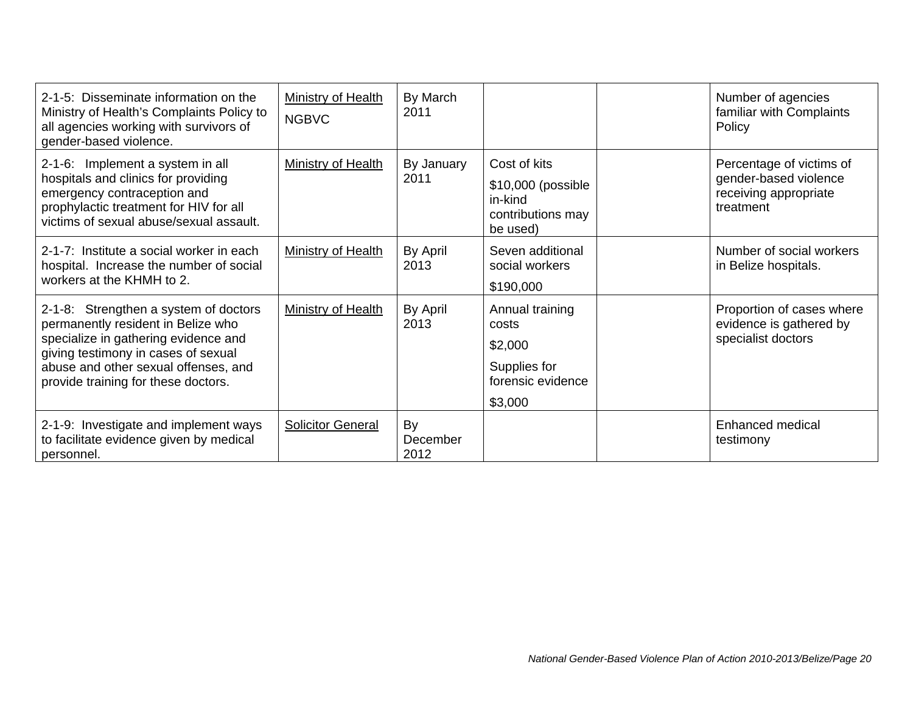| | | | | | |
|---|---|---|---|---|---|
| 2-1-5: Disseminate information on the Ministry of Health's Complaints Policy to all agencies working with survivors of gender-based violence. | Ministry of Health<br>NGBVC | By March 2011 | | | Number of agencies familiar with Complaints Policy |
| 2-1-6: Implement a system in all hospitals and clinics for providing emergency contraception and prophylactic treatment for HIV for all victims of sexual abuse/sexual assault. | Ministry of Health | By January 2011 | Cost of kits<br>$10,000 (possible in-kind contributions may be used) | | Percentage of victims of gender-based violence receiving appropriate treatment |
| 2-1-7: Institute a social worker in each hospital. Increase the number of social workers at the KHMH to 2. | Ministry of Health | By April 2013 | Seven additional social workers<br>$190,000 | | Number of social workers in Belize hospitals. |
| 2-1-8: Strengthen a system of doctors permanently resident in Belize who specialize in gathering evidence and giving testimony in cases of sexual abuse and other sexual offenses, and provide training for these doctors. | Ministry of Health | By April 2013 | Annual training costs<br>$2,000<br>Supplies for forensic evidence<br>$3,000 | | Proportion of cases where evidence is gathered by specialist doctors |
| 2-1-9: Investigate and implement ways to facilitate evidence given by medical personnel. | Solicitor General | By December 2012 | | | Enhanced medical testimony |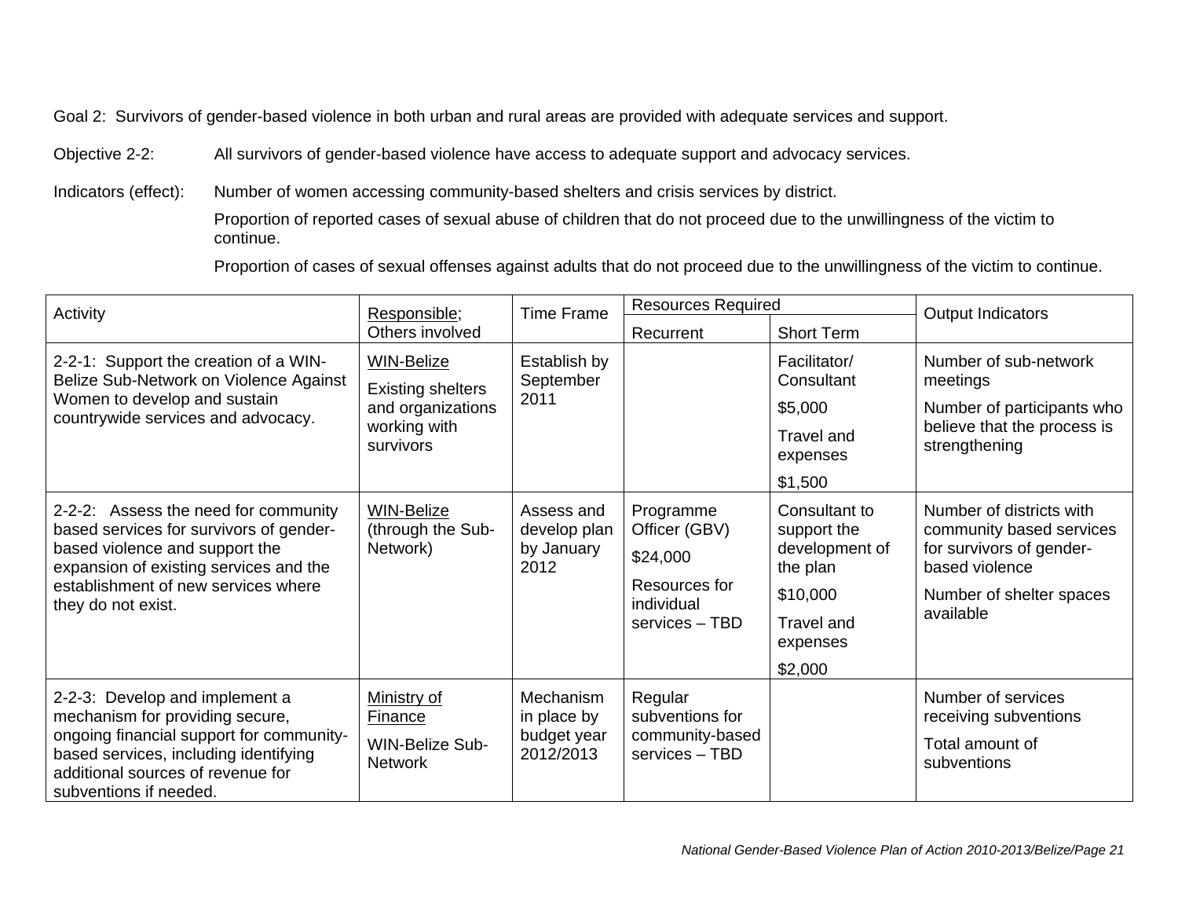Goal 2: Survivors of gender-based violence in both urban and rural areas are provided with adequate services and support.

Objective 2-2: All survivors of gender-based violence have access to adequate support and advocacy services.

Indicators (effect): Number of women accessing community-based shelters and crisis services by district.

Proportion of reported cases of sexual abuse of children that do not proceed due to the unwillingness of the victim to continue.

Proportion of cases of sexual offenses against adults that do not proceed due to the unwillingness of the victim to continue.

| Activity | Responsible; Others involved | Time Frame | Resources Required | | Output Indicators |
|---|---|---|---|---|---|
| | | | Recurrent | Short Term | |
| 2-2-1: Support the creation of a WIN-Belize Sub-Network on Violence Against Women to develop and sustain countrywide services and advocacy. | WIN-Belize<br>Existing shelters and organizations working with survivors | Establish by September 2011 | | Facilitator/ Consultant<br>$5,000<br>Travel and expenses<br>$1,500 | Number of sub-network meetings<br>Number of participants who believe that the process is strengthening |
| 2-2-2: Assess the need for community based services for survivors of gender-based violence and support the expansion of existing services and the establishment of new services where they do not exist. | WIN-Belize (through the Sub-Network) | Assess and develop plan by January 2012 | Programme Officer (GBV)<br>$24,000<br>Resources for individual services – TBD | Consultant to support the development of the plan<br>$10,000<br>Travel and expenses<br>$2,000 | Number of districts with community based services for survivors of gender-based violence<br>Number of shelter spaces available |
| 2-2-3: Develop and implement a mechanism for providing secure, ongoing financial support for community-based services, including identifying additional sources of revenue for subventions if needed. | Ministry of Finance<br>WIN-Belize Sub-Network | Mechanism in place by budget year 2012/2013 | Regular subventions for community-based services – TBD | | Number of services receiving subventions<br>Total amount of subventions |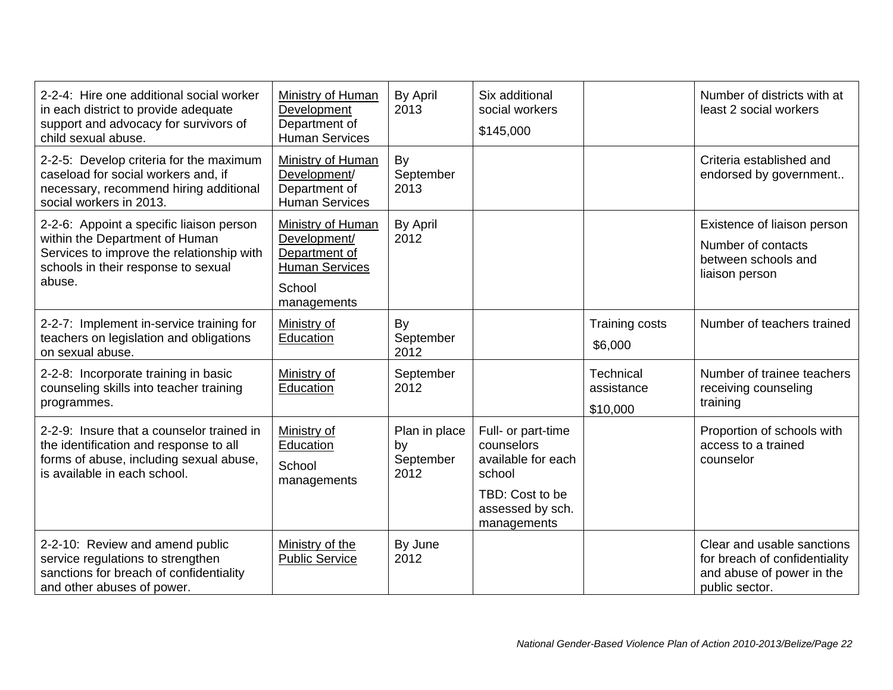| | | | | | |
|---|---|---|---|---|---|
| 2-2-4: Hire one additional social worker in each district to provide adequate support and advocacy for survivors of child sexual abuse. | Ministry of Human Development Department of Human Services | By April 2013 | Six additional social workers $145,000 | | Number of districts with at least 2 social workers |
| 2-2-5: Develop criteria for the maximum caseload for social workers and, if necessary, recommend hiring additional social workers in 2013. | Ministry of Human Development/ Department of Human Services | By September 2013 | | | Criteria established and endorsed by government.. |
| 2-2-6: Appoint a specific liaison person within the Department of Human Services to improve the relationship with schools in their response to sexual abuse. | Ministry of Human Development/ Department of Human Services School managements | By April 2012 | | | Existence of liaison person Number of contacts between schools and liaison person |
| 2-2-7: Implement in-service training for teachers on legislation and obligations on sexual abuse. | Ministry of Education | By September 2012 | | Training costs $6,000 | Number of teachers trained |
| 2-2-8: Incorporate training in basic counseling skills into teacher training programmes. | Ministry of Education | September 2012 | | Technical assistance $10,000 | Number of trainee teachers receiving counseling training |
| 2-2-9: Insure that a counselor trained in the identification and response to all forms of abuse, including sexual abuse, is available in each school. | Ministry of Education School managements | Plan in place by September 2012 | Full- or part-time counselors available for each school TBD: Cost to be assessed by sch. managements | | Proportion of schools with access to a trained counselor |
| 2-2-10: Review and amend public service regulations to strengthen sanctions for breach of confidentiality and other abuses of power. | Ministry of the Public Service | By June 2012 | | | Clear and usable sanctions for breach of confidentiality and abuse of power in the public sector. |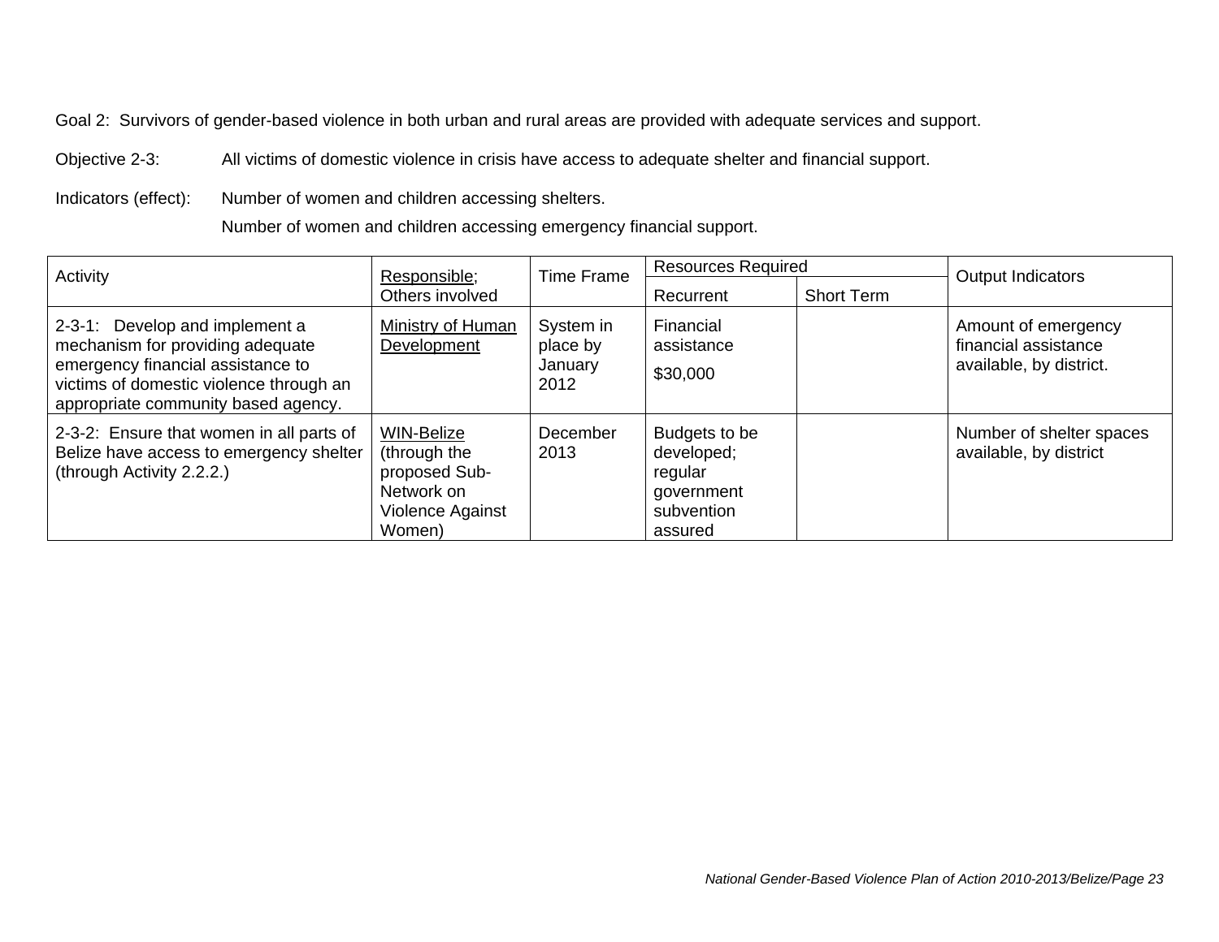Goal 2: Survivors of gender-based violence in both urban and rural areas are provided with adequate services and support.

Objective 2-3: All victims of domestic violence in crisis have access to adequate shelter and financial support.

Indicators (effect): Number of women and children accessing shelters.

Number of women and children accessing emergency financial support.

| Activity | Responsible; Others involved | Time Frame | Resources Required | | Output Indicators |
|---|---|---|---|---|---|
| | | | Recurrent | Short Term | |
| 2-3-1: Develop and implement a mechanism for providing adequate emergency financial assistance to victims of domestic violence through an appropriate community based agency. | Ministry of Human Development | System in place by January 2012 | Financial assistance $30,000 | | Amount of emergency financial assistance available, by district. |
| 2-3-2: Ensure that women in all parts of Belize have access to emergency shelter (through Activity 2.2.2.) | WIN-Belize (through the proposed Sub-Network on Violence Against Women) | December 2013 | Budgets to be developed; regular government subvention assured | | Number of shelter spaces available, by district |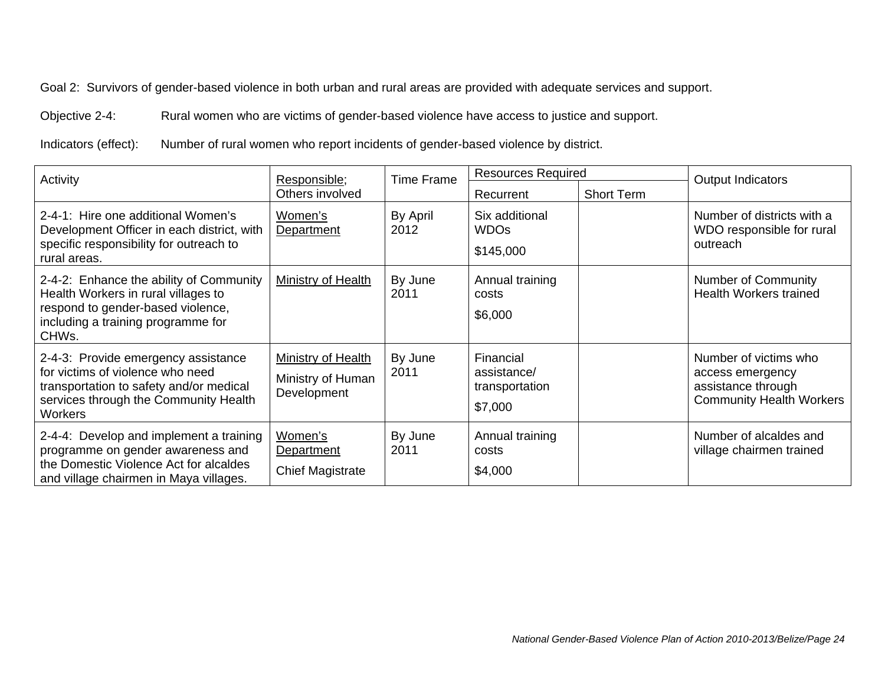Goal 2: Survivors of gender-based violence in both urban and rural areas are provided with adequate services and support.

Objective 2-4: Rural women who are victims of gender-based violence have access to justice and support.

Indicators (effect): Number of rural women who report incidents of gender-based violence by district.

| Activity | Responsible; Others involved | Time Frame | Resources Required | | Output Indicators |
|---|---|---|---|---|---|
| | | | Recurrent | Short Term | |
| 2-4-1: Hire one additional Women's Development Officer in each district, with specific responsibility for outreach to rural areas. | Women's Department | By April 2012 | Six additional WDOs<br><br>$145,000 | | Number of districts with a WDO responsible for rural outreach |
| 2-4-2: Enhance the ability of Community Health Workers in rural villages to respond to gender-based violence, including a training programme for CHWs. | Ministry of Health | By June 2011 | Annual training costs<br><br>$6,000 | | Number of Community Health Workers trained |
| 2-4-3: Provide emergency assistance for victims of violence who need transportation to safety and/or medical services through the Community Health Workers | Ministry of Health<br><br>Ministry of Human Development | By June 2011 | Financial assistance/ transportation<br><br>$7,000 | | Number of victims who access emergency assistance through Community Health Workers |
| 2-4-4: Develop and implement a training programme on gender awareness and the Domestic Violence Act for alcaldes and village chairmen in Maya villages. | Women's Department<br><br>Chief Magistrate | By June 2011 | Annual training costs<br><br>$4,000 | | Number of alcaldes and village chairmen trained |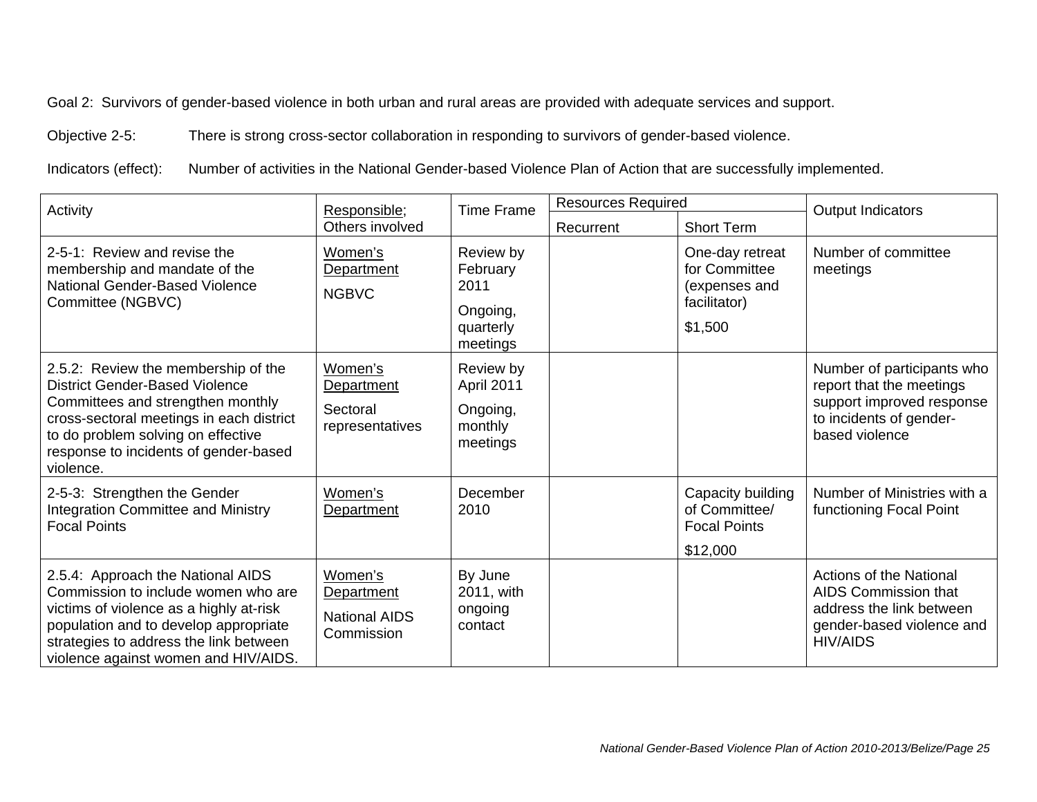Goal 2: Survivors of gender-based violence in both urban and rural areas are provided with adequate services and support.

Objective 2-5: There is strong cross-sector collaboration in responding to survivors of gender-based violence.

Indicators (effect): Number of activities in the National Gender-based Violence Plan of Action that are successfully implemented.

| Activity | Responsible; Others involved | Time Frame | Resources Required | | Output Indicators |
|---|---|---|---|---|---|
| | | | Recurrent | Short Term | |
| 2-5-1: Review and revise the membership and mandate of the National Gender-Based Violence Committee (NGBVC) | Women's Department<br>NGBVC | Review by February 2011<br>Ongoing, quarterly meetings | | One-day retreat for Committee (expenses and facilitator)<br>$1,500 | Number of committee meetings |
| 2.5.2: Review the membership of the District Gender-Based Violence Committees and strengthen monthly cross-sectoral meetings in each district to do problem solving on effective response to incidents of gender-based violence. | Women's Department<br>Sectoral representatives | Review by April 2011<br>Ongoing, monthly meetings | | | Number of participants who report that the meetings support improved response to incidents of gender-based violence |
| 2-5-3: Strengthen the Gender Integration Committee and Ministry Focal Points | Women's Department | December 2010 | | Capacity building of Committee/ Focal Points<br>$12,000 | Number of Ministries with a functioning Focal Point |
| 2.5.4: Approach the National AIDS Commission to include women who are victims of violence as a highly at-risk population and to develop appropriate strategies to address the link between violence against women and HIV/AIDS. | Women's Department<br>National AIDS Commission | By June 2011, with ongoing contact | | | Actions of the National AIDS Commission that address the link between gender-based violence and HIV/AIDS |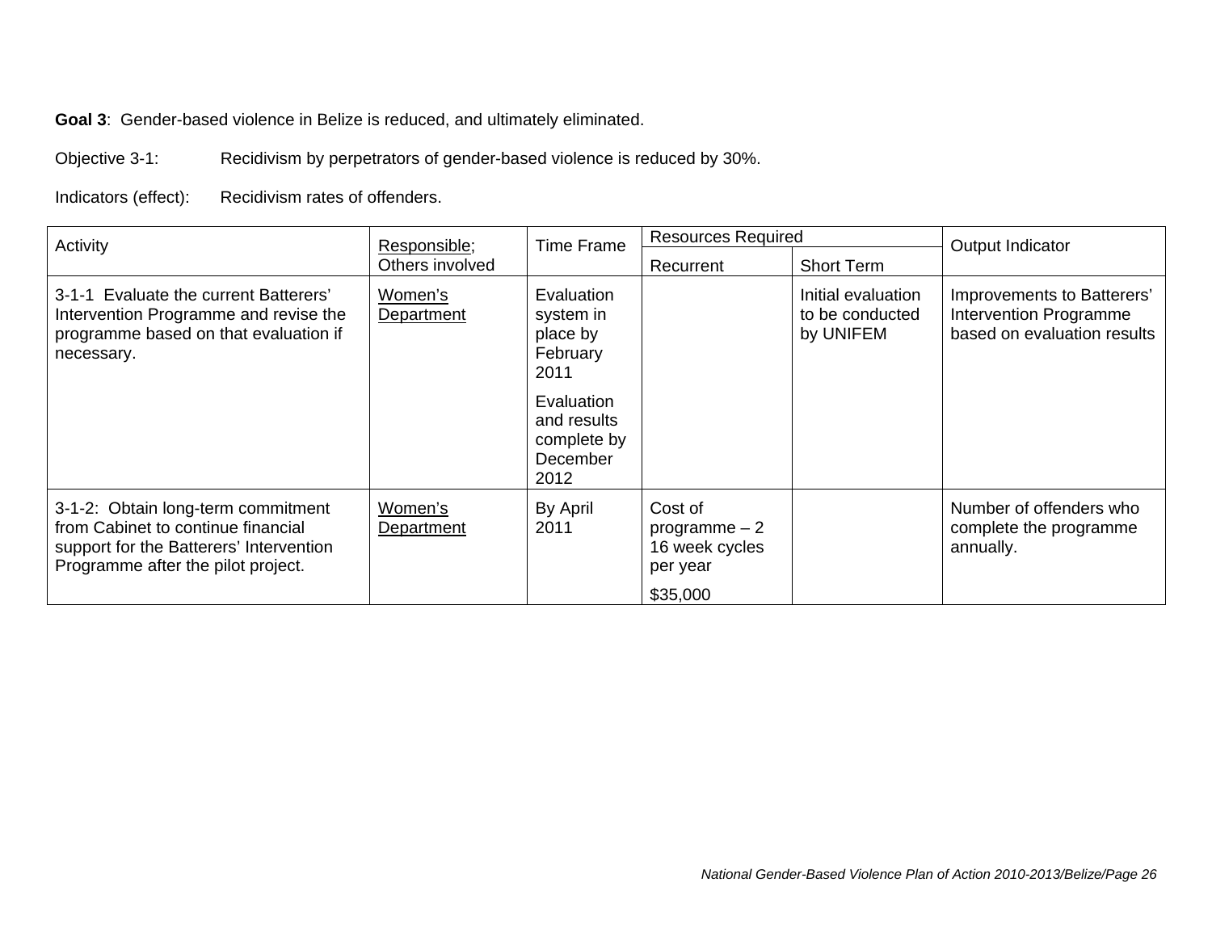**Goal 3**: Gender-based violence in Belize is reduced, and ultimately eliminated.

Objective 3-1: Recidivism by perpetrators of gender-based violence is reduced by 30%.

Indicators (effect): Recidivism rates of offenders.

| Activity | Responsible; Others involved | Time Frame | Resources Required | | Output Indicator |
|---|---|---|---|---|---|
| | | | Recurrent | Short Term | |
| 3-1-1 Evaluate the current Batterers' Intervention Programme and revise the programme based on that evaluation if necessary. | Women's Department | Evaluation system in place by February 2011<br><br>Evaluation and results complete by December 2012 | | Initial evaluation to be conducted by UNIFEM | Improvements to Batterers' Intervention Programme based on evaluation results |
| 3-1-2: Obtain long-term commitment from Cabinet to continue financial support for the Batterers' Intervention Programme after the pilot project. | Women's Department | By April 2011 | Cost of programme – 2 16 week cycles per year<br><br>$35,000 | | Number of offenders who complete the programme annually. |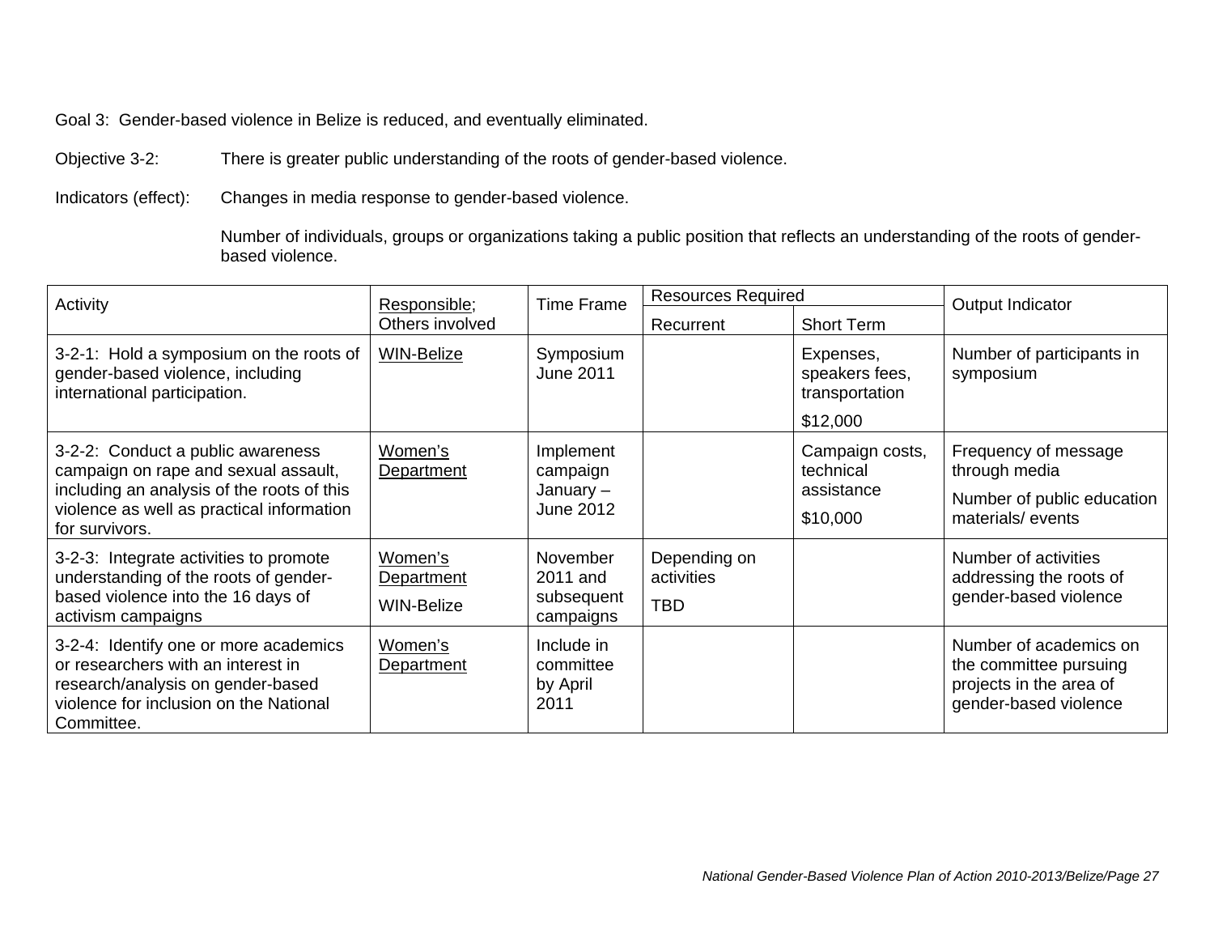Goal 3: Gender-based violence in Belize is reduced, and eventually eliminated.

Objective 3-2: There is greater public understanding of the roots of gender-based violence.

Indicators (effect): Changes in media response to gender-based violence.

Number of individuals, groups or organizations taking a public position that reflects an understanding of the roots of gender-based violence.

| Activity | Responsible; Others involved | Time Frame | Resources Required | | Output Indicator |
|---|---|---|---|---|---|
| | | | Recurrent | Short Term | |
| 3-2-1: Hold a symposium on the roots of gender-based violence, including international participation. | WIN-Belize | Symposium June 2011 | | Expenses, speakers fees, transportation<br>$12,000 | Number of participants in symposium |
| 3-2-2: Conduct a public awareness campaign on rape and sexual assault, including an analysis of the roots of this violence as well as practical information for survivors. | Women's Department | Implement campaign January – June 2012 | | Campaign costs, technical assistance<br>$10,000 | Frequency of message through media<br>Number of public education materials/ events |
| 3-2-3: Integrate activities to promote understanding of the roots of gender-based violence into the 16 days of activism campaigns | Women's Department<br>WIN-Belize | November 2011 and subsequent campaigns | Depending on activities<br>TBD | | Number of activities addressing the roots of gender-based violence |
| 3-2-4: Identify one or more academics or researchers with an interest in research/analysis on gender-based violence for inclusion on the National Committee. | Women's Department | Include in committee by April 2011 | | | Number of academics on the committee pursuing projects in the area of gender-based violence |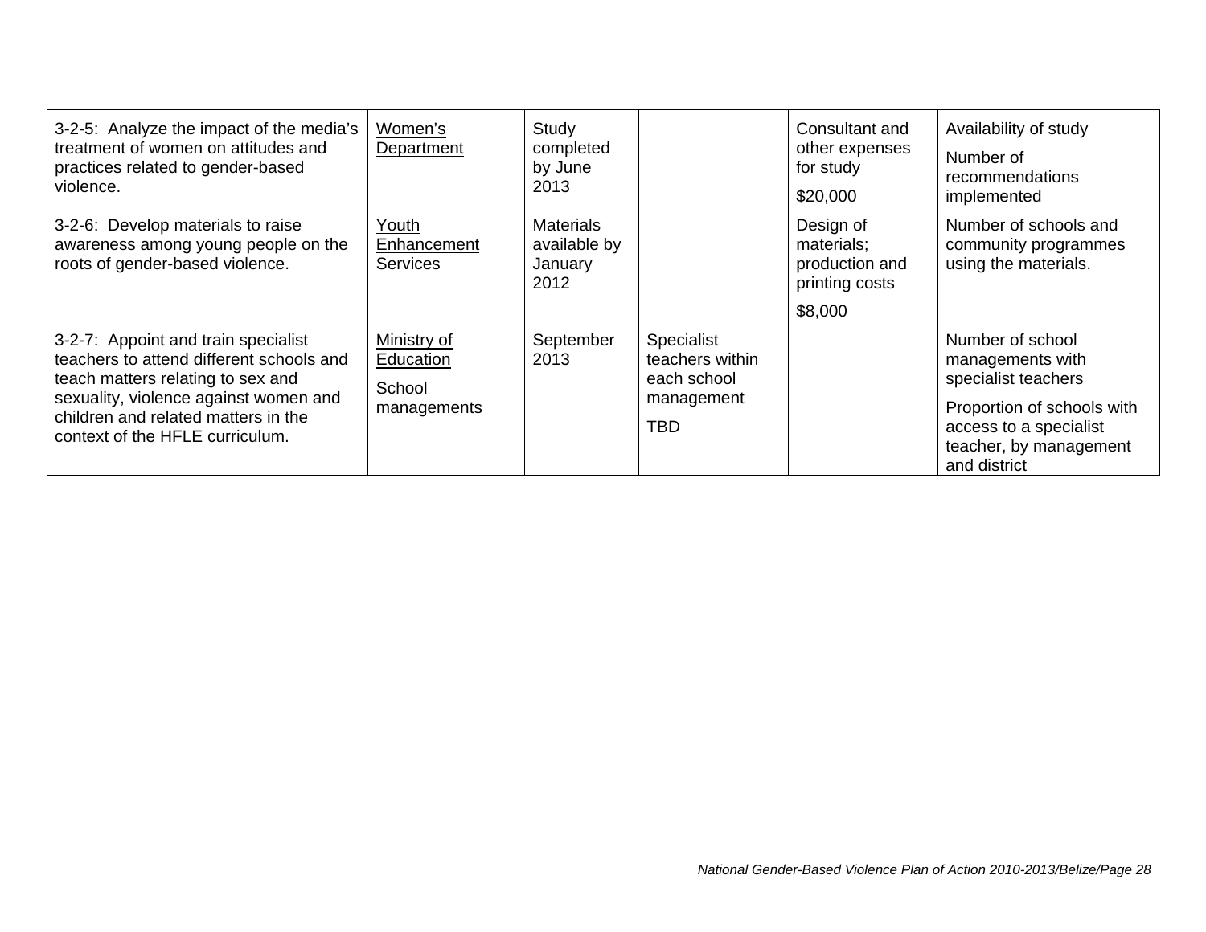| | | | | | |
|---|---|---|---|---|---|
| 3-2-5: Analyze the impact of the media's treatment of women on attitudes and practices related to gender-based violence. | Women's Department | Study completed by June 2013 | | Consultant and other expenses for study<br>$20,000 | Availability of study<br>Number of recommendations implemented |
| 3-2-6: Develop materials to raise awareness among young people on the roots of gender-based violence. | Youth Enhancement Services | Materials available by January 2012 | | Design of materials; production and printing costs<br>$8,000 | Number of schools and community programmes using the materials. |
| 3-2-7: Appoint and train specialist teachers to attend different schools and teach matters relating to sex and sexuality, violence against women and children and related matters in the context of the HFLE curriculum. | Ministry of Education<br>School managements | September 2013 | Specialist teachers within each school management<br>TBD | | Number of school managements with specialist teachers<br>Proportion of schools with access to a specialist teacher, by management and district |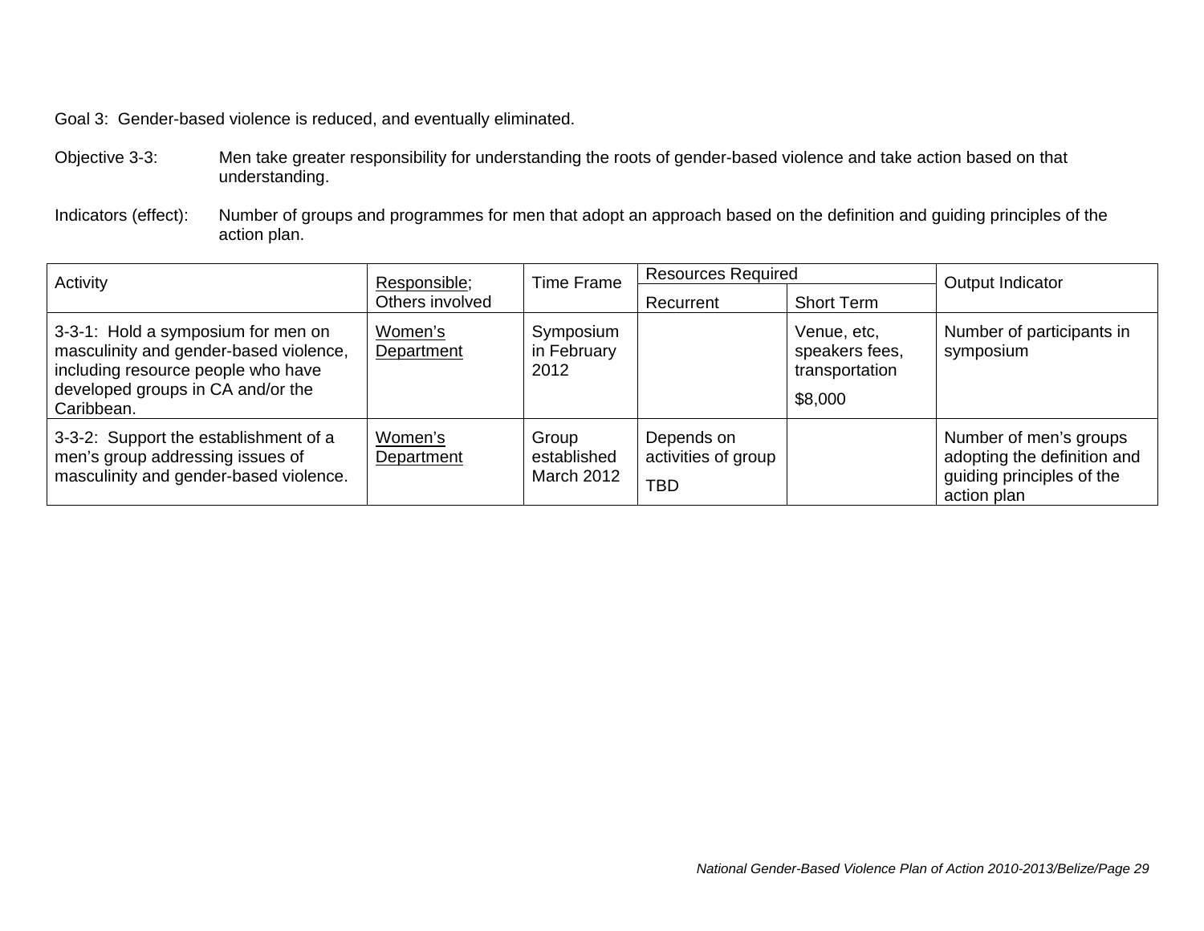Goal 3: Gender-based violence is reduced, and eventually eliminated.

Objective 3-3: Men take greater responsibility for understanding the roots of gender-based violence and take action based on that understanding.

Indicators (effect): Number of groups and programmes for men that adopt an approach based on the definition and guiding principles of the action plan.

| Activity | Responsible; Others involved | Time Frame | Resources Required | | Output Indicator |
|---|---|---|---|---|---|
| | | | Recurrent | Short Term | |
| 3-3-1: Hold a symposium for men on masculinity and gender-based violence, including resource people who have developed groups in CA and/or the Caribbean. | Women's Department | Symposium in February 2012 | | Venue, etc, speakers fees, transportation $8,000 | Number of participants in symposium |
| 3-3-2: Support the establishment of a men's group addressing issues of masculinity and gender-based violence. | Women's Department | Group established March 2012 | Depends on activities of group TBD | | Number of men's groups adopting the definition and guiding principles of the action plan |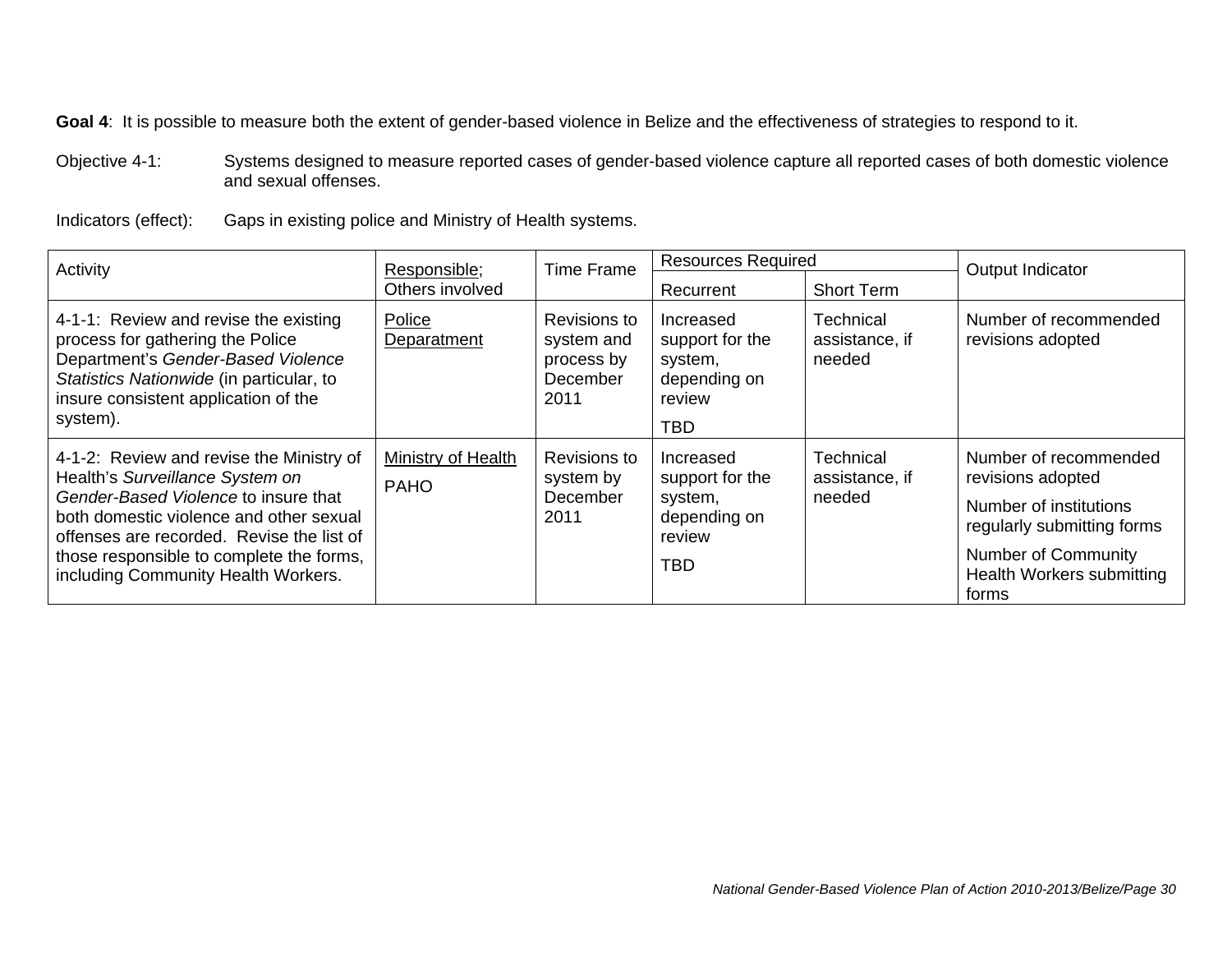**Goal 4**: It is possible to measure both the extent of gender-based violence in Belize and the effectiveness of strategies to respond to it.

Objective 4-1: Systems designed to measure reported cases of gender-based violence capture all reported cases of both domestic violence and sexual offenses.

Indicators (effect): Gaps in existing police and Ministry of Health systems.

| Activity | Responsible; Others involved | Time Frame | Resources Required | | Output Indicator |
|---|---|---|---|---|---|
| | | | Recurrent | Short Term | |
| 4-1-1: Review and revise the existing process for gathering the Police Department's *Gender-Based Violence Statistics Nationwide* (in particular, to insure consistent application of the system). | Police Deparatment | Revisions to system and process by December 2011 | Increased support for the system, depending on review<br>TBD | Technical assistance, if needed | Number of recommended revisions adopted |
| 4-1-2: Review and revise the Ministry of Health's *Surveillance System on Gender-Based Violence* to insure that both domestic violence and other sexual offenses are recorded. Revise the list of those responsible to complete the forms, including Community Health Workers. | Ministry of Health<br>PAHO | Revisions to system by December 2011 | Increased support for the system, depending on review<br>TBD | Technical assistance, if needed | Number of recommended revisions adopted<br>Number of institutions regularly submitting forms<br>Number of Community Health Workers submitting forms |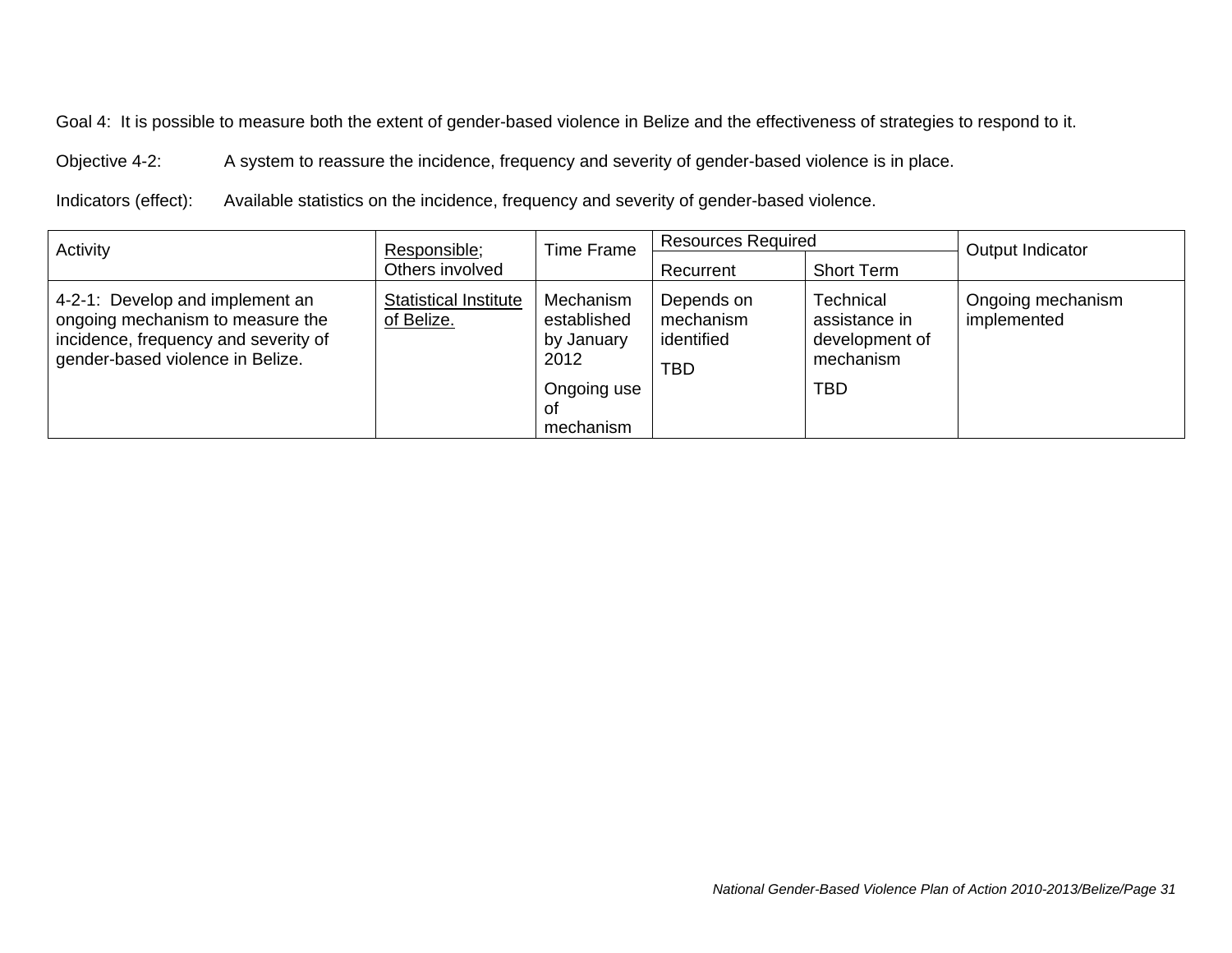Goal 4: It is possible to measure both the extent of gender-based violence in Belize and the effectiveness of strategies to respond to it.

Objective 4-2: A system to reassure the incidence, frequency and severity of gender-based violence is in place.

Indicators (effect): Available statistics on the incidence, frequency and severity of gender-based violence.

| Activity | Responsible; Others involved | Time Frame | Resources Required | | Output Indicator |
|---|---|---|---|---|---|
| | | | Recurrent | Short Term | |
| 4-2-1: Develop and implement an ongoing mechanism to measure the incidence, frequency and severity of gender-based violence in Belize. | Statistical Institute of Belize. | Mechanism established by January 2012<br>Ongoing use of mechanism | Depends on mechanism identified<br>TBD | Technical assistance in development of mechanism<br>TBD | Ongoing mechanism implemented |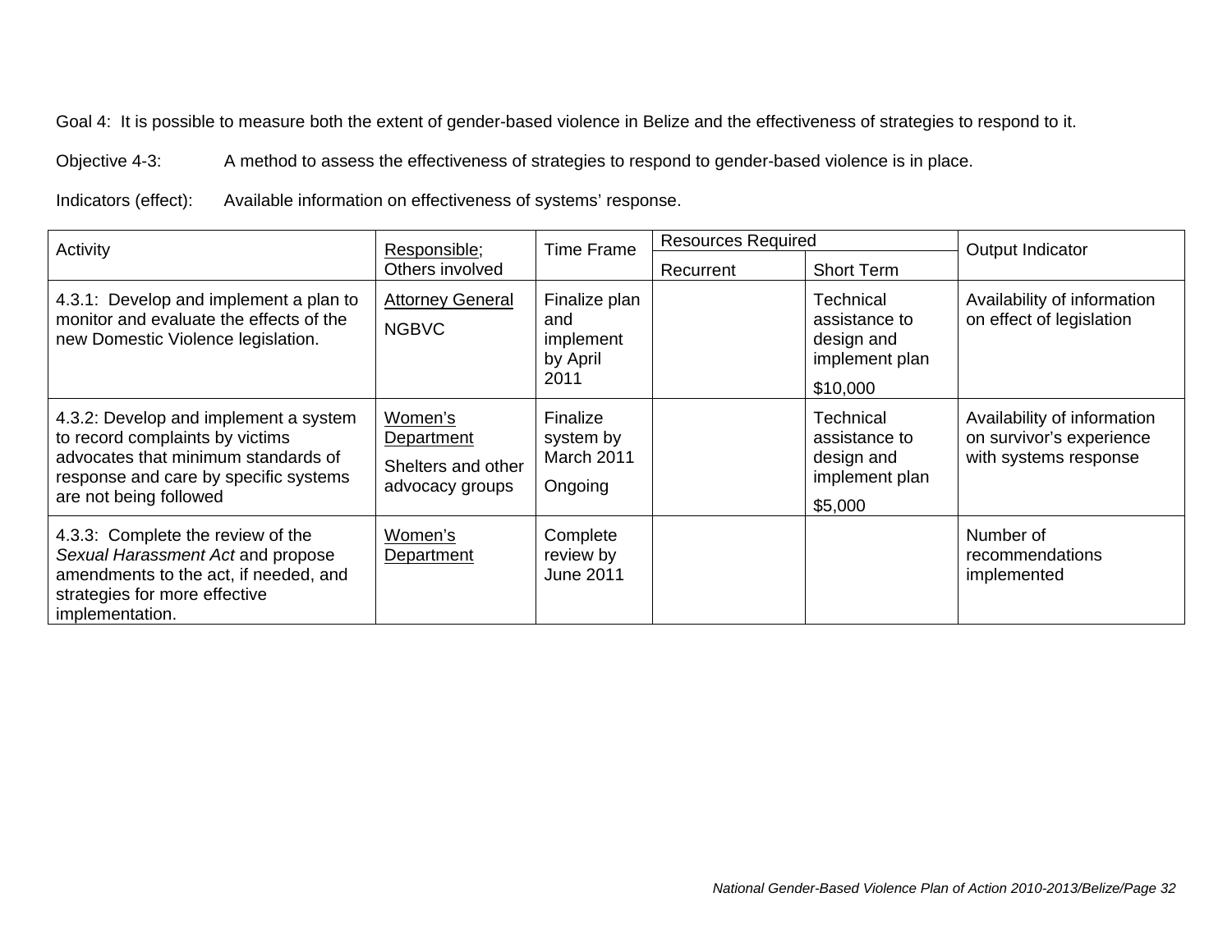Goal 4: It is possible to measure both the extent of gender-based violence in Belize and the effectiveness of strategies to respond to it.

Objective 4-3: A method to assess the effectiveness of strategies to respond to gender-based violence is in place.

Indicators (effect): Available information on effectiveness of systems' response.

| Activity | Responsible; Others involved | Time Frame | Resources Required | | Output Indicator |
|---|---|---|---|---|---|
| | | | Recurrent | Short Term | |
| 4.3.1: Develop and implement a plan to monitor and evaluate the effects of the new Domestic Violence legislation. | Attorney General<br>NGBVC | Finalize plan and implement by April 2011 | | Technical assistance to design and implement plan<br>$10,000 | Availability of information on effect of legislation |
| 4.3.2: Develop and implement a system to record complaints by victims advocates that minimum standards of response and care by specific systems are not being followed | Women's Department<br>Shelters and other advocacy groups | Finalize system by March 2011<br>Ongoing | | Technical assistance to design and implement plan<br>$5,000 | Availability of information on survivor's experience with systems response |
| 4.3.3: Complete the review of the *Sexual Harassment Act* and propose amendments to the act, if needed, and strategies for more effective implementation. | Women's Department | Complete review by June 2011 | | | Number of recommendations implemented |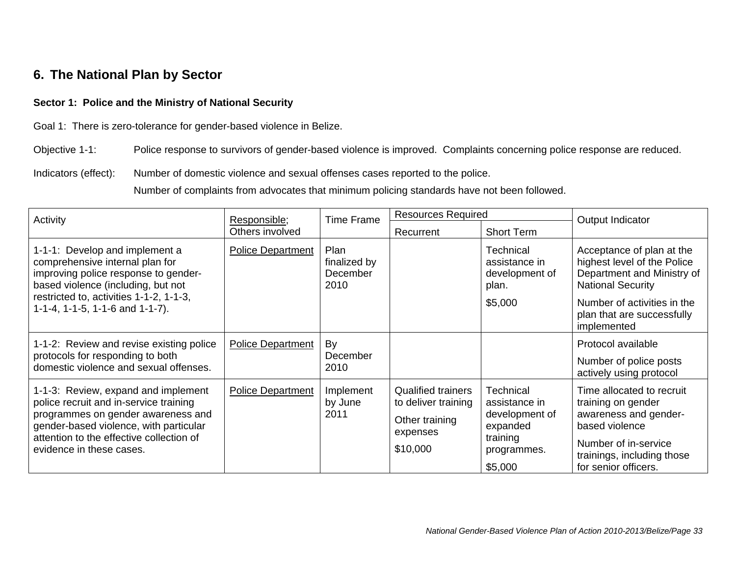## 6. The National Plan by Sector

**Sector 1: Police and the Ministry of National Security**

Goal 1: There is zero-tolerance for gender-based violence in Belize.

Objective 1-1: Police response to survivors of gender-based violence is improved. Complaints concerning police response are reduced.

Indicators (effect): Number of domestic violence and sexual offenses cases reported to the police.

Number of complaints from advocates that minimum policing standards have not been followed.

| Activity | Responsible; Others involved | Time Frame | Resources Required | | Output Indicator |
|---|---|---|---|---|---|
| | | | Recurrent | Short Term | |
| 1-1-1: Develop and implement a comprehensive internal plan for improving police response to gender-based violence (including, but not restricted to, activities 1-1-2, 1-1-3, 1-1-4, 1-1-5, 1-1-6 and 1-1-7). | Police Department | Plan finalized by December 2010 | | Technical assistance in development of plan. $5,000 | Acceptance of plan at the highest level of the Police Department and Ministry of National Security. Number of activities in the plan that are successfully implemented |
| 1-1-2: Review and revise existing police protocols for responding to both domestic violence and sexual offenses. | Police Department | By December 2010 | | | Protocol available. Number of police posts actively using protocol |
| 1-1-3: Review, expand and implement police recruit and in-service training programmes on gender awareness and gender-based violence, with particular attention to the effective collection of evidence in these cases. | Police Department | Implement by June 2011 | Qualified trainers to deliver training. Other training expenses. $10,000 | Technical assistance in development of expanded training programmes. $5,000 | Time allocated to recruit training on gender awareness and gender-based violence. Number of in-service trainings, including those for senior officers. |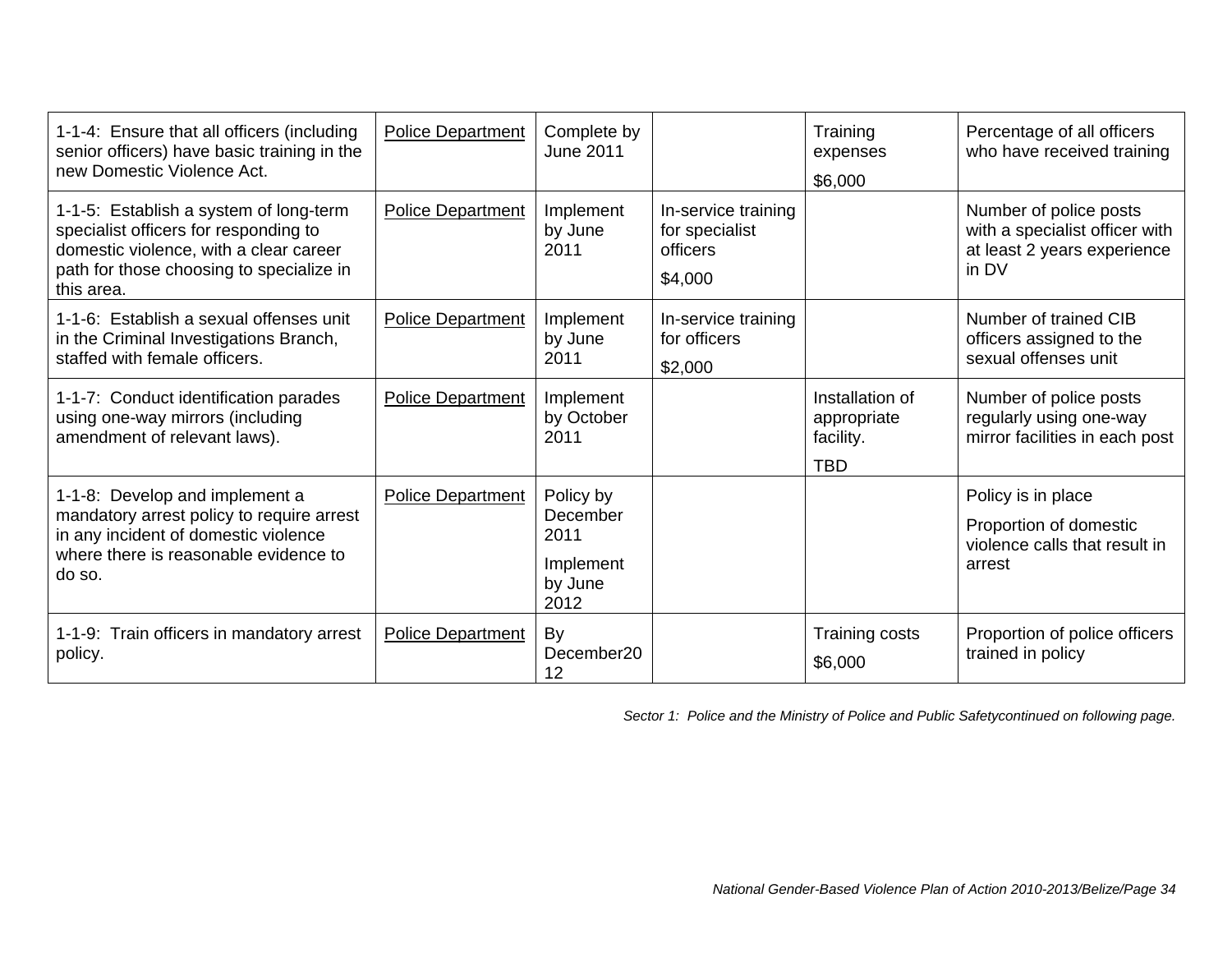| | | | | | |
|---|---|---|---|---|---|
| 1-1-4: Ensure that all officers (including senior officers) have basic training in the new Domestic Violence Act. | Police Department | Complete by June 2011 | | Training expenses<br>$6,000 | Percentage of all officers who have received training |
| 1-1-5: Establish a system of long-term specialist officers for responding to domestic violence, with a clear career path for those choosing to specialize in this area. | Police Department | Implement by June 2011 | In-service training for specialist officers<br>$4,000 | | Number of police posts with a specialist officer with at least 2 years experience in DV |
| 1-1-6: Establish a sexual offenses unit in the Criminal Investigations Branch, staffed with female officers. | Police Department | Implement by June 2011 | In-service training for officers<br>$2,000 | | Number of trained CIB officers assigned to the sexual offenses unit |
| 1-1-7: Conduct identification parades using one-way mirrors (including amendment of relevant laws). | Police Department | Implement by October 2011 | | Installation of appropriate facility.<br>TBD | Number of police posts regularly using one-way mirror facilities in each post |
| 1-1-8: Develop and implement a mandatory arrest policy to require arrest in any incident of domestic violence where there is reasonable evidence to do so. | Police Department | Policy by December 2011<br>Implement by June 2012 | | | Policy is in place<br>Proportion of domestic violence calls that result in arrest |
| 1-1-9: Train officers in mandatory arrest policy. | Police Department | By December2012 | | Training costs<br>$6,000 | Proportion of police officers trained in policy |

*Sector 1: Police and the Ministry of Police and Public Safetycontinued on following page.*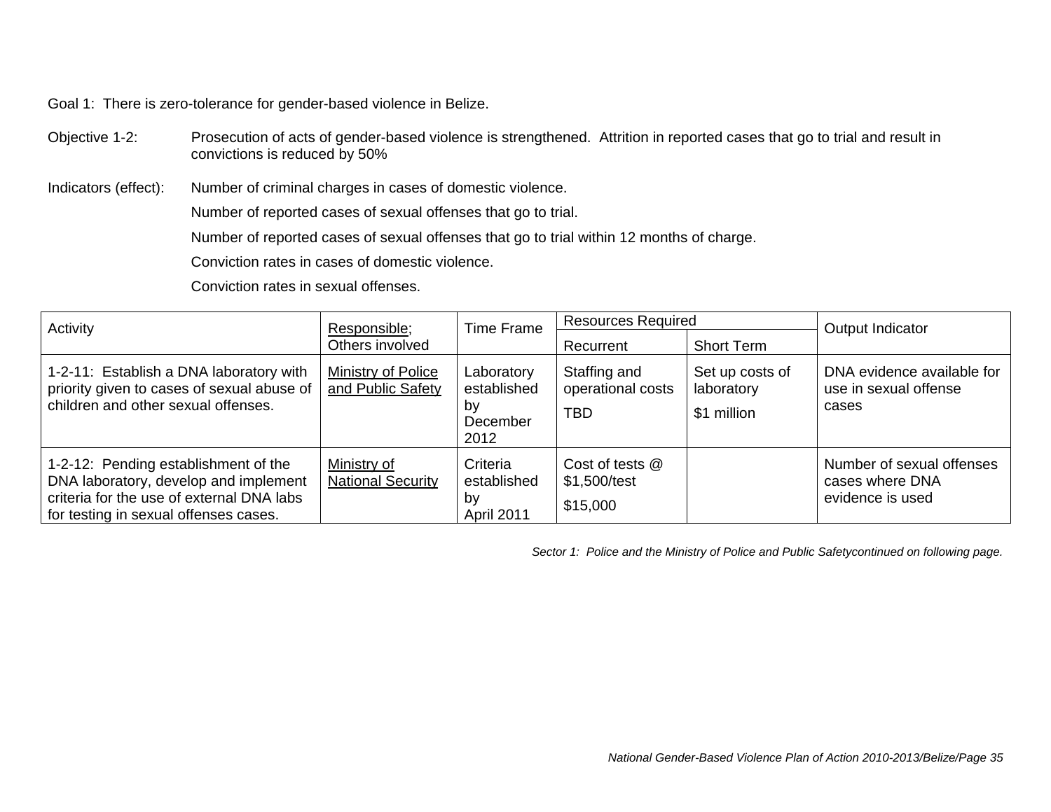Goal 1: There is zero-tolerance for gender-based violence in Belize.

Objective 1-2: Prosecution of acts of gender-based violence is strengthened. Attrition in reported cases that go to trial and result in convictions is reduced by 50%

Indicators (effect): Number of criminal charges in cases of domestic violence.

Number of reported cases of sexual offenses that go to trial.

Number of reported cases of sexual offenses that go to trial within 12 months of charge.

Conviction rates in cases of domestic violence.

Conviction rates in sexual offenses.

| Activity | Responsible; Others involved | Time Frame | Resources Required | | Output Indicator |
|---|---|---|---|---|---|
| | | | Recurrent | Short Term | |
| 1-2-11: Establish a DNA laboratory with priority given to cases of sexual abuse of children and other sexual offenses. | Ministry of Police and Public Safety | Laboratory established by December 2012 | Staffing and operational costs<br>TBD | Set up costs of laboratory<br>$1 million | DNA evidence available for use in sexual offense cases |
| 1-2-12: Pending establishment of the DNA laboratory, develop and implement criteria for the use of external DNA labs for testing in sexual offenses cases. | Ministry of National Security | Criteria established by April 2011 | Cost of tests @ $1,500/test<br>$15,000 | | Number of sexual offenses cases where DNA evidence is used |

*Sector 1: Police and the Ministry of Police and Public Safetycontinued on following page.*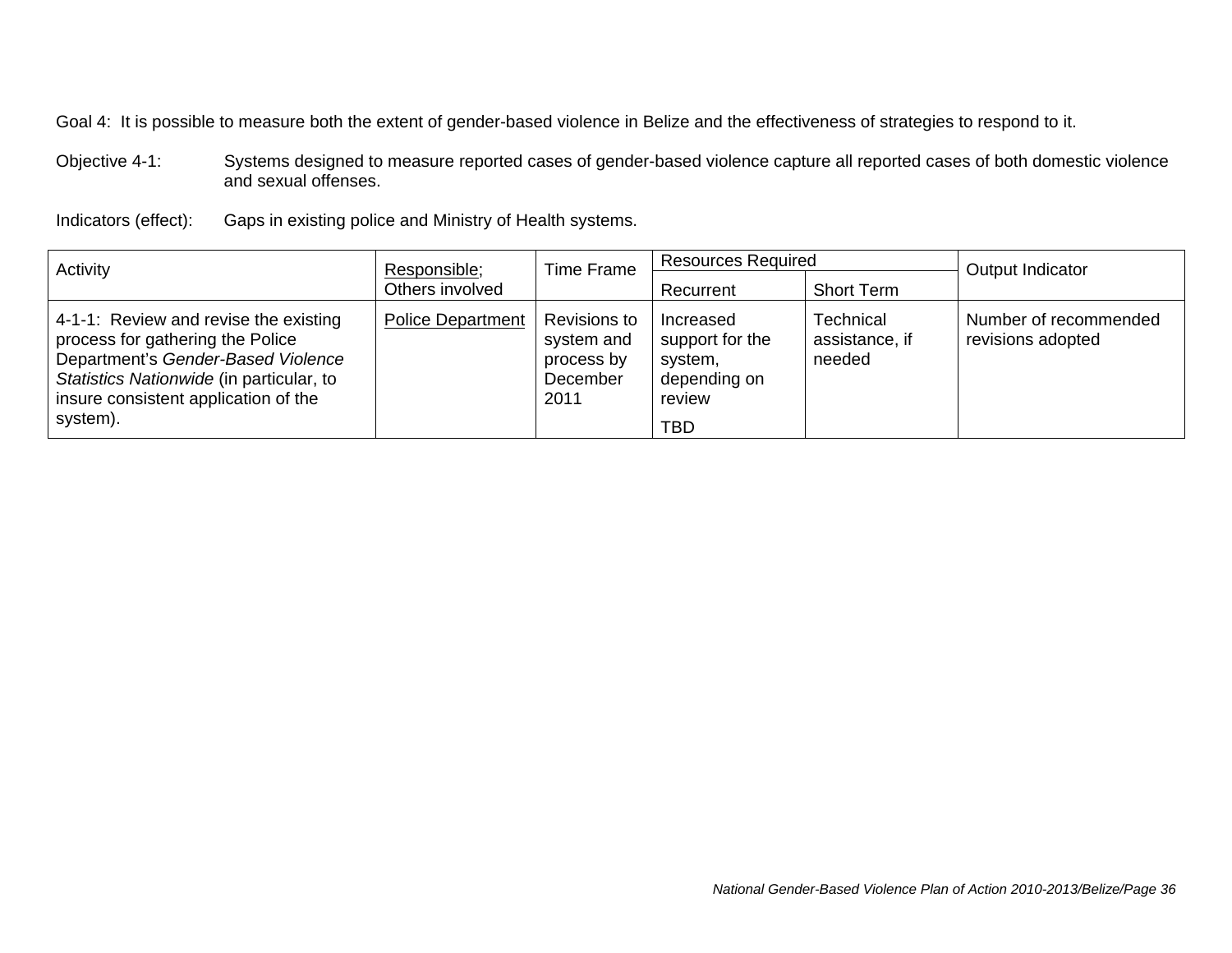Goal 4: It is possible to measure both the extent of gender-based violence in Belize and the effectiveness of strategies to respond to it.

Objective 4-1: Systems designed to measure reported cases of gender-based violence capture all reported cases of both domestic violence and sexual offenses.

Indicators (effect): Gaps in existing police and Ministry of Health systems.

| Activity | Responsible; Others involved | Time Frame | Resources Required | | Output Indicator |
|---|---|---|---|---|---|
| | | | Recurrent | Short Term | |
| 4-1-1: Review and revise the existing process for gathering the Police Department's *Gender-Based Violence Statistics Nationwide* (in particular, to insure consistent application of the system). | Police Department | Revisions to system and process by December 2011 | Increased support for the system, depending on review<br>TBD | Technical assistance, if needed | Number of recommended revisions adopted |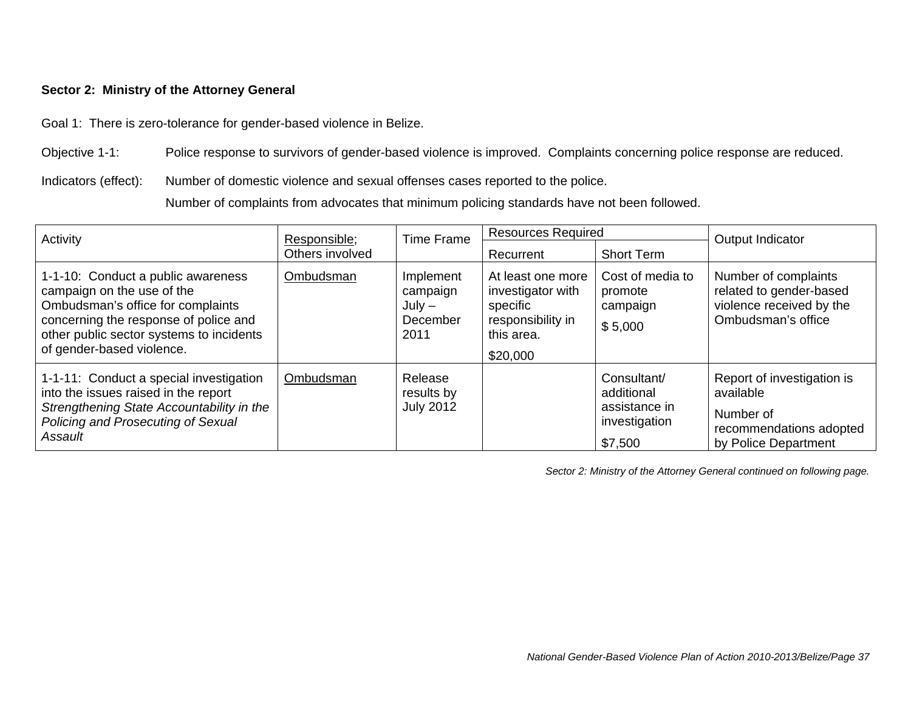**Sector 2: Ministry of the Attorney General**

Goal 1: There is zero-tolerance for gender-based violence in Belize.

Objective 1-1: Police response to survivors of gender-based violence is improved. Complaints concerning police response are reduced.

Indicators (effect): Number of domestic violence and sexual offenses cases reported to the police.

Number of complaints from advocates that minimum policing standards have not been followed.

| Activity | Responsible; Others involved | Time Frame | Resources Required | | Output Indicator |
|---|---|---|---|---|---|
| | | | Recurrent | Short Term | |
| 1-1-10: Conduct a public awareness campaign on the use of the Ombudsman's office for complaints concerning the response of police and other public sector systems to incidents of gender-based violence. | Ombudsman | Implement campaign July – December 2011 | At least one more investigator with specific responsibility in this area. $20,000 | Cost of media to promote campaign $ 5,000 | Number of complaints related to gender-based violence received by the Ombudsman's office |
| 1-1-11: Conduct a special investigation into the issues raised in the report *Strengthening State Accountability in the Policing and Prosecuting of Sexual Assault* | Ombudsman | Release results by July 2012 | | Consultant/ additional assistance in investigation $7,500 | Report of investigation is available<br>Number of recommendations adopted by Police Department |

*Sector 2: Ministry of the Attorney General continued on following page.*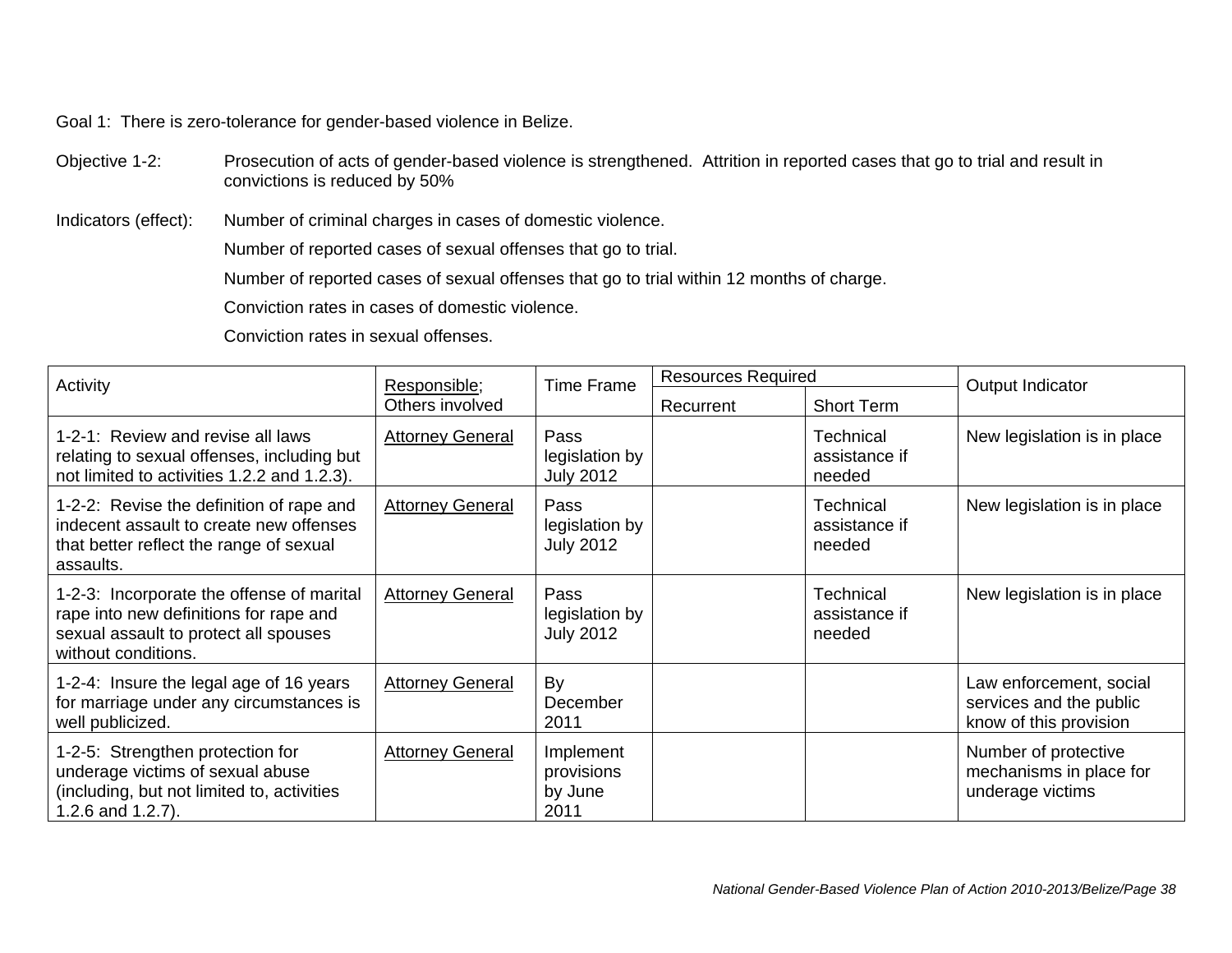Goal 1: There is zero-tolerance for gender-based violence in Belize.

Objective 1-2: Prosecution of acts of gender-based violence is strengthened. Attrition in reported cases that go to trial and result in convictions is reduced by 50%

Indicators (effect): Number of criminal charges in cases of domestic violence.

Number of reported cases of sexual offenses that go to trial.

Number of reported cases of sexual offenses that go to trial within 12 months of charge.

Conviction rates in cases of domestic violence.

Conviction rates in sexual offenses.

| Activity | Responsible; Others involved | Time Frame | Resources Required | | Output Indicator |
|---|---|---|---|---|---|
| | | | Recurrent | Short Term | |
| 1-2-1: Review and revise all laws relating to sexual offenses, including but not limited to activities 1.2.2 and 1.2.3). | Attorney General | Pass legislation by July 2012 | | Technical assistance if needed | New legislation is in place |
| 1-2-2: Revise the definition of rape and indecent assault to create new offenses that better reflect the range of sexual assaults. | Attorney General | Pass legislation by July 2012 | | Technical assistance if needed | New legislation is in place |
| 1-2-3: Incorporate the offense of marital rape into new definitions for rape and sexual assault to protect all spouses without conditions. | Attorney General | Pass legislation by July 2012 | | Technical assistance if needed | New legislation is in place |
| 1-2-4: Insure the legal age of 16 years for marriage under any circumstances is well publicized. | Attorney General | By December 2011 | | | Law enforcement, social services and the public know of this provision |
| 1-2-5: Strengthen protection for underage victims of sexual abuse (including, but not limited to, activities 1.2.6 and 1.2.7). | Attorney General | Implement provisions by June 2011 | | | Number of protective mechanisms in place for underage victims |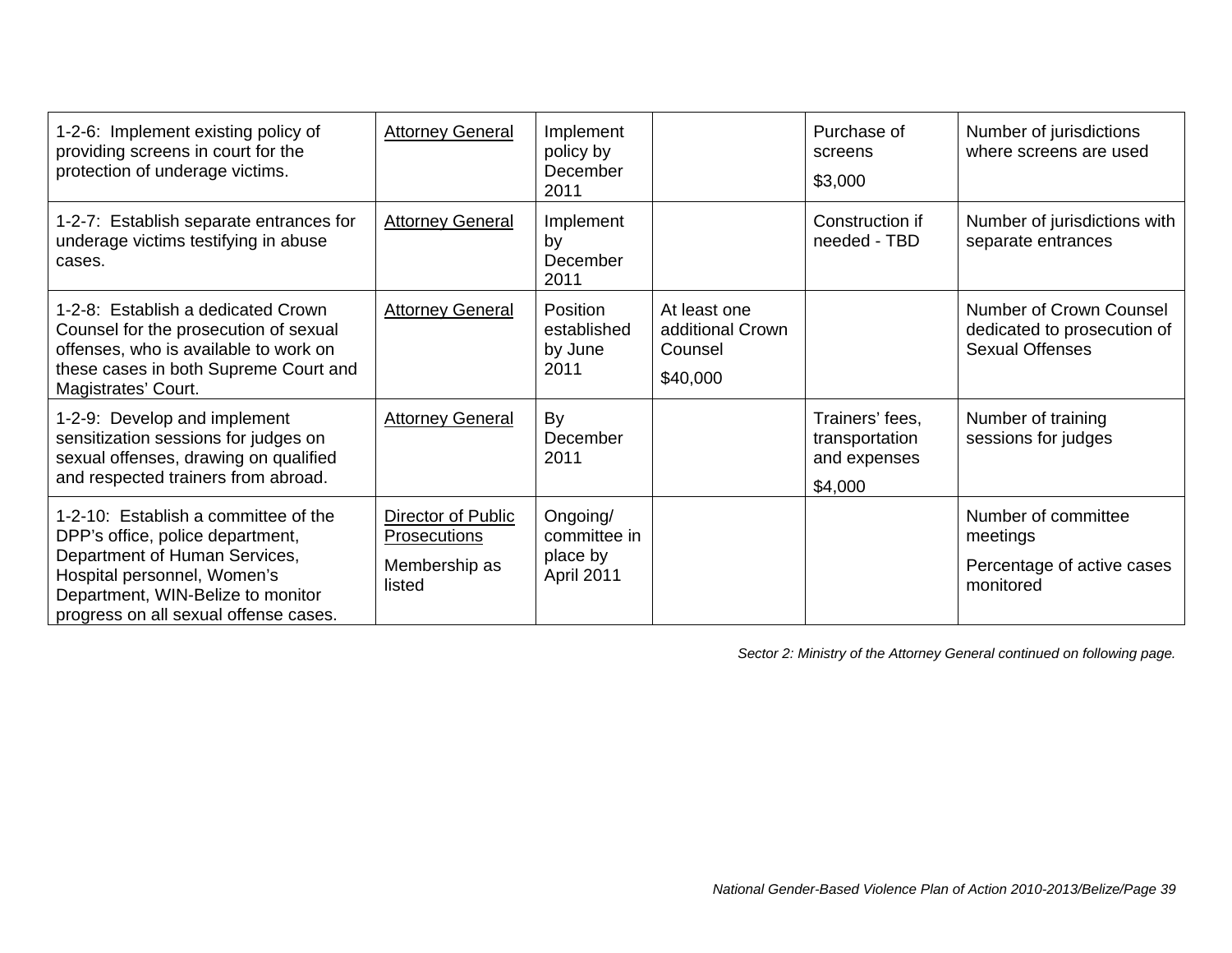| | | | | | |
|---|---|---|---|---|---|
| 1-2-6: Implement existing policy of providing screens in court for the protection of underage victims. | Attorney General | Implement policy by December 2011 | | Purchase of screens<br>$3,000 | Number of jurisdictions where screens are used |
| 1-2-7: Establish separate entrances for underage victims testifying in abuse cases. | Attorney General | Implement by December 2011 | | Construction if needed - TBD | Number of jurisdictions with separate entrances |
| 1-2-8: Establish a dedicated Crown Counsel for the prosecution of sexual offenses, who is available to work on these cases in both Supreme Court and Magistrates' Court. | Attorney General | Position established by June 2011 | At least one additional Crown Counsel<br>$40,000 | | Number of Crown Counsel dedicated to prosecution of Sexual Offenses |
| 1-2-9: Develop and implement sensitization sessions for judges on sexual offenses, drawing on qualified and respected trainers from abroad. | Attorney General | By December 2011 | | Trainers' fees, transportation and expenses<br>$4,000 | Number of training sessions for judges |
| 1-2-10: Establish a committee of the DPP's office, police department, Department of Human Services, Hospital personnel, Women's Department, WIN-Belize to monitor progress on all sexual offense cases. | Director of Public Prosecutions<br>Membership as listed | Ongoing/ committee in place by April 2011 | | | Number of committee meetings<br>Percentage of active cases monitored |

*Sector 2: Ministry of the Attorney General continued on following page.*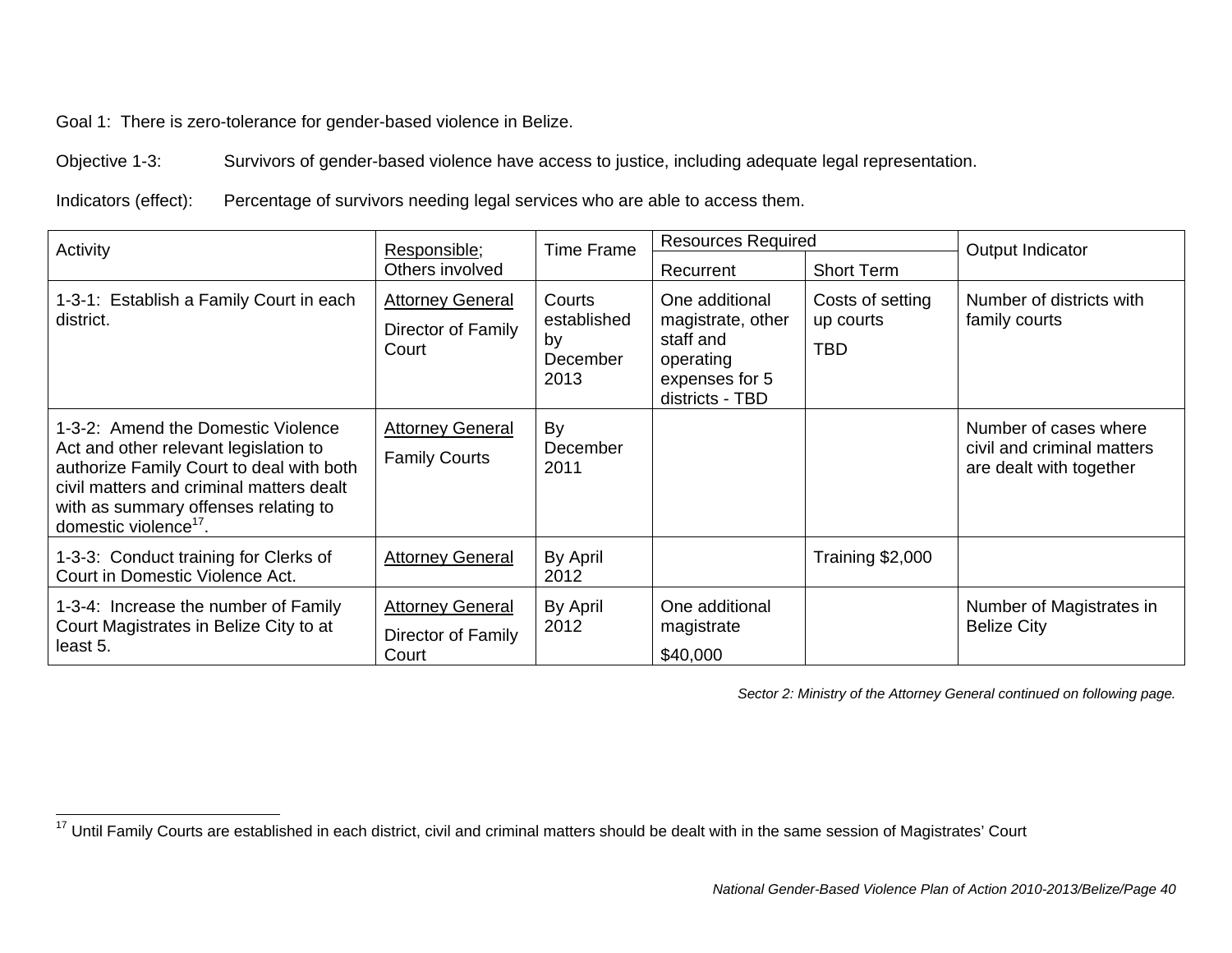Goal 1: There is zero-tolerance for gender-based violence in Belize.

Objective 1-3: Survivors of gender-based violence have access to justice, including adequate legal representation.

Indicators (effect): Percentage of survivors needing legal services who are able to access them.

| Activity | Responsible; Others involved | Time Frame | Resources Required | | Output Indicator |
|---|---|---|---|---|---|
| | | | Recurrent | Short Term | |
| 1-3-1: Establish a Family Court in each district. | Attorney General<br>Director of Family Court | Courts established by December 2013 | One additional magistrate, other staff and operating expenses for 5 districts - TBD | Costs of setting up courts<br>TBD | Number of districts with family courts |
| 1-3-2: Amend the Domestic Violence Act and other relevant legislation to authorize Family Court to deal with both civil matters and criminal matters dealt with as summary offenses relating to domestic violence[17]. | Attorney General<br>Family Courts | By December 2011 | | | Number of cases where civil and criminal matters are dealt with together |
| 1-3-3: Conduct training for Clerks of Court in Domestic Violence Act. | Attorney General | By April 2012 | | Training $2,000 | |
| 1-3-4: Increase the number of Family Court Magistrates in Belize City to at least 5. | Attorney General<br>Director of Family Court | By April 2012 | One additional magistrate<br>$40,000 | | Number of Magistrates in Belize City |

*Sector 2: Ministry of the Attorney General continued on following page.*

[17] Until Family Courts are established in each district, civil and criminal matters should be dealt with in the same session of Magistrates' Court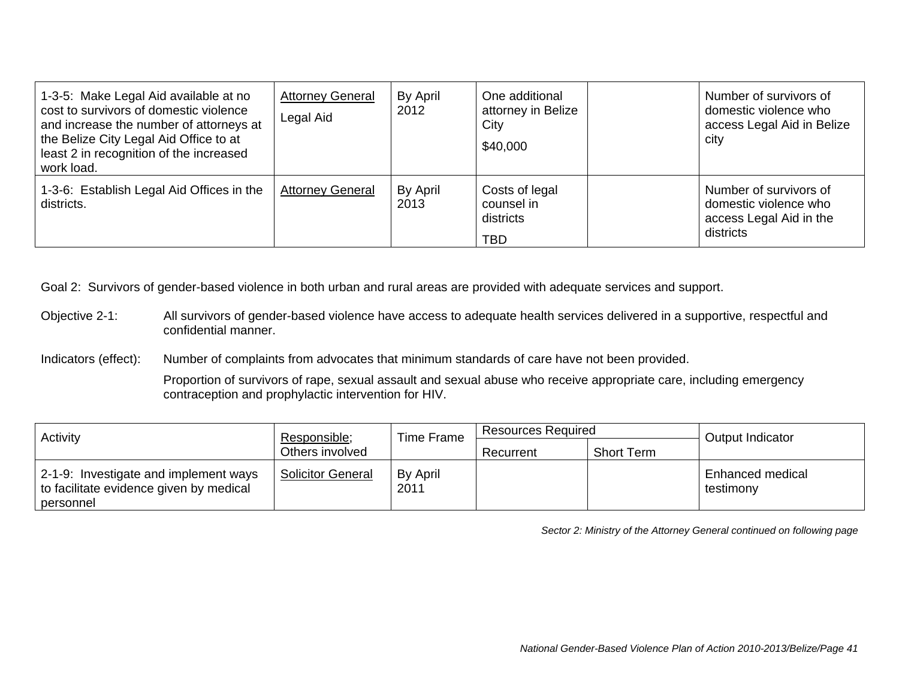| | | | | | |
|---|---|---|---|---|---|
| 1-3-5: Make Legal Aid available at no cost to survivors of domestic violence and increase the number of attorneys at the Belize City Legal Aid Office to at least 2 in recognition of the increased work load. | <u>Attorney General</u><br>Legal Aid | By April 2012 | One additional attorney in Belize City<br>$40,000 | | Number of survivors of domestic violence who access Legal Aid in Belize city |
| 1-3-6: Establish Legal Aid Offices in the districts. | <u>Attorney General</u> | By April 2013 | Costs of legal counsel in districts<br>TBD | | Number of survivors of domestic violence who access Legal Aid in the districts |

Goal 2: Survivors of gender-based violence in both urban and rural areas are provided with adequate services and support.

Objective 2-1: All survivors of gender-based violence have access to adequate health services delivered in a supportive, respectful and confidential manner.

Indicators (effect): Number of complaints from advocates that minimum standards of care have not been provided.

Proportion of survivors of rape, sexual assault and sexual abuse who receive appropriate care, including emergency contraception and prophylactic intervention for HIV.

| Activity | <u>Responsible</u>; Others involved | Time Frame | Resources Required | | Output Indicator |
|---|---|---|---|---|---|
| | | | Recurrent | Short Term | |
| 2-1-9: Investigate and implement ways to facilitate evidence given by medical personnel | <u>Solicitor General</u> | By April 2011 | | | Enhanced medical testimony |

*Sector 2: Ministry of the Attorney General continued on following page*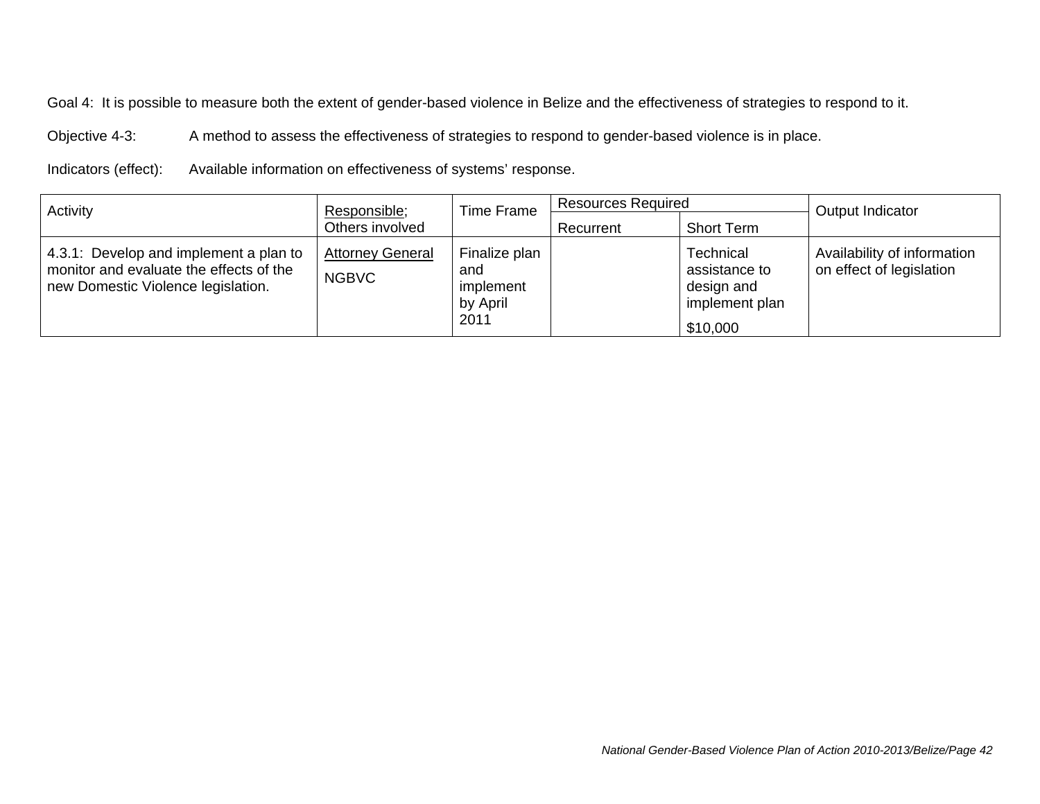Goal 4: It is possible to measure both the extent of gender-based violence in Belize and the effectiveness of strategies to respond to it.

Objective 4-3: A method to assess the effectiveness of strategies to respond to gender-based violence is in place.

Indicators (effect): Available information on effectiveness of systems' response.

| Activity | Responsible; Others involved | Time Frame | Resources Required | | Output Indicator |
|---|---|---|---|---|---|
| | | | Recurrent | Short Term | |
| 4.3.1: Develop and implement a plan to monitor and evaluate the effects of the new Domestic Violence legislation. | Attorney General<br>NGBVC | Finalize plan and implement by April 2011 | | Technical assistance to design and implement plan<br>$10,000 | Availability of information on effect of legislation |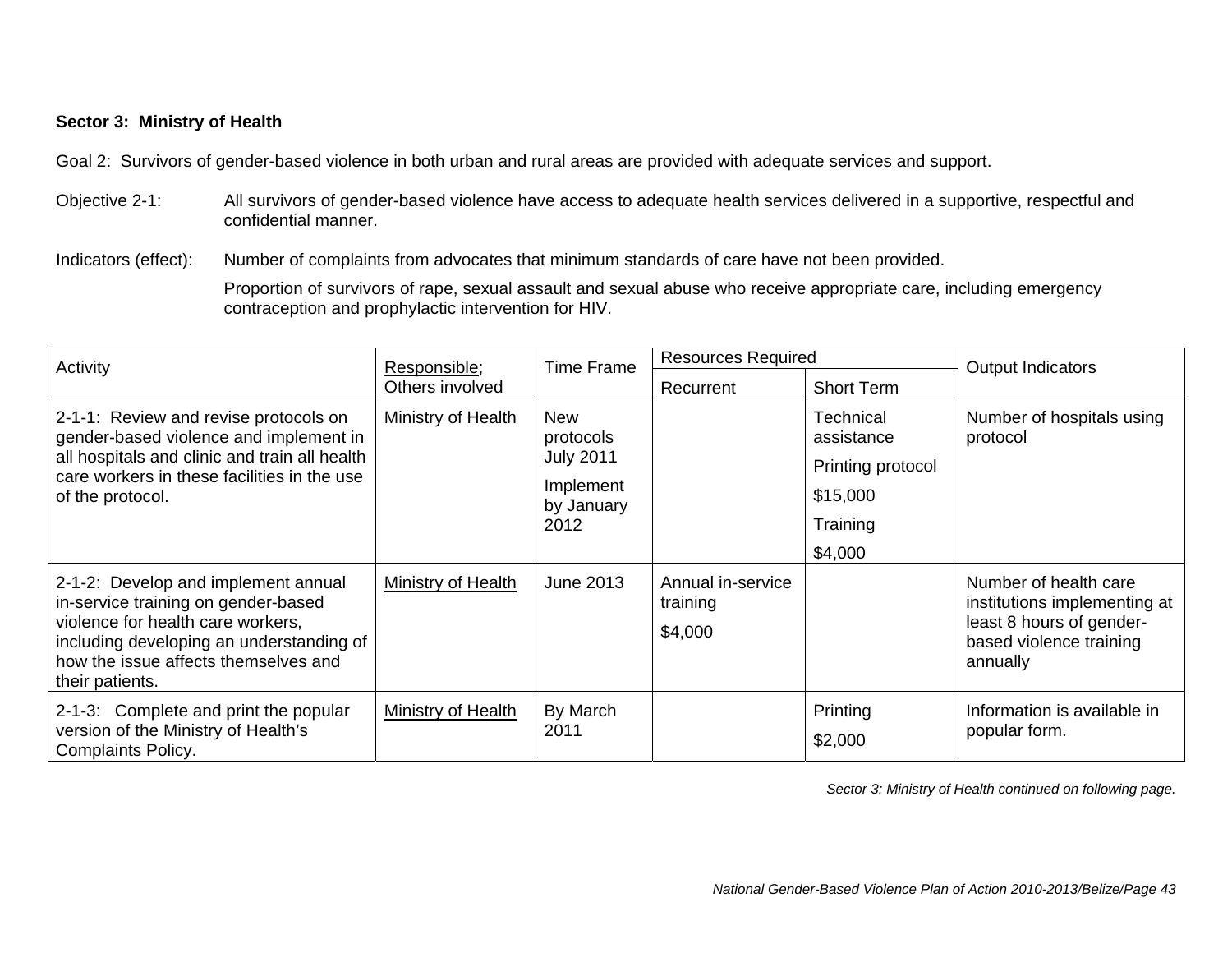**Sector 3: Ministry of Health**

Goal 2: Survivors of gender-based violence in both urban and rural areas are provided with adequate services and support.

Objective 2-1: All survivors of gender-based violence have access to adequate health services delivered in a supportive, respectful and confidential manner.

Indicators (effect): Number of complaints from advocates that minimum standards of care have not been provided.

Proportion of survivors of rape, sexual assault and sexual abuse who receive appropriate care, including emergency contraception and prophylactic intervention for HIV.

| Activity | Responsible; Others involved | Time Frame | Resources Required | | Output Indicators |
|---|---|---|---|---|---|
| | | | Recurrent | Short Term | |
| 2-1-1: Review and revise protocols on gender-based violence and implement in all hospitals and clinic and train all health care workers in these facilities in the use of the protocol. | Ministry of Health | New protocols July 2011<br><br>Implement by January 2012 | | Technical assistance<br><br>Printing protocol<br><br>$15,000<br><br>Training<br><br>$4,000 | Number of hospitals using protocol |
| 2-1-2: Develop and implement annual in-service training on gender-based violence for health care workers, including developing an understanding of how the issue affects themselves and their patients. | Ministry of Health | June 2013 | Annual in-service training<br><br>$4,000 | | Number of health care institutions implementing at least 8 hours of gender-based violence training annually |
| 2-1-3: Complete and print the popular version of the Ministry of Health's Complaints Policy. | Ministry of Health | By March 2011 | | Printing<br><br>$2,000 | Information is available in popular form. |

*Sector 3: Ministry of Health continued on following page.*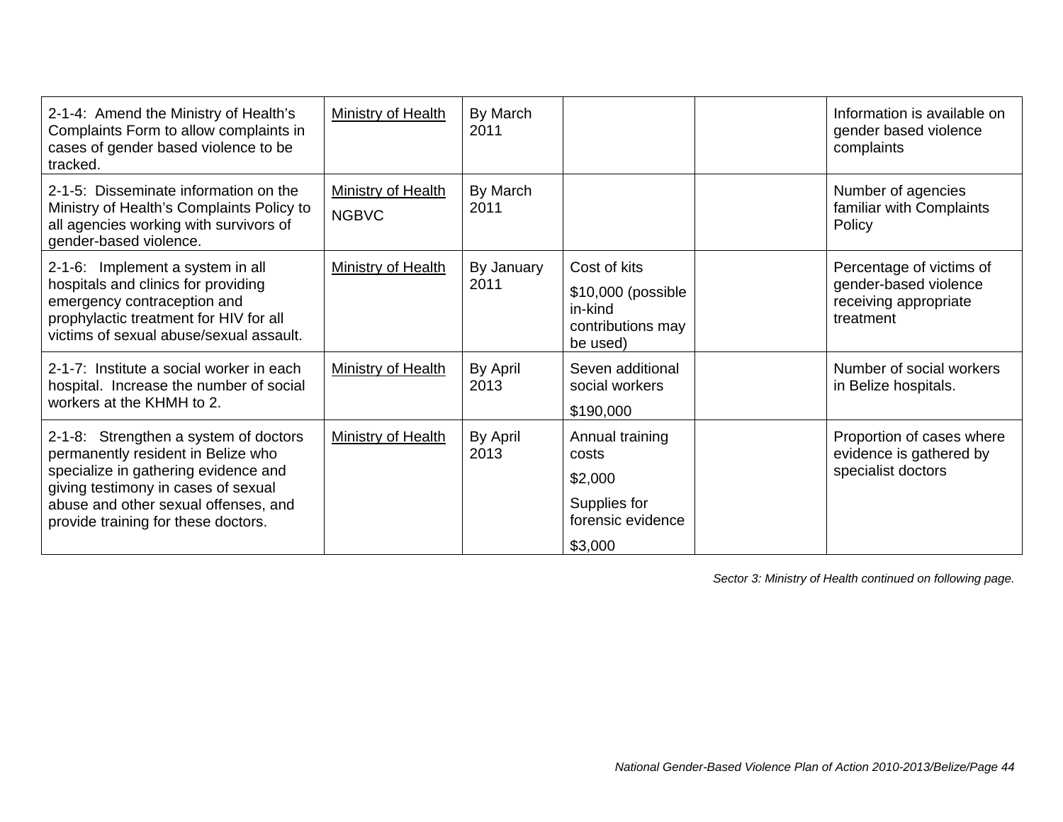| | | | | | |
|---|---|---|---|---|---|
| 2-1-4: Amend the Ministry of Health's Complaints Form to allow complaints in cases of gender based violence to be tracked. | Ministry of Health | By March 2011 | | | Information is available on gender based violence complaints |
| 2-1-5: Disseminate information on the Ministry of Health's Complaints Policy to all agencies working with survivors of gender-based violence. | Ministry of Health<br>NGBVC | By March 2011 | | | Number of agencies familiar with Complaints Policy |
| 2-1-6: Implement a system in all hospitals and clinics for providing emergency contraception and prophylactic treatment for HIV for all victims of sexual abuse/sexual assault. | Ministry of Health | By January 2011 | Cost of kits<br>$10,000 (possible in-kind contributions may be used) | | Percentage of victims of gender-based violence receiving appropriate treatment |
| 2-1-7: Institute a social worker in each hospital. Increase the number of social workers at the KHMH to 2. | Ministry of Health | By April 2013 | Seven additional social workers<br>$190,000 | | Number of social workers in Belize hospitals. |
| 2-1-8: Strengthen a system of doctors permanently resident in Belize who specialize in gathering evidence and giving testimony in cases of sexual abuse and other sexual offenses, and provide training for these doctors. | Ministry of Health | By April 2013 | Annual training costs<br>$2,000<br>Supplies for forensic evidence<br>$3,000 | | Proportion of cases where evidence is gathered by specialist doctors |

*Sector 3: Ministry of Health continued on following page.*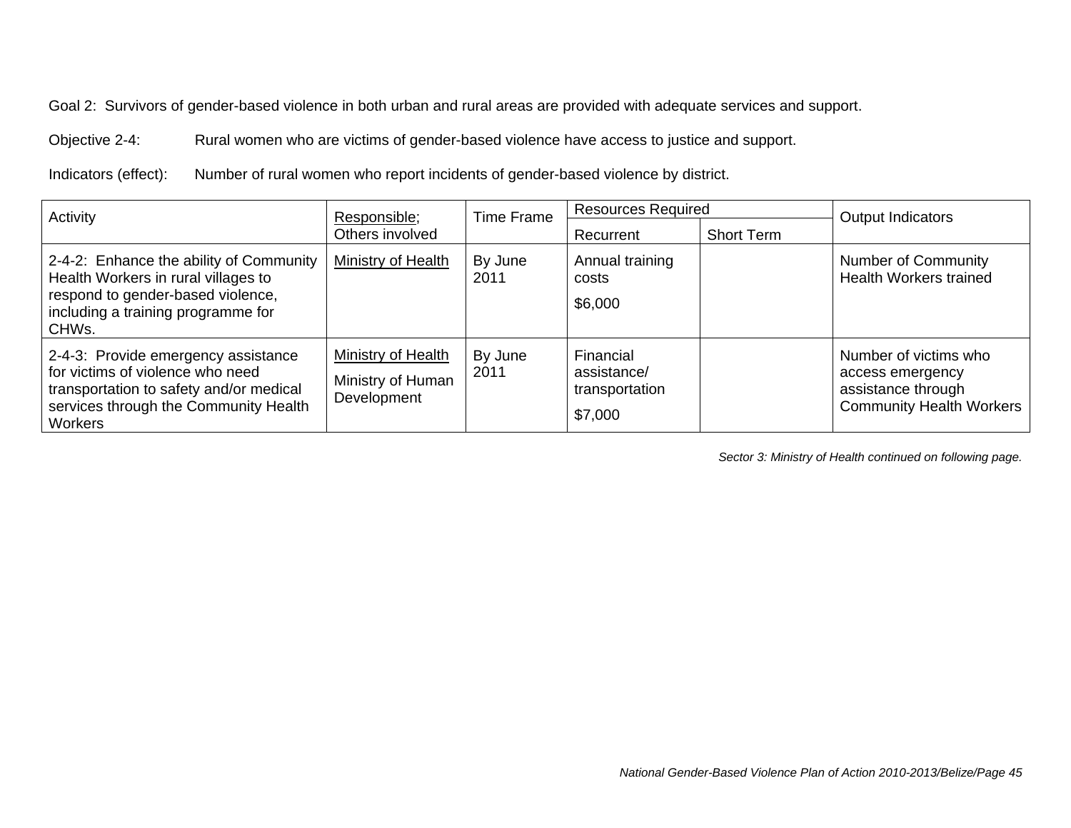Goal 2: Survivors of gender-based violence in both urban and rural areas are provided with adequate services and support.

Objective 2-4: Rural women who are victims of gender-based violence have access to justice and support.

Indicators (effect): Number of rural women who report incidents of gender-based violence by district.

| Activity | Responsible; Others involved | Time Frame | Resources Required | | Output Indicators |
|---|---|---|---|---|---|
| | | | Recurrent | Short Term | |
| 2-4-2: Enhance the ability of Community Health Workers in rural villages to respond to gender-based violence, including a training programme for CHWs. | Ministry of Health | By June 2011 | Annual training costs<br>$6,000 | | Number of Community Health Workers trained |
| 2-4-3: Provide emergency assistance for victims of violence who need transportation to safety and/or medical services through the Community Health Workers | Ministry of Health<br>Ministry of Human Development | By June 2011 | Financial assistance/ transportation<br>$7,000 | | Number of victims who access emergency assistance through Community Health Workers |

*Sector 3: Ministry of Health continued on following page.*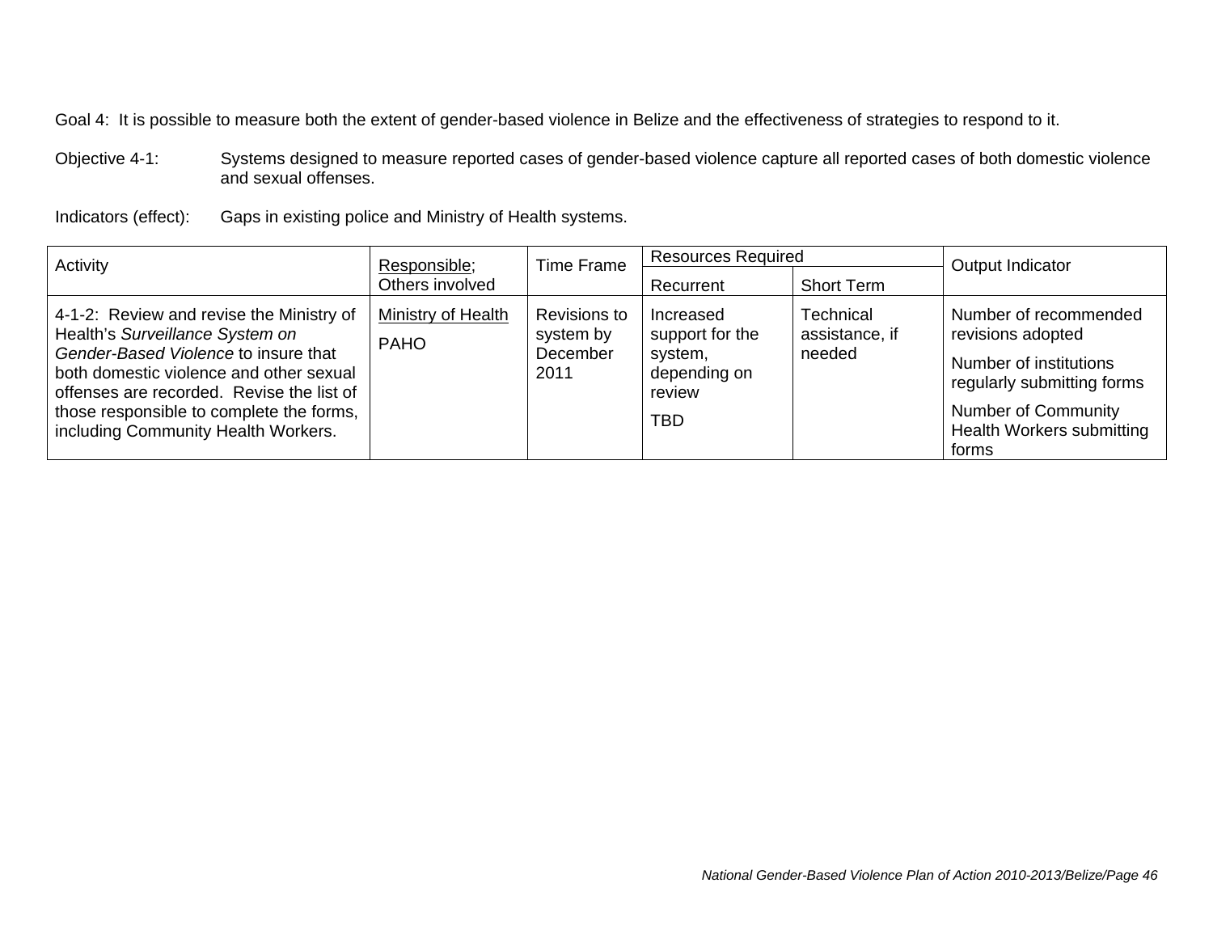Goal 4: It is possible to measure both the extent of gender-based violence in Belize and the effectiveness of strategies to respond to it.

Objective 4-1: Systems designed to measure reported cases of gender-based violence capture all reported cases of both domestic violence and sexual offenses.

Indicators (effect): Gaps in existing police and Ministry of Health systems.

| Activity | Responsible; Others involved | Time Frame | Resources Required | | Output Indicator |
|---|---|---|---|---|---|
| | | | Recurrent | Short Term | |
| 4-1-2: Review and revise the Ministry of Health's *Surveillance System on Gender-Based Violence* to insure that both domestic violence and other sexual offenses are recorded. Revise the list of those responsible to complete the forms, including Community Health Workers. | Ministry of Health<br>PAHO | Revisions to system by December 2011 | Increased support for the system, depending on review<br>TBD | Technical assistance, if needed | Number of recommended revisions adopted<br>Number of institutions regularly submitting forms<br>Number of Community Health Workers submitting forms |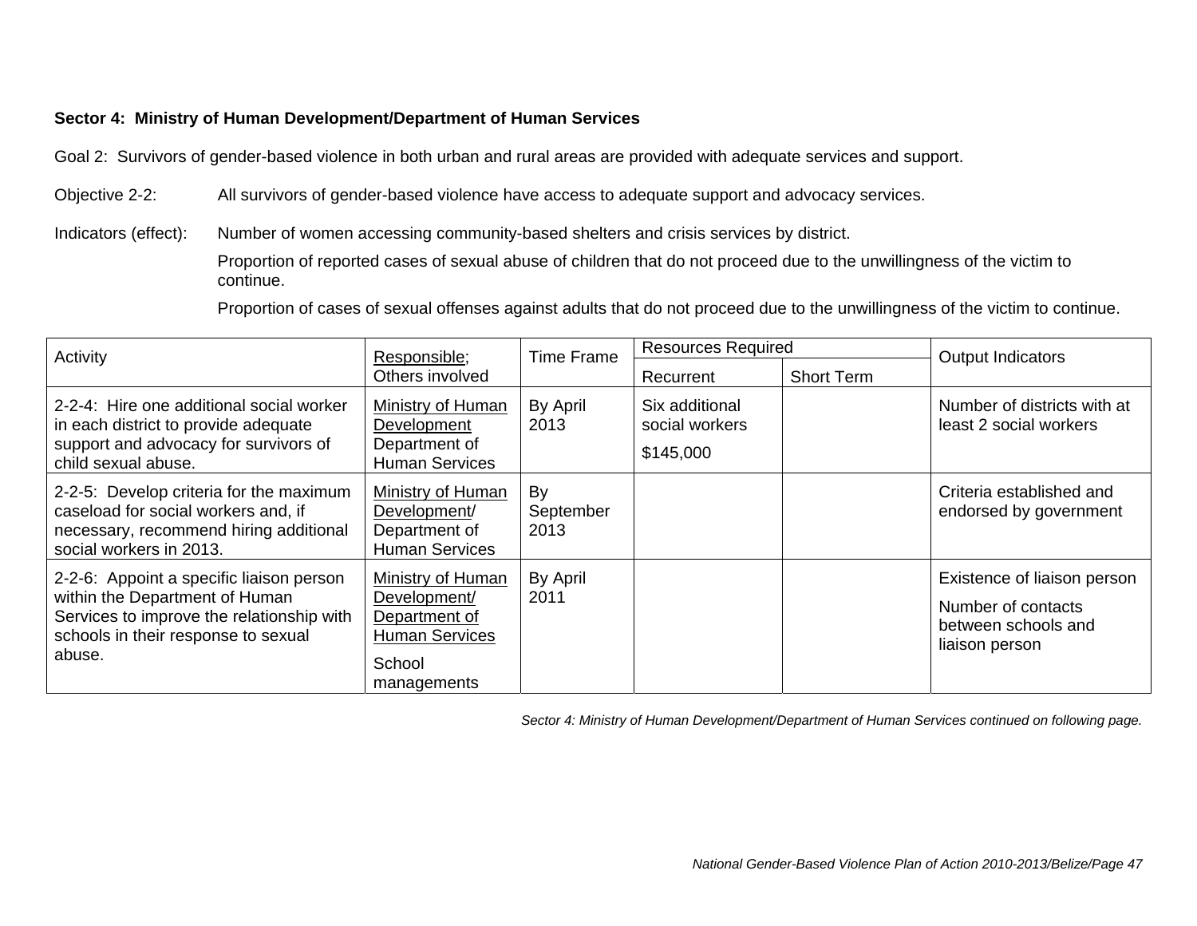**Sector 4: Ministry of Human Development/Department of Human Services**

Goal 2: Survivors of gender-based violence in both urban and rural areas are provided with adequate services and support.

Objective 2-2: All survivors of gender-based violence have access to adequate support and advocacy services.

Indicators (effect): Number of women accessing community-based shelters and crisis services by district.

Proportion of reported cases of sexual abuse of children that do not proceed due to the unwillingness of the victim to continue.

Proportion of cases of sexual offenses against adults that do not proceed due to the unwillingness of the victim to continue.

| Activity | Responsible; Others involved | Time Frame | Resources Required | | Output Indicators |
|---|---|---|---|---|---|
| | | | Recurrent | Short Term | |
| 2-2-4: Hire one additional social worker in each district to provide adequate support and advocacy for survivors of child sexual abuse. | Ministry of Human Development Department of Human Services | By April 2013 | Six additional social workers $145,000 | | Number of districts with at least 2 social workers |
| 2-2-5: Develop criteria for the maximum caseload for social workers and, if necessary, recommend hiring additional social workers in 2013. | Ministry of Human Development/ Department of Human Services | By September 2013 | | | Criteria established and endorsed by government |
| 2-2-6: Appoint a specific liaison person within the Department of Human Services to improve the relationship with schools in their response to sexual abuse. | Ministry of Human Development/ Department of Human Services School managements | By April 2011 | | | Existence of liaison person Number of contacts between schools and liaison person |

*Sector 4: Ministry of Human Development/Department of Human Services continued on following page.*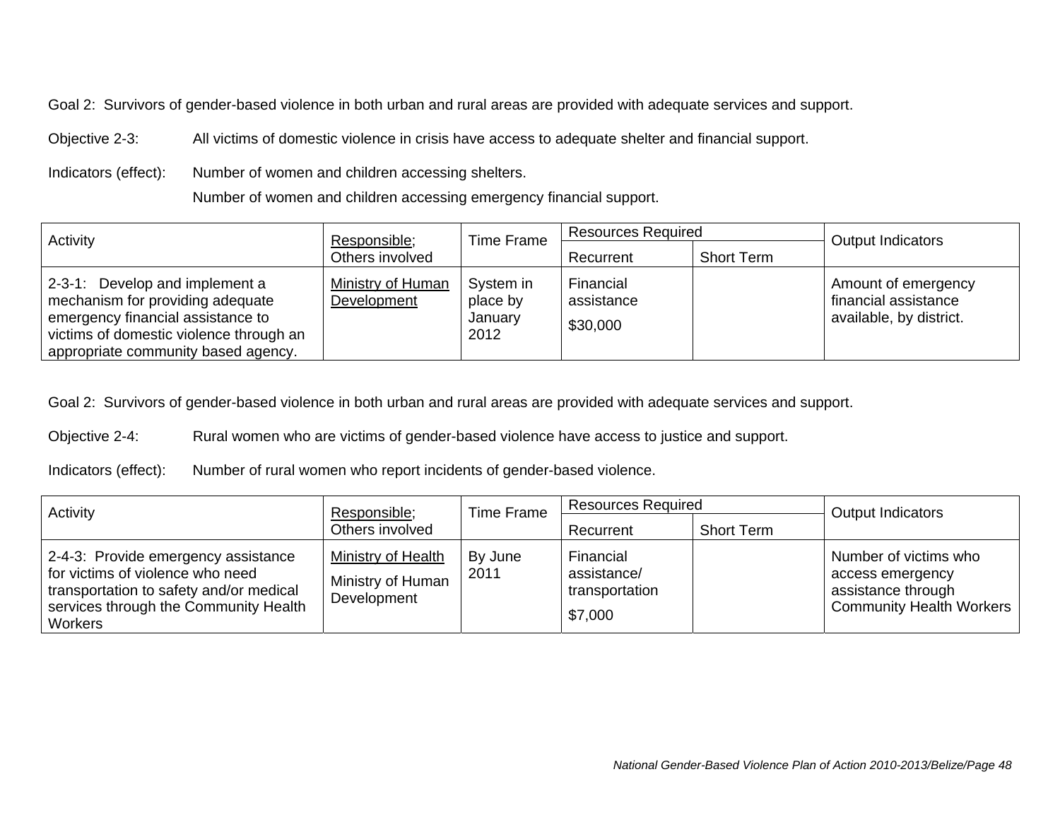Goal 2: Survivors of gender-based violence in both urban and rural areas are provided with adequate services and support.

Objective 2-3: All victims of domestic violence in crisis have access to adequate shelter and financial support.

Indicators (effect): Number of women and children accessing shelters.

Number of women and children accessing emergency financial support.

| Activity | Responsible; Others involved | Time Frame | Resources Required | | Output Indicators |
|---|---|---|---|---|---|
| | | | Recurrent | Short Term | |
| 2-3-1: Develop and implement a mechanism for providing adequate emergency financial assistance to victims of domestic violence through an appropriate community based agency. | Ministry of Human Development | System in place by January 2012 | Financial assistance $30,000 | | Amount of emergency financial assistance available, by district. |

Goal 2: Survivors of gender-based violence in both urban and rural areas are provided with adequate services and support.

Objective 2-4: Rural women who are victims of gender-based violence have access to justice and support.

Indicators (effect): Number of rural women who report incidents of gender-based violence.

| Activity | Responsible; Others involved | Time Frame | Resources Required | | Output Indicators |
|---|---|---|---|---|---|
| | | | Recurrent | Short Term | |
| 2-4-3: Provide emergency assistance for victims of violence who need transportation to safety and/or medical services through the Community Health Workers | Ministry of Health; Ministry of Human Development | By June 2011 | Financial assistance/ transportation $7,000 | | Number of victims who access emergency assistance through Community Health Workers |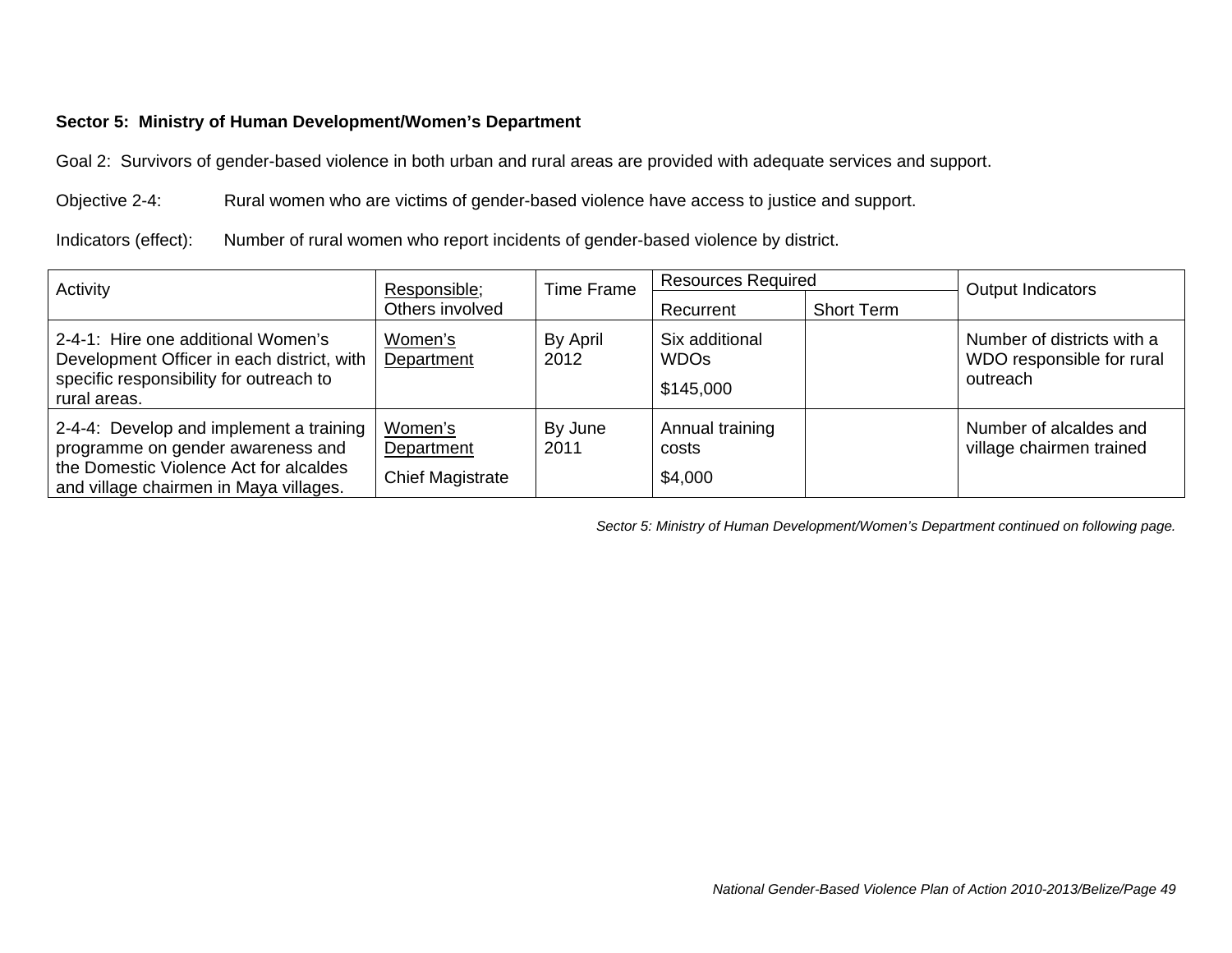**Sector 5: Ministry of Human Development/Women's Department**

Goal 2: Survivors of gender-based violence in both urban and rural areas are provided with adequate services and support.

Objective 2-4: Rural women who are victims of gender-based violence have access to justice and support.

Indicators (effect): Number of rural women who report incidents of gender-based violence by district.

| Activity | Responsible; Others involved | Time Frame | Resources Required | | Output Indicators |
|---|---|---|---|---|---|
| | | | Recurrent | Short Term | |
| 2-4-1: Hire one additional Women's Development Officer in each district, with specific responsibility for outreach to rural areas. | Women's Department | By April 2012 | Six additional WDOs<br>$145,000 | | Number of districts with a WDO responsible for rural outreach |
| 2-4-4: Develop and implement a training programme on gender awareness and the Domestic Violence Act for alcaldes and village chairmen in Maya villages. | Women's Department<br>Chief Magistrate | By June 2011 | Annual training costs<br>$4,000 | | Number of alcaldes and village chairmen trained |

*Sector 5: Ministry of Human Development/Women's Department continued on following page.*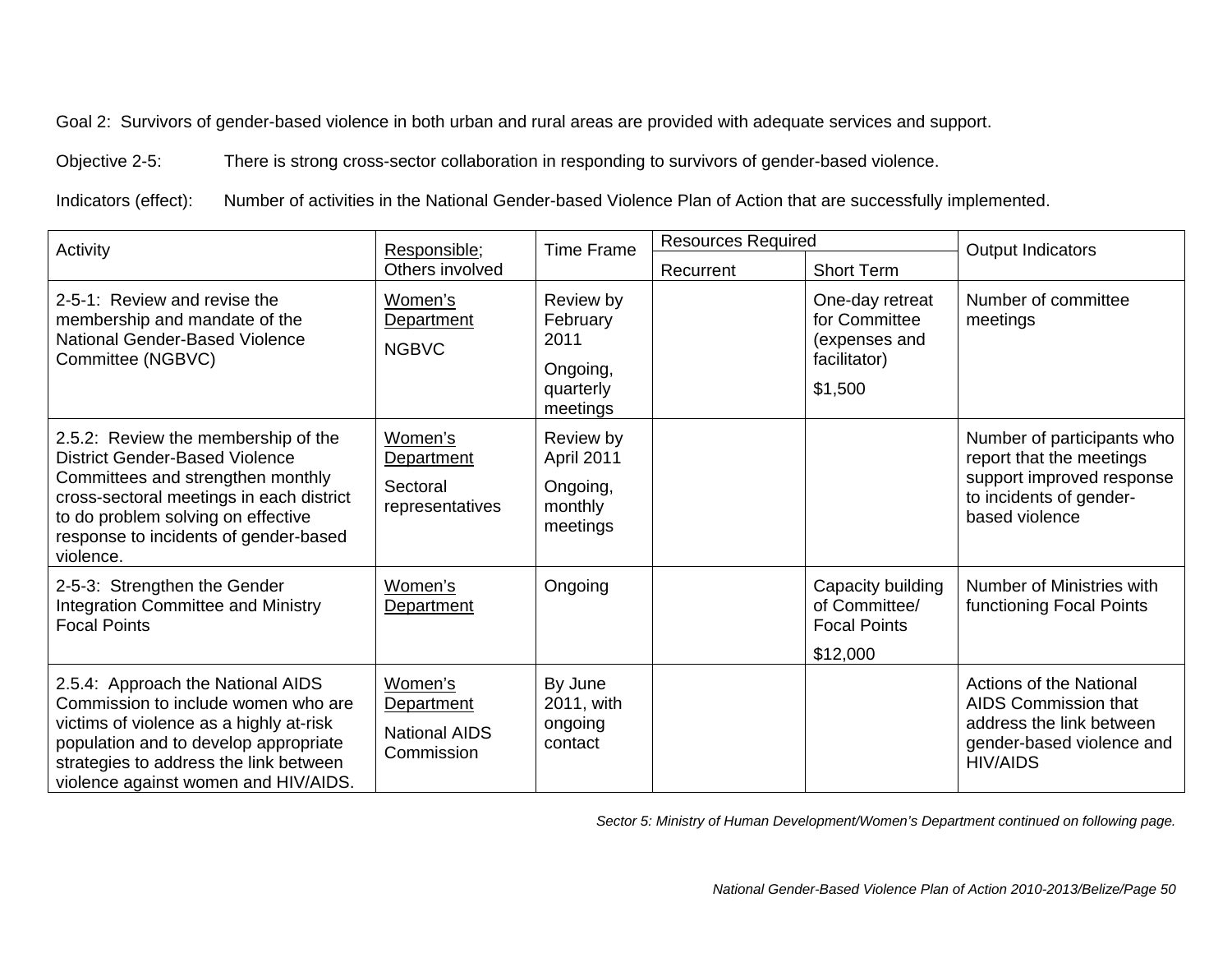Goal 2: Survivors of gender-based violence in both urban and rural areas are provided with adequate services and support.

Objective 2-5: There is strong cross-sector collaboration in responding to survivors of gender-based violence.

Indicators (effect): Number of activities in the National Gender-based Violence Plan of Action that are successfully implemented.

| Activity | Responsible; Others involved | Time Frame | Resources Required | | Output Indicators |
|---|---|---|---|---|---|
| | | | Recurrent | Short Term | |
| 2-5-1: Review and revise the membership and mandate of the National Gender-Based Violence Committee (NGBVC) | Women's Department<br>NGBVC | Review by February 2011<br>Ongoing, quarterly meetings | | One-day retreat for Committee (expenses and facilitator)<br>$1,500 | Number of committee meetings |
| 2.5.2: Review the membership of the District Gender-Based Violence Committees and strengthen monthly cross-sectoral meetings in each district to do problem solving on effective response to incidents of gender-based violence. | Women's Department<br>Sectoral representatives | Review by April 2011<br>Ongoing, monthly meetings | | | Number of participants who report that the meetings support improved response to incidents of gender-based violence |
| 2-5-3: Strengthen the Gender Integration Committee and Ministry Focal Points | Women's Department | Ongoing | | Capacity building of Committee/ Focal Points<br>$12,000 | Number of Ministries with functioning Focal Points |
| 2.5.4: Approach the National AIDS Commission to include women who are victims of violence as a highly at-risk population and to develop appropriate strategies to address the link between violence against women and HIV/AIDS. | Women's Department<br>National AIDS Commission | By June 2011, with ongoing contact | | | Actions of the National AIDS Commission that address the link between gender-based violence and HIV/AIDS |

*Sector 5: Ministry of Human Development/Women's Department continued on following page.*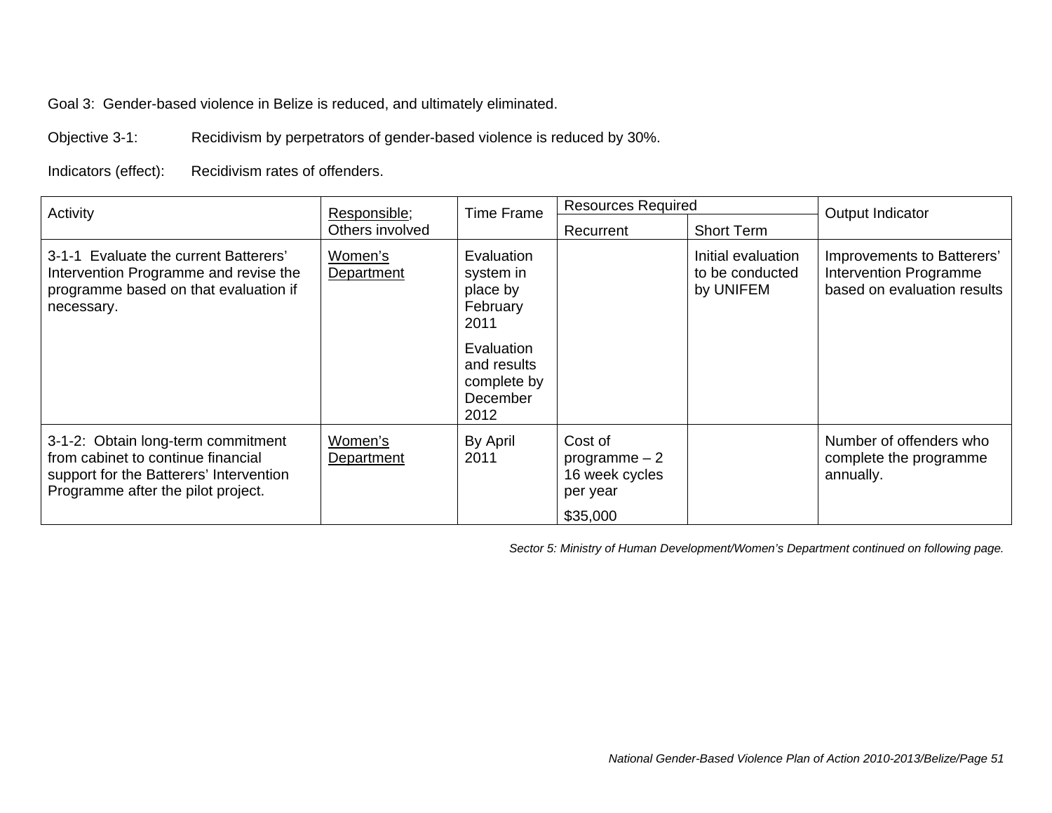Goal 3: Gender-based violence in Belize is reduced, and ultimately eliminated.

Objective 3-1: Recidivism by perpetrators of gender-based violence is reduced by 30%.

Indicators (effect): Recidivism rates of offenders.

| Activity | Responsible; Others involved | Time Frame | Resources Required | | Output Indicator |
|---|---|---|---|---|---|
| | | | Recurrent | Short Term | |
| 3-1-1 Evaluate the current Batterers' Intervention Programme and revise the programme based on that evaluation if necessary. | Women's Department | Evaluation system in place by February 2011<br><br>Evaluation and results complete by December 2012 | | Initial evaluation to be conducted by UNIFEM | Improvements to Batterers' Intervention Programme based on evaluation results |
| 3-1-2: Obtain long-term commitment from cabinet to continue financial support for the Batterers' Intervention Programme after the pilot project. | Women's Department | By April 2011 | Cost of programme – 2 16 week cycles per year<br><br>$35,000 | | Number of offenders who complete the programme annually. |

*Sector 5: Ministry of Human Development/Women's Department continued on following page.*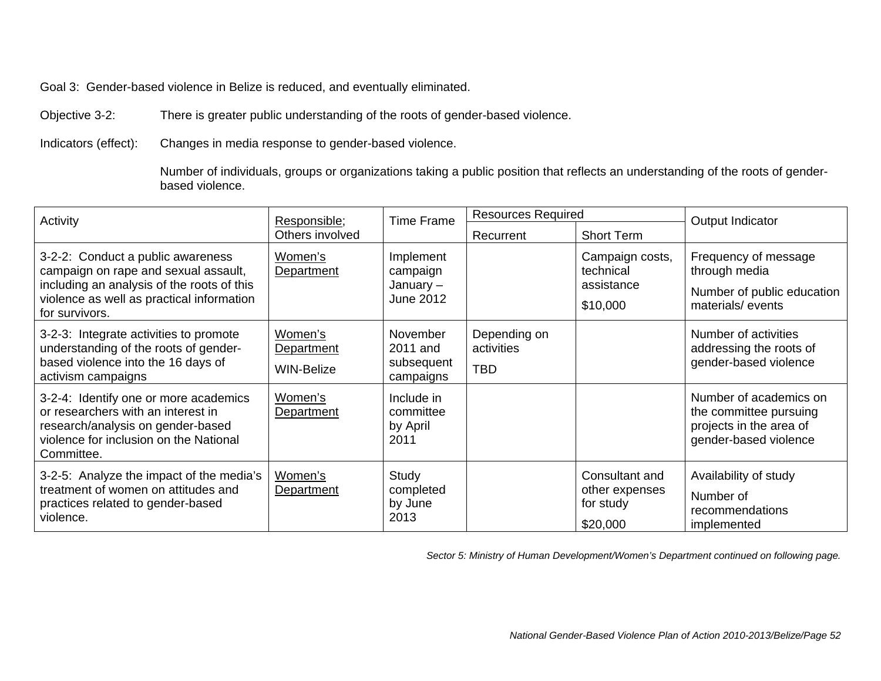Goal 3: Gender-based violence in Belize is reduced, and eventually eliminated.

Objective 3-2: There is greater public understanding of the roots of gender-based violence.

Indicators (effect): Changes in media response to gender-based violence.

Number of individuals, groups or organizations taking a public position that reflects an understanding of the roots of gender-based violence.

| Activity | Responsible; Others involved | Time Frame | Resources Required | | Output Indicator |
|---|---|---|---|---|---|
| | | | Recurrent | Short Term | |
| 3-2-2: Conduct a public awareness campaign on rape and sexual assault, including an analysis of the roots of this violence as well as practical information for survivors. | Women's Department | Implement campaign January – June 2012 | | Campaign costs, technical assistance<br>$10,000 | Frequency of message through media<br>Number of public education materials/ events |
| 3-2-3: Integrate activities to promote understanding of the roots of gender-based violence into the 16 days of activism campaigns | Women's Department<br>WIN-Belize | November 2011 and subsequent campaigns | Depending on activities<br>TBD | | Number of activities addressing the roots of gender-based violence |
| 3-2-4: Identify one or more academics or researchers with an interest in research/analysis on gender-based violence for inclusion on the National Committee. | Women's Department | Include in committee by April 2011 | | | Number of academics on the committee pursuing projects in the area of gender-based violence |
| 3-2-5: Analyze the impact of the media's treatment of women on attitudes and practices related to gender-based violence. | Women's Department | Study completed by June 2013 | | Consultant and other expenses for study<br>$20,000 | Availability of study<br>Number of recommendations implemented |

*Sector 5: Ministry of Human Development/Women's Department continued on following page.*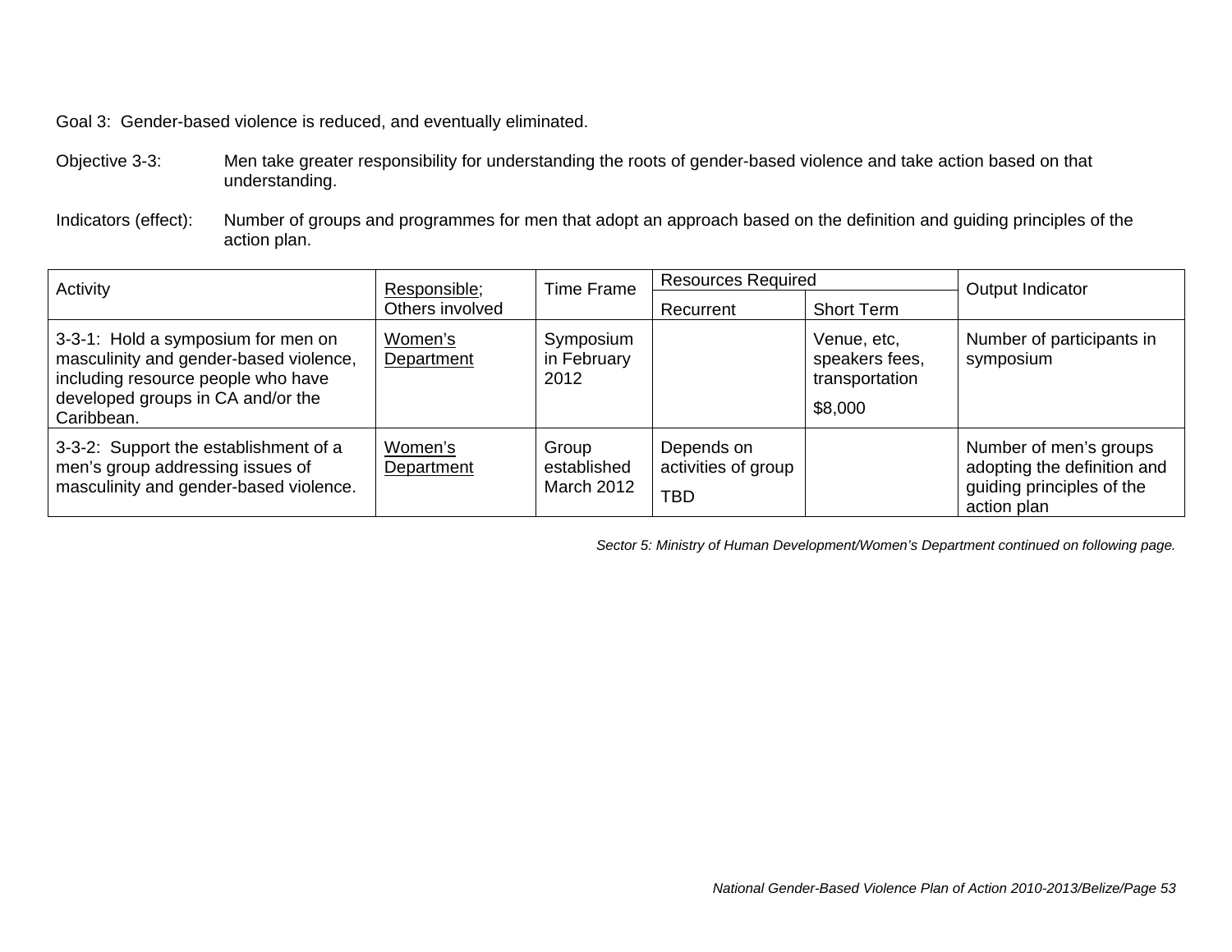Goal 3: Gender-based violence is reduced, and eventually eliminated.

Objective 3-3: Men take greater responsibility for understanding the roots of gender-based violence and take action based on that understanding.

Indicators (effect): Number of groups and programmes for men that adopt an approach based on the definition and guiding principles of the action plan.

| Activity | Responsible; Others involved | Time Frame | Resources Required | | Output Indicator |
|---|---|---|---|---|---|
| | | | Recurrent | Short Term | |
| 3-3-1: Hold a symposium for men on masculinity and gender-based violence, including resource people who have developed groups in CA and/or the Caribbean. | Women's Department | Symposium in February 2012 | | Venue, etc, speakers fees, transportation $8,000 | Number of participants in symposium |
| 3-3-2: Support the establishment of a men's group addressing issues of masculinity and gender-based violence. | Women's Department | Group established March 2012 | Depends on activities of group TBD | | Number of men's groups adopting the definition and guiding principles of the action plan |

*Sector 5: Ministry of Human Development/Women's Department continued on following page.*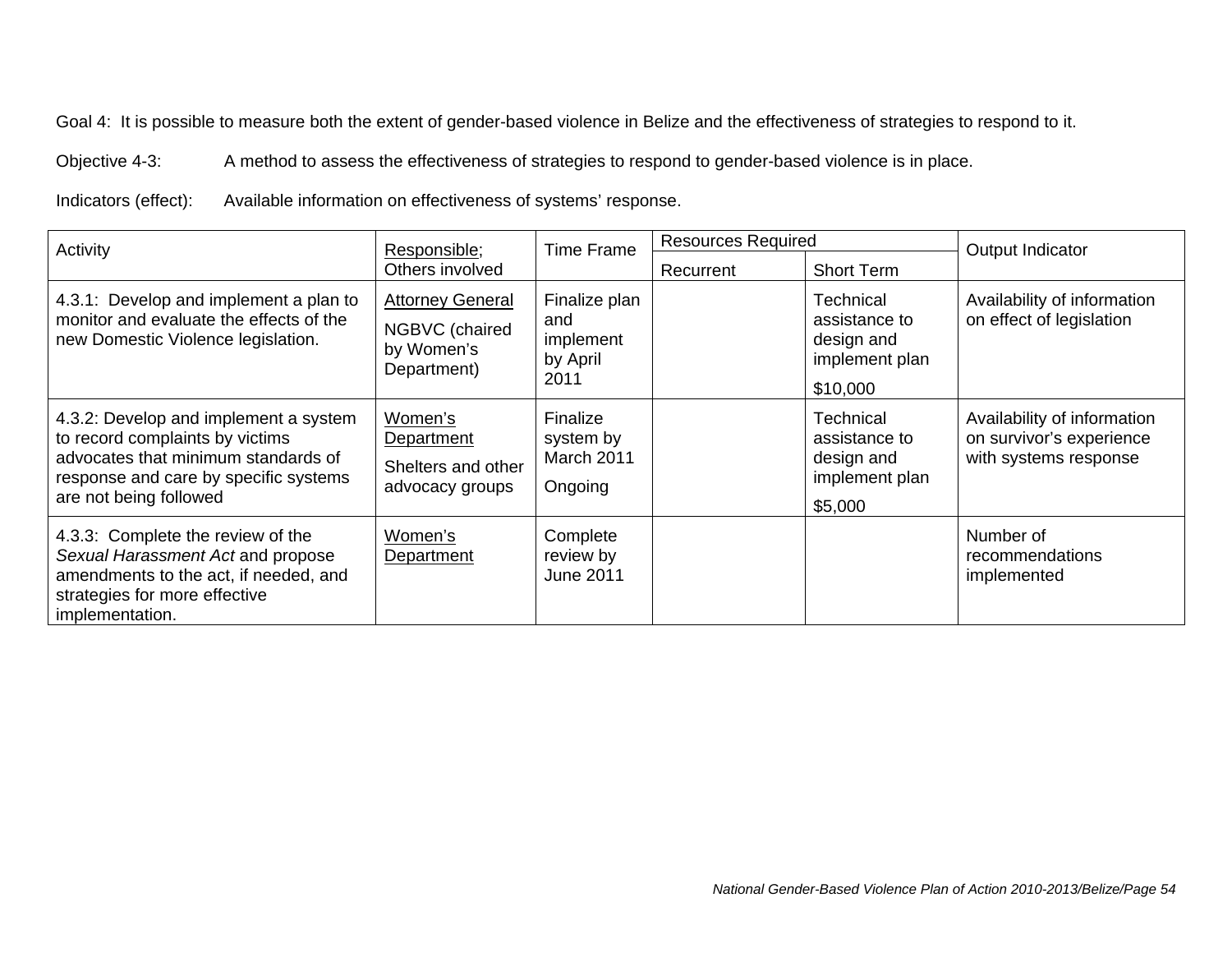Goal 4: It is possible to measure both the extent of gender-based violence in Belize and the effectiveness of strategies to respond to it.

Objective 4-3: A method to assess the effectiveness of strategies to respond to gender-based violence is in place.

Indicators (effect): Available information on effectiveness of systems' response.

| Activity | Responsible; Others involved | Time Frame | Resources Required | | Output Indicator |
|---|---|---|---|---|---|
| | | | Recurrent | Short Term | |
| 4.3.1: Develop and implement a plan to monitor and evaluate the effects of the new Domestic Violence legislation. | Attorney General<br>NGBVC (chaired by Women's Department) | Finalize plan and implement by April 2011 | | Technical assistance to design and implement plan<br>$10,000 | Availability of information on effect of legislation |
| 4.3.2: Develop and implement a system to record complaints by victims advocates that minimum standards of response and care by specific systems are not being followed | Women's Department<br>Shelters and other advocacy groups | Finalize system by March 2011<br>Ongoing | | Technical assistance to design and implement plan<br>$5,000 | Availability of information on survivor's experience with systems response |
| 4.3.3: Complete the review of the *Sexual Harassment Act* and propose amendments to the act, if needed, and strategies for more effective implementation. | Women's Department | Complete review by June 2011 | | | Number of recommendations implemented |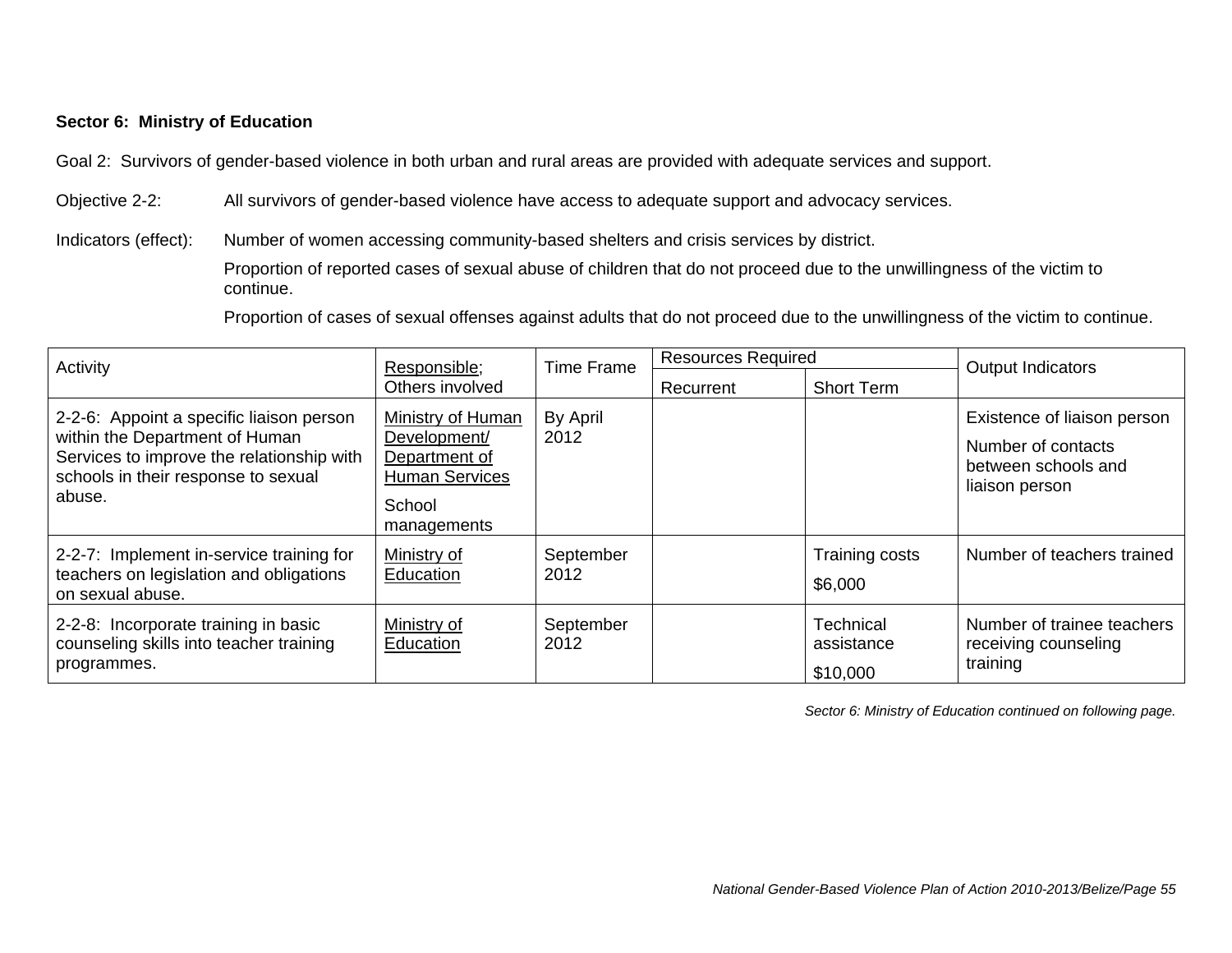**Sector 6: Ministry of Education**

Goal 2: Survivors of gender-based violence in both urban and rural areas are provided with adequate services and support.

Objective 2-2: All survivors of gender-based violence have access to adequate support and advocacy services.

Indicators (effect): Number of women accessing community-based shelters and crisis services by district.

Proportion of reported cases of sexual abuse of children that do not proceed due to the unwillingness of the victim to continue.

Proportion of cases of sexual offenses against adults that do not proceed due to the unwillingness of the victim to continue.

| Activity | Responsible; Others involved | Time Frame | Resources Required | | Output Indicators |
|---|---|---|---|---|---|
| | | | Recurrent | Short Term | |
| 2-2-6: Appoint a specific liaison person within the Department of Human Services to improve the relationship with schools in their response to sexual abuse. | Ministry of Human Development/ Department of Human Services<br><br>School managements | By April 2012 | | | Existence of liaison person<br><br>Number of contacts between schools and liaison person |
| 2-2-7: Implement in-service training for teachers on legislation and obligations on sexual abuse. | Ministry of Education | September 2012 | | Training costs<br><br>$6,000 | Number of teachers trained |
| 2-2-8: Incorporate training in basic counseling skills into teacher training programmes. | Ministry of Education | September 2012 | | Technical assistance<br><br>$10,000 | Number of trainee teachers receiving counseling training |

*Sector 6: Ministry of Education continued on following page.*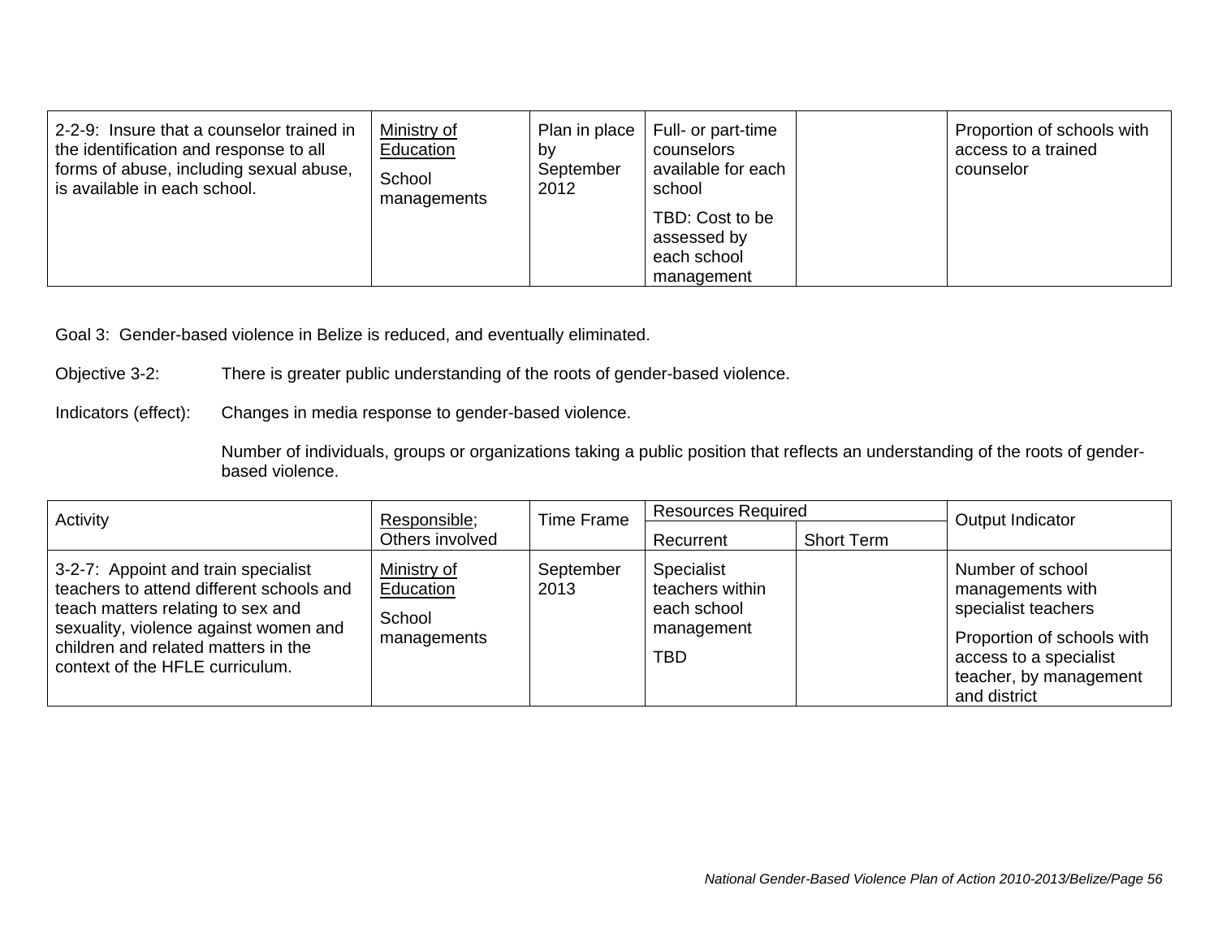| | | | | | |
|---|---|---|---|---|---|
| 2-2-9: Insure that a counselor trained in the identification and response to all forms of abuse, including sexual abuse, is available in each school. | Ministry of Education<br><br>School managements | Plan in place by September 2012 | Full- or part-time counselors available for each school<br><br>TBD: Cost to be assessed by each school management | | Proportion of schools with access to a trained counselor |

Goal 3: Gender-based violence in Belize is reduced, and eventually eliminated.

Objective 3-2: There is greater public understanding of the roots of gender-based violence.

Indicators (effect): Changes in media response to gender-based violence.

Number of individuals, groups or organizations taking a public position that reflects an understanding of the roots of gender-based violence.

| Activity | Responsible; Others involved | Time Frame | Resources Required | | Output Indicator |
|---|---|---|---|---|---|
| | | | Recurrent | Short Term | |
| 3-2-7: Appoint and train specialist teachers to attend different schools and teach matters relating to sex and sexuality, violence against women and children and related matters in the context of the HFLE curriculum. | Ministry of Education<br><br>School managements | September 2013 | Specialist teachers within each school management<br><br>TBD | | Number of school managements with specialist teachers<br><br>Proportion of schools with access to a specialist teacher, by management and district |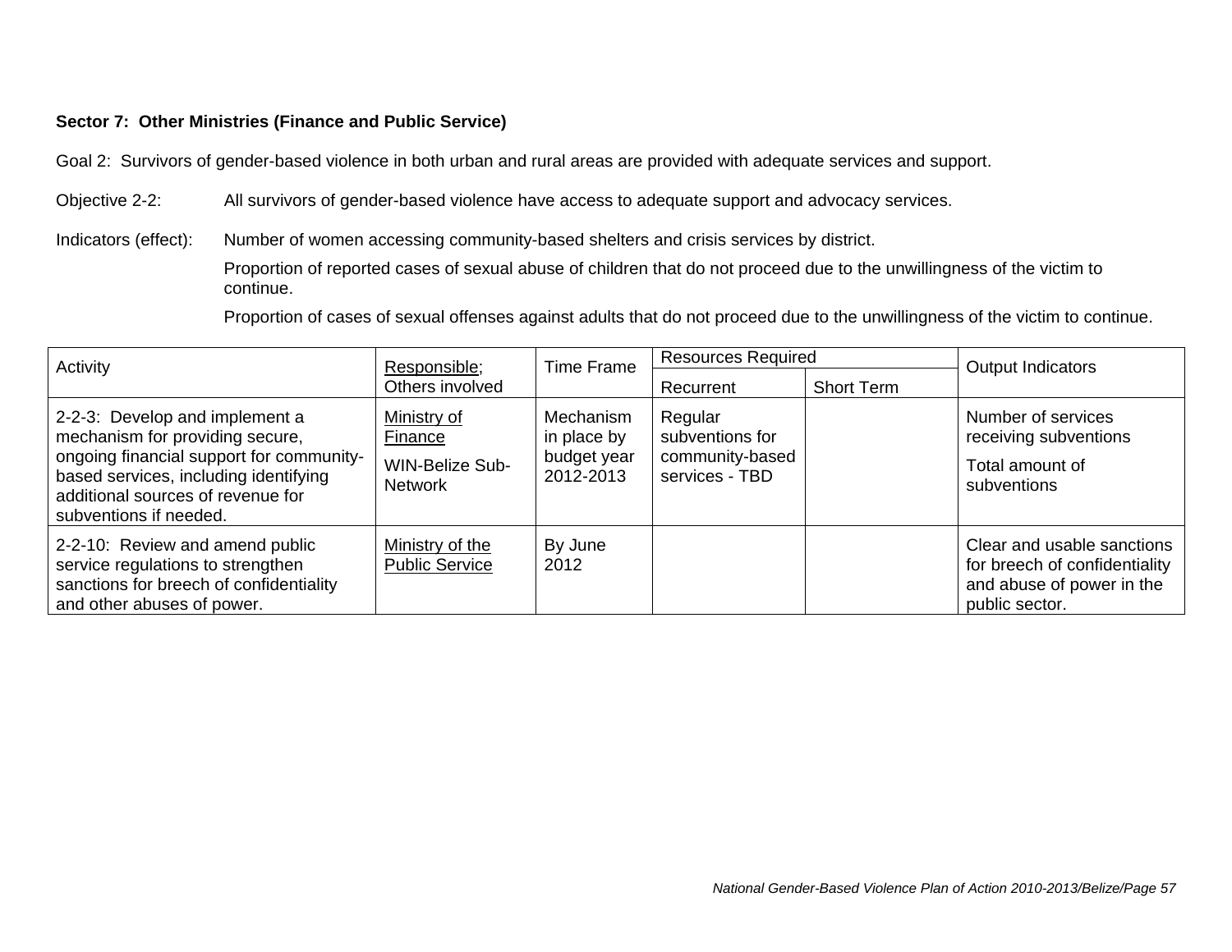**Sector 7: Other Ministries (Finance and Public Service)**

Goal 2: Survivors of gender-based violence in both urban and rural areas are provided with adequate services and support.

Objective 2-2: All survivors of gender-based violence have access to adequate support and advocacy services.

Indicators (effect): Number of women accessing community-based shelters and crisis services by district.

Proportion of reported cases of sexual abuse of children that do not proceed due to the unwillingness of the victim to continue.

Proportion of cases of sexual offenses against adults that do not proceed due to the unwillingness of the victim to continue.

| Activity | Responsible; Others involved | Time Frame | Resources Required | | Output Indicators |
|---|---|---|---|---|---|
| | | | Recurrent | Short Term | |
| 2-2-3: Develop and implement a mechanism for providing secure, ongoing financial support for community-based services, including identifying additional sources of revenue for subventions if needed. | Ministry of Finance<br>WIN-Belize Sub-Network | Mechanism in place by budget year 2012-2013 | Regular subventions for community-based services - TBD | | Number of services receiving subventions<br>Total amount of subventions |
| 2-2-10: Review and amend public service regulations to strengthen sanctions for breech of confidentiality and other abuses of power. | Ministry of the Public Service | By June 2012 | | | Clear and usable sanctions for breech of confidentiality and abuse of power in the public sector. |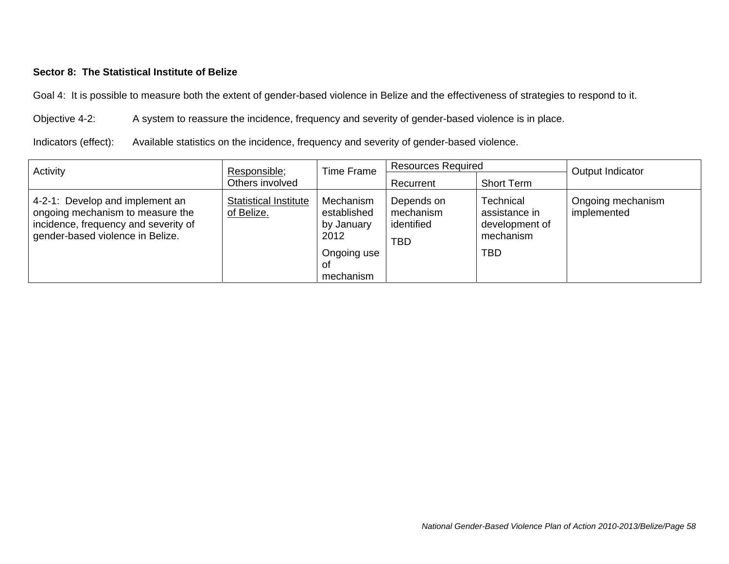**Sector 8: The Statistical Institute of Belize**

Goal 4: It is possible to measure both the extent of gender-based violence in Belize and the effectiveness of strategies to respond to it.

Objective 4-2: A system to reassure the incidence, frequency and severity of gender-based violence is in place.

Indicators (effect): Available statistics on the incidence, frequency and severity of gender-based violence.

| Activity | Responsible; Others involved | Time Frame | Resources Required | | Output Indicator |
|---|---|---|---|---|---|
| | | | Recurrent | Short Term | |
| 4-2-1: Develop and implement an ongoing mechanism to measure the incidence, frequency and severity of gender-based violence in Belize. | Statistical Institute of Belize. | Mechanism established by January 2012<br><br>Ongoing use of mechanism | Depends on mechanism identified<br><br>TBD | Technical assistance in development of mechanism<br><br>TBD | Ongoing mechanism implemented |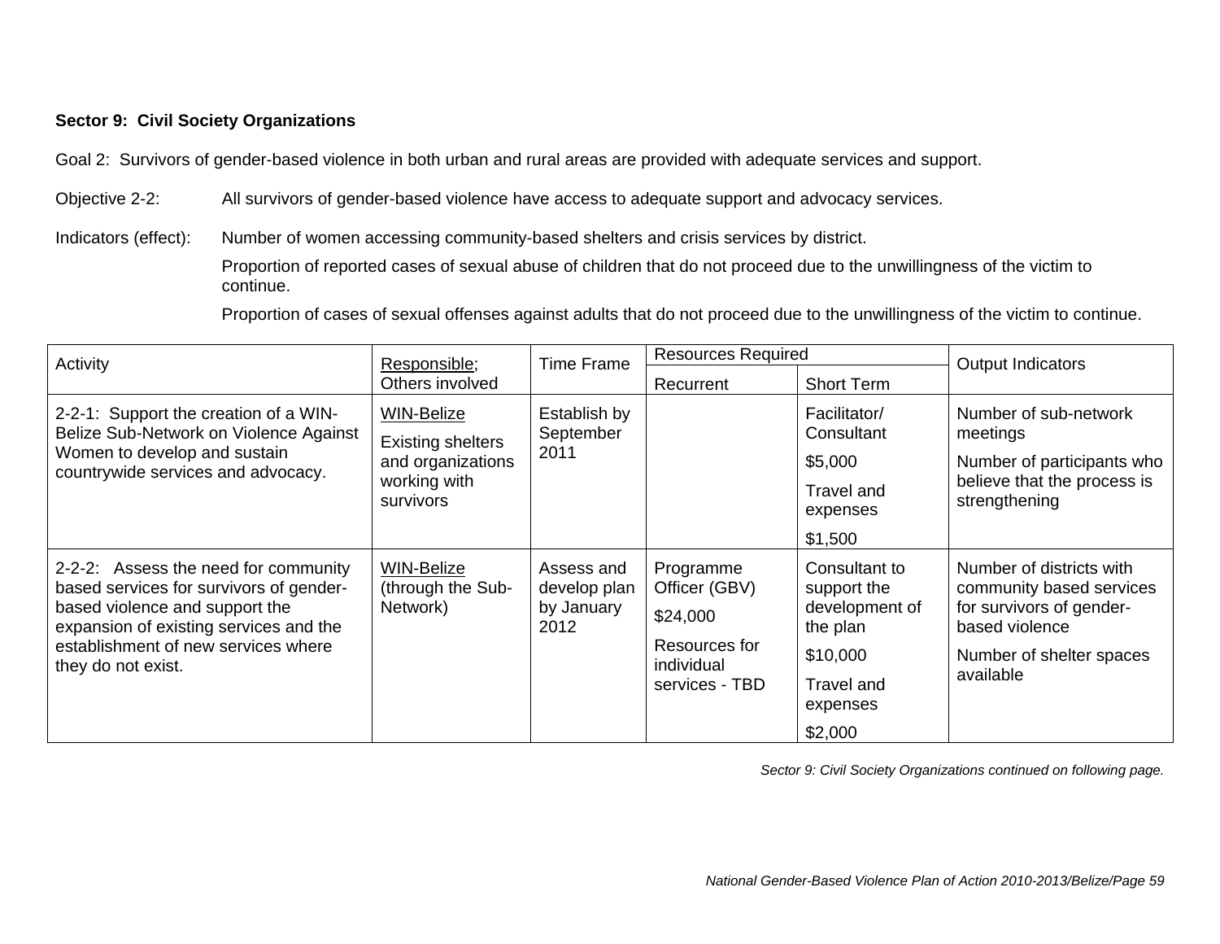**Sector 9: Civil Society Organizations**

Goal 2: Survivors of gender-based violence in both urban and rural areas are provided with adequate services and support.

Objective 2-2: All survivors of gender-based violence have access to adequate support and advocacy services.

Indicators (effect): Number of women accessing community-based shelters and crisis services by district.

Proportion of reported cases of sexual abuse of children that do not proceed due to the unwillingness of the victim to continue.

Proportion of cases of sexual offenses against adults that do not proceed due to the unwillingness of the victim to continue.

| Activity | Responsible; Others involved | Time Frame | Resources Required | | Output Indicators |
|---|---|---|---|---|---|
| | | | Recurrent | Short Term | |
| 2-2-1: Support the creation of a WIN-Belize Sub-Network on Violence Against Women to develop and sustain countrywide services and advocacy. | WIN-Belize<br>Existing shelters and organizations working with survivors | Establish by September 2011 | | Facilitator/ Consultant<br>$5,000<br>Travel and expenses<br>$1,500 | Number of sub-network meetings<br>Number of participants who believe that the process is strengthening |
| 2-2-2: Assess the need for community based services for survivors of gender-based violence and support the expansion of existing services and the establishment of new services where they do not exist. | WIN-Belize (through the Sub-Network) | Assess and develop plan by January 2012 | Programme Officer (GBV)<br>$24,000<br>Resources for individual services - TBD | Consultant to support the development of the plan<br>$10,000<br>Travel and expenses<br>$2,000 | Number of districts with community based services for survivors of gender-based violence<br>Number of shelter spaces available |

*Sector 9: Civil Society Organizations continued on following page.*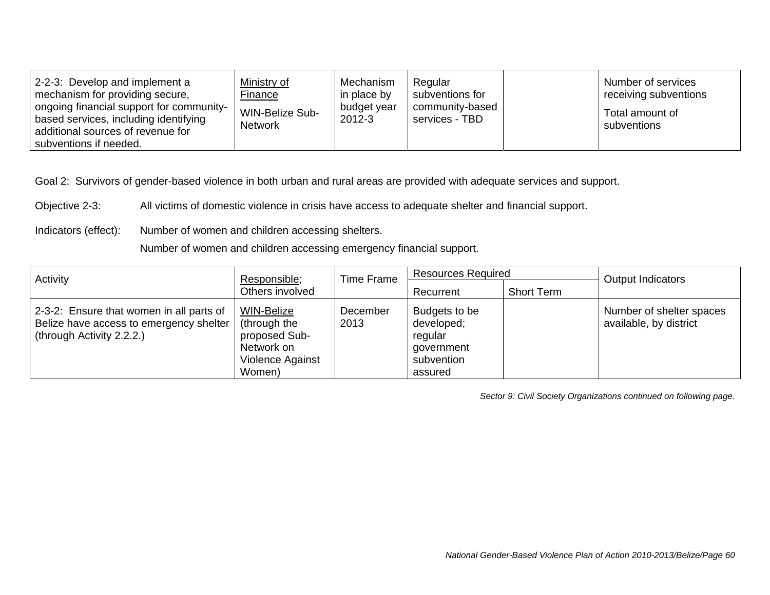| 2-2-3: Develop and implement a mechanism for providing secure, ongoing financial support for community-based services, including identifying additional sources of revenue for subventions if needed. | Ministry of Finance<br>WIN-Belize Sub-Network | Mechanism in place by budget year 2012-3 | Regular subventions for community-based services - TBD | | Number of services receiving subventions<br>Total amount of subventions |
|---|---|---|---|---|---|

Goal 2: Survivors of gender-based violence in both urban and rural areas are provided with adequate services and support.

Objective 2-3: All victims of domestic violence in crisis have access to adequate shelter and financial support.

Indicators (effect): Number of women and children accessing shelters.

Number of women and children accessing emergency financial support.

| Activity | Responsible; Others involved | Time Frame | Resources Required | | Output Indicators |
|---|---|---|---|---|---|
| | | | Recurrent | Short Term | |
| 2-3-2: Ensure that women in all parts of Belize have access to emergency shelter (through Activity 2.2.2.) | WIN-Belize (through the proposed Sub-Network on Violence Against Women) | December 2013 | Budgets to be developed; regular government subvention assured | | Number of shelter spaces available, by district |

*Sector 9: Civil Society Organizations continued on following page.*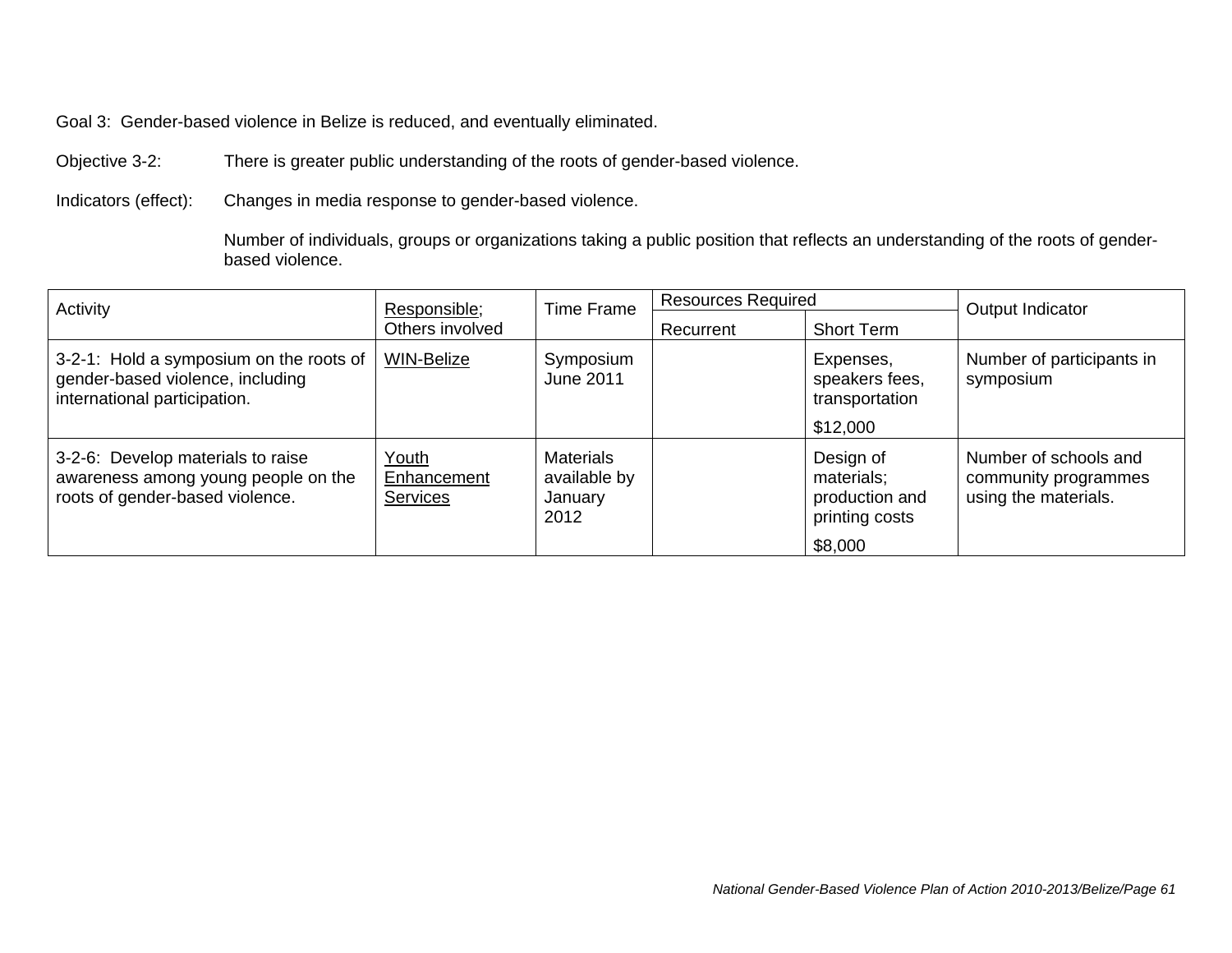Goal 3: Gender-based violence in Belize is reduced, and eventually eliminated.

Objective 3-2: There is greater public understanding of the roots of gender-based violence.

Indicators (effect): Changes in media response to gender-based violence.

Number of individuals, groups or organizations taking a public position that reflects an understanding of the roots of gender-based violence.

| Activity | Responsible; Others involved | Time Frame | Resources Required | | Output Indicator |
|---|---|---|---|---|---|
| | | | Recurrent | Short Term | |
| 3-2-1: Hold a symposium on the roots of gender-based violence, including international participation. | WIN-Belize | Symposium June 2011 | | Expenses, speakers fees, transportation<br><br>$12,000 | Number of participants in symposium |
| 3-2-6: Develop materials to raise awareness among young people on the roots of gender-based violence. | Youth Enhancement Services | Materials available by January 2012 | | Design of materials; production and printing costs<br><br>$8,000 | Number of schools and community programmes using the materials. |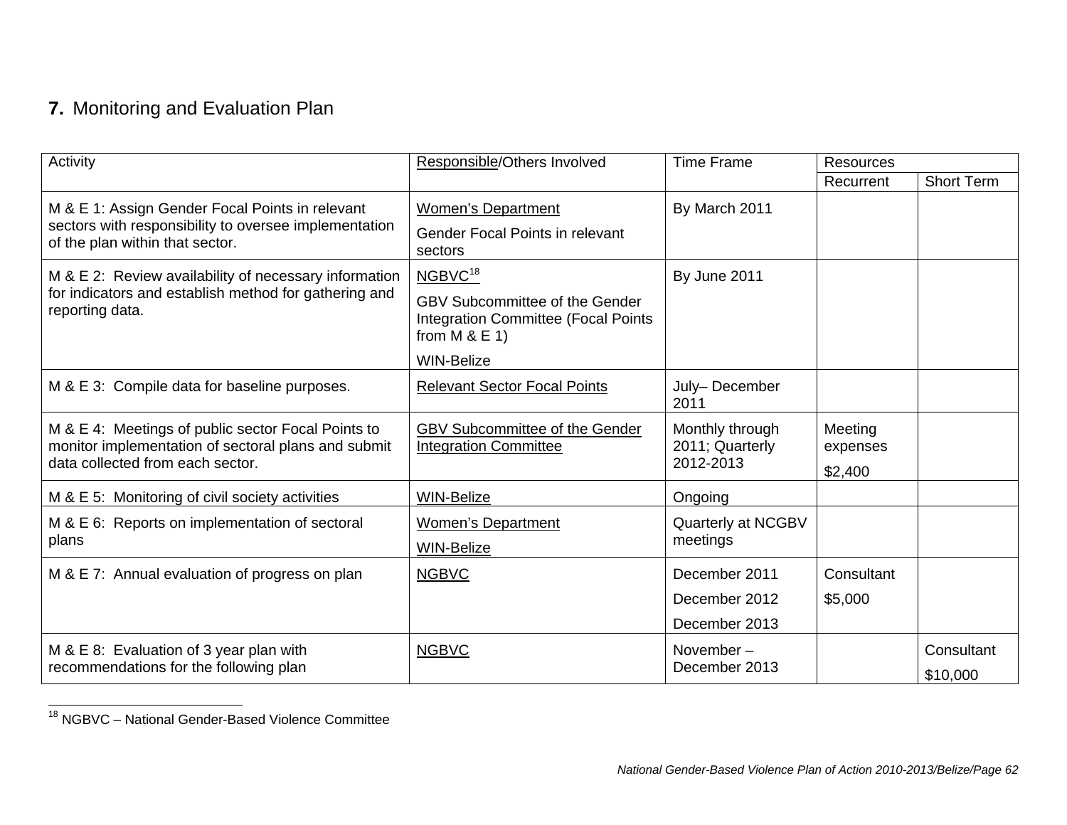# 7. Monitoring and Evaluation Plan

| Activity | Responsible/Others Involved | Time Frame | Resources | |
|---|---|---|---|---|
| | | | Recurrent | Short Term |
| M & E 1: Assign Gender Focal Points in relevant sectors with responsibility to oversee implementation of the plan within that sector. | Women's Department<br>Gender Focal Points in relevant sectors | By March 2011 | | |
| M & E 2: Review availability of necessary information for indicators and establish method for gathering and reporting data. | NGBVC[18]<br>GBV Subcommittee of the Gender Integration Committee (Focal Points from M & E 1)<br>WIN-Belize | By June 2011 | | |
| M & E 3: Compile data for baseline purposes. | Relevant Sector Focal Points | July– December 2011 | | |
| M & E 4: Meetings of public sector Focal Points to monitor implementation of sectoral plans and submit data collected from each sector. | GBV Subcommittee of the Gender Integration Committee | Monthly through 2011; Quarterly 2012-2013 | Meeting expenses<br>$2,400 | |
| M & E 5: Monitoring of civil society activities | WIN-Belize | Ongoing | | |
| M & E 6: Reports on implementation of sectoral plans | Women's Department<br>WIN-Belize | Quarterly at NCGBV meetings | | |
| M & E 7: Annual evaluation of progress on plan | NGBVC | December 2011<br>December 2012<br>December 2013 | Consultant<br>$5,000 | |
| M & E 8: Evaluation of 3 year plan with recommendations for the following plan | NGBVC | November – December 2013 | | Consultant<br>$10,000 |

[18] NGBVC – National Gender-Based Violence Committee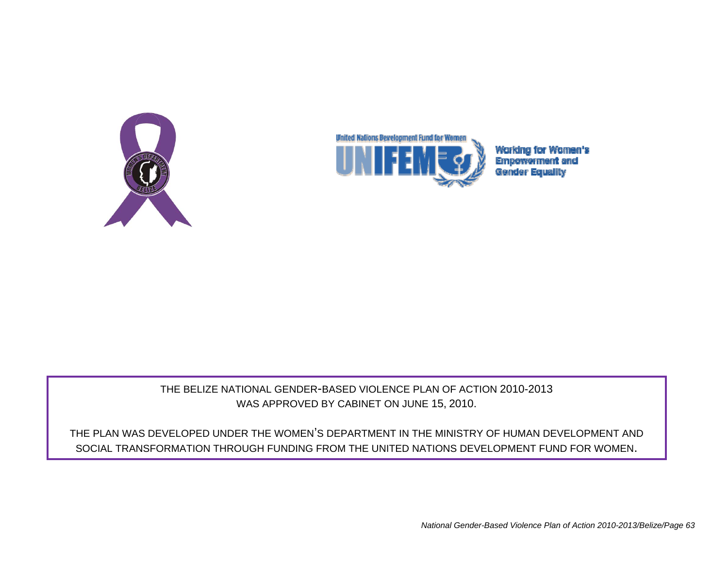THE BELIZE NATIONAL GENDER-BASED VIOLENCE PLAN OF ACTION 2010-2013
WAS APPROVED BY CABINET ON JUNE 15, 2010.

THE PLAN WAS DEVELOPED UNDER THE WOMEN'S DEPARTMENT IN THE MINISTRY OF HUMAN DEVELOPMENT AND SOCIAL TRANSFORMATION THROUGH FUNDING FROM THE UNITED NATIONS DEVELOPMENT FUND FOR WOMEN.